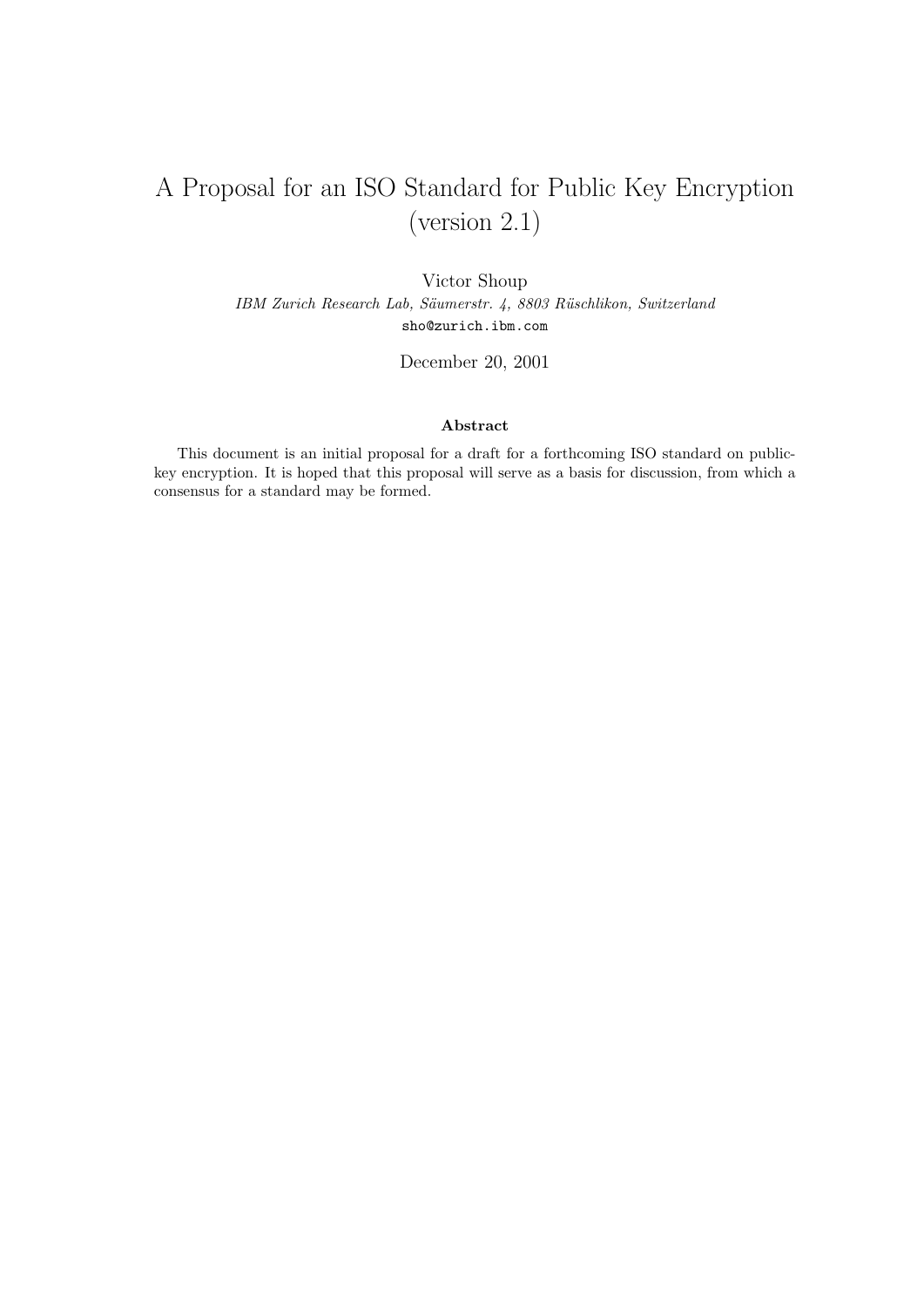# A Proposal for an ISO Standard for Public Key Encryption (version 2.1)

Victor Shoup

*IBM Zurich Research Lab, Säumerstr. 4, 8803 Rüschlikon, Switzerland*

sho@zurich.ibm.com

December 20, 2001

### Abstract

This document is an initial proposal for a draft for a forthcoming ISO standard on public-key encryption. It is hoped that this proposal will serve as a basis for discussion, from which a consensus for a standard may be formed.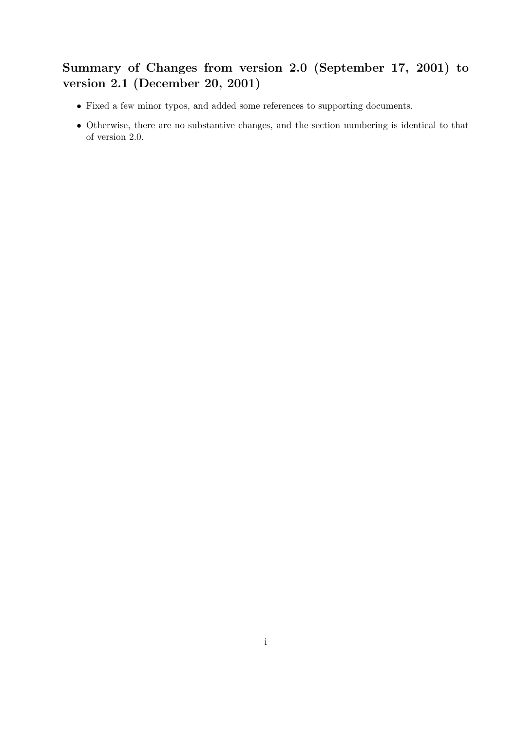## Summary of Changes from version 2.0 (September 17, 2001) to version 2.1 (December 20, 2001)

- Fixed a few minor typos, and added some references to supporting documents.
- Otherwise, there are no substantive changes, and the section numbering is identical to that of version 2.0.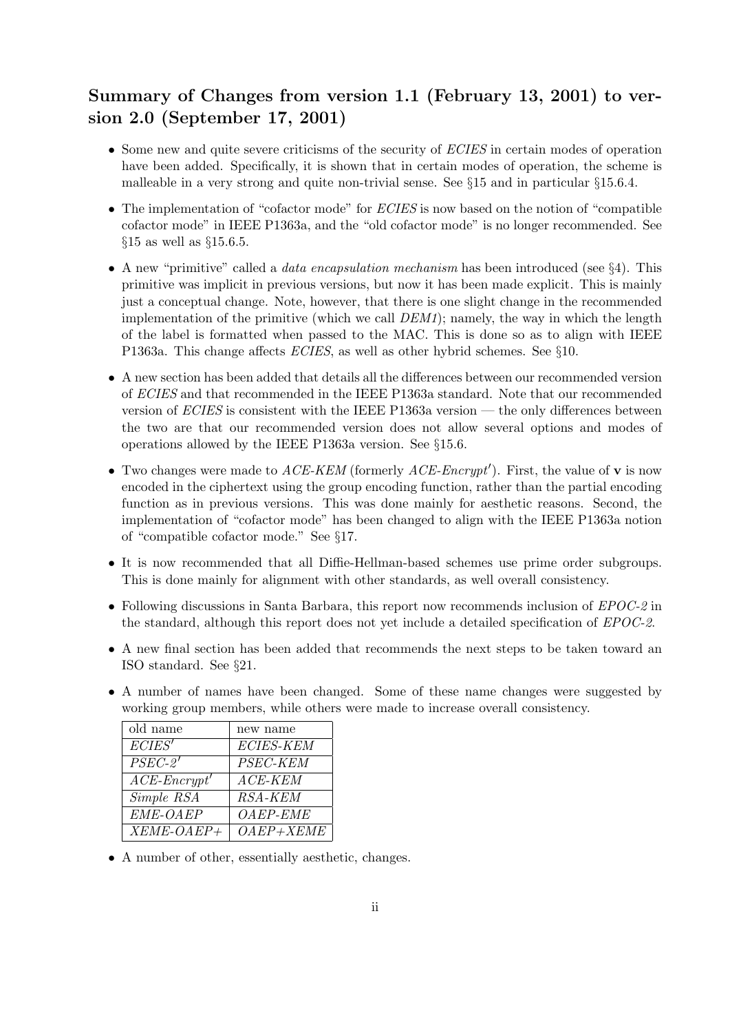## Summary of Changes from version 1.1 (February 13, 2001) to version 2.0 (September 17, 2001)

- Some new and quite severe criticisms of the security of *ECIES* in certain modes of operation have been added. Specifically, it is shown that in certain modes of operation, the scheme is malleable in a very strong and quite non-trivial sense. See §15 and in particular §15.6.4.
- The implementation of "cofactor mode" for *ECIES* is now based on the notion of "compatible cofactor mode" in IEEE P1363a, and the "old cofactor mode" is no longer recommended. See §15 as well as §15.6.5.
- A new "primitive" called a *data encapsulation mechanism* has been introduced (see §4). This primitive was implicit in previous versions, but now it has been made explicit. This is mainly just a conceptual change. Note, however, that there is one slight change in the recommended implementation of the primitive (which we call *DEM1*); namely, the way in which the length of the label is formatted when passed to the MAC. This is done so as to align with IEEE P1363a. This change affects *ECIES*, as well as other hybrid schemes. See §10.
- A new section has been added that details all the differences between our recommended version of *ECIES* and that recommended in the IEEE P1363a standard. Note that our recommended version of *ECIES* is consistent with the IEEE P1363a version — the only differences between the two are that our recommended version does not allow several options and modes of operations allowed by the IEEE P1363a version. See §15.6.
- Two changes were made to *ACE-KEM* (formerly *ACE-Encrypt′*). First, the value of $\mathbf{v}$ is now encoded in the ciphertext using the group encoding function, rather than the partial encoding function as in previous versions. This was done mainly for aesthetic reasons. Second, the implementation of "cofactor mode" has been changed to align with the IEEE P1363a notion of "compatible cofactor mode." See §17.
- It is now recommended that all Diffie-Hellman-based schemes use prime order subgroups. This is done mainly for alignment with other standards, as well overall consistency.
- Following discussions in Santa Barbara, this report now recommends inclusion of *EPOC-2* in the standard, although this report does not yet include a detailed specification of *EPOC-2*.
- A new final section has been added that recommends the next steps to be taken toward an ISO standard. See §21.
- A number of names have been changed. Some of these name changes were suggested by working group members, while others were made to increase overall consistency.

| old name | new name |
|---|---|
| *ECIES′* | *ECIES-KEM* |
| *PSEC-2′* | *PSEC-KEM* |
| *ACE-Encrypt′* | *ACE-KEM* |
| *Simple RSA* | *RSA-KEM* |
| *EME-OAEP* | *OAEP-EME* |
| *XEME-OAEP+* | *OAEP+XEME* |

- A number of other, essentially aesthetic, changes.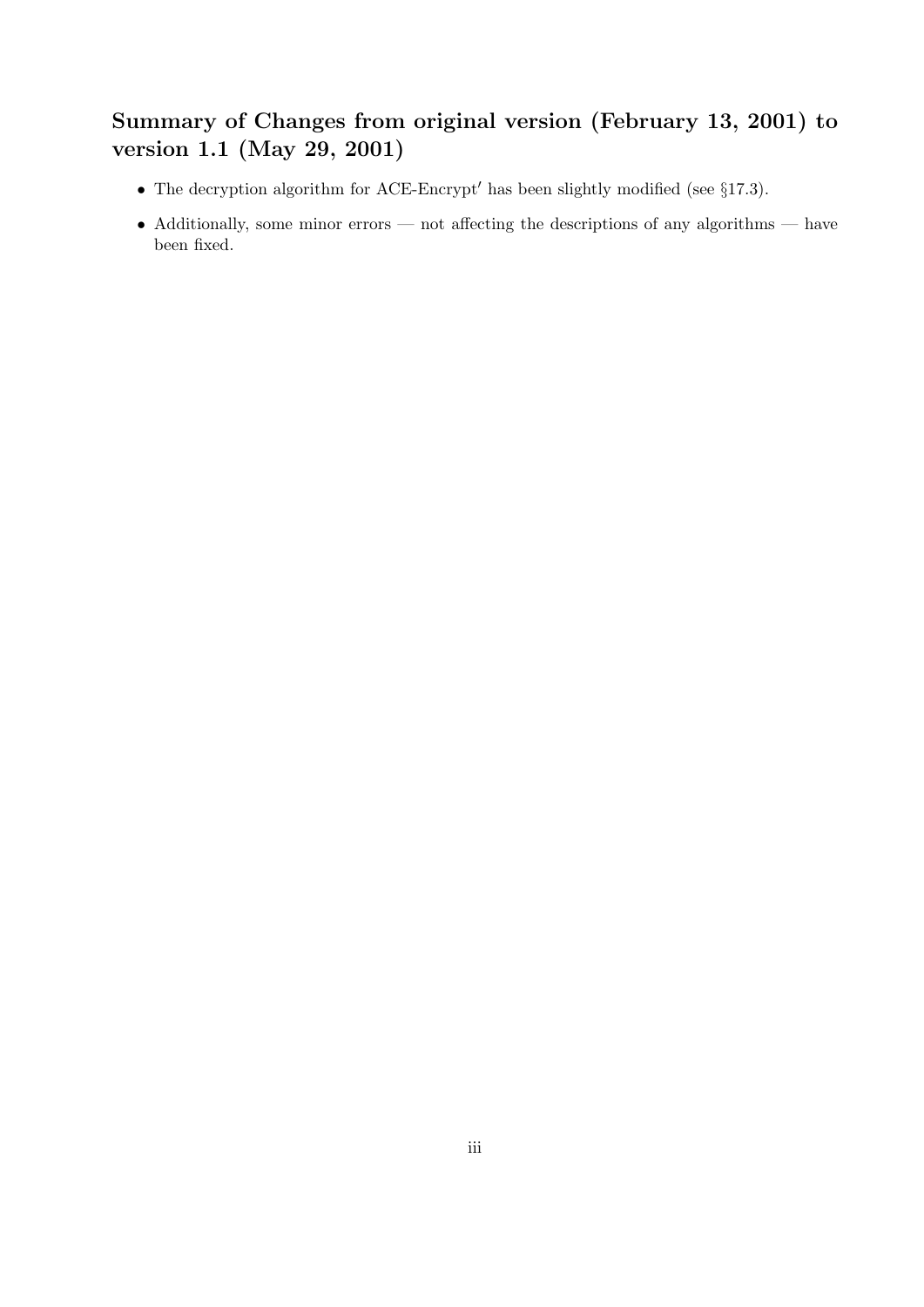## Summary of Changes from original version (February 13, 2001) to version 1.1 (May 29, 2001)

- The decryption algorithm for ACE-Encrypt$'$ has been slightly modified (see §17.3).
- Additionally, some minor errors — not affecting the descriptions of any algorithms — have been fixed.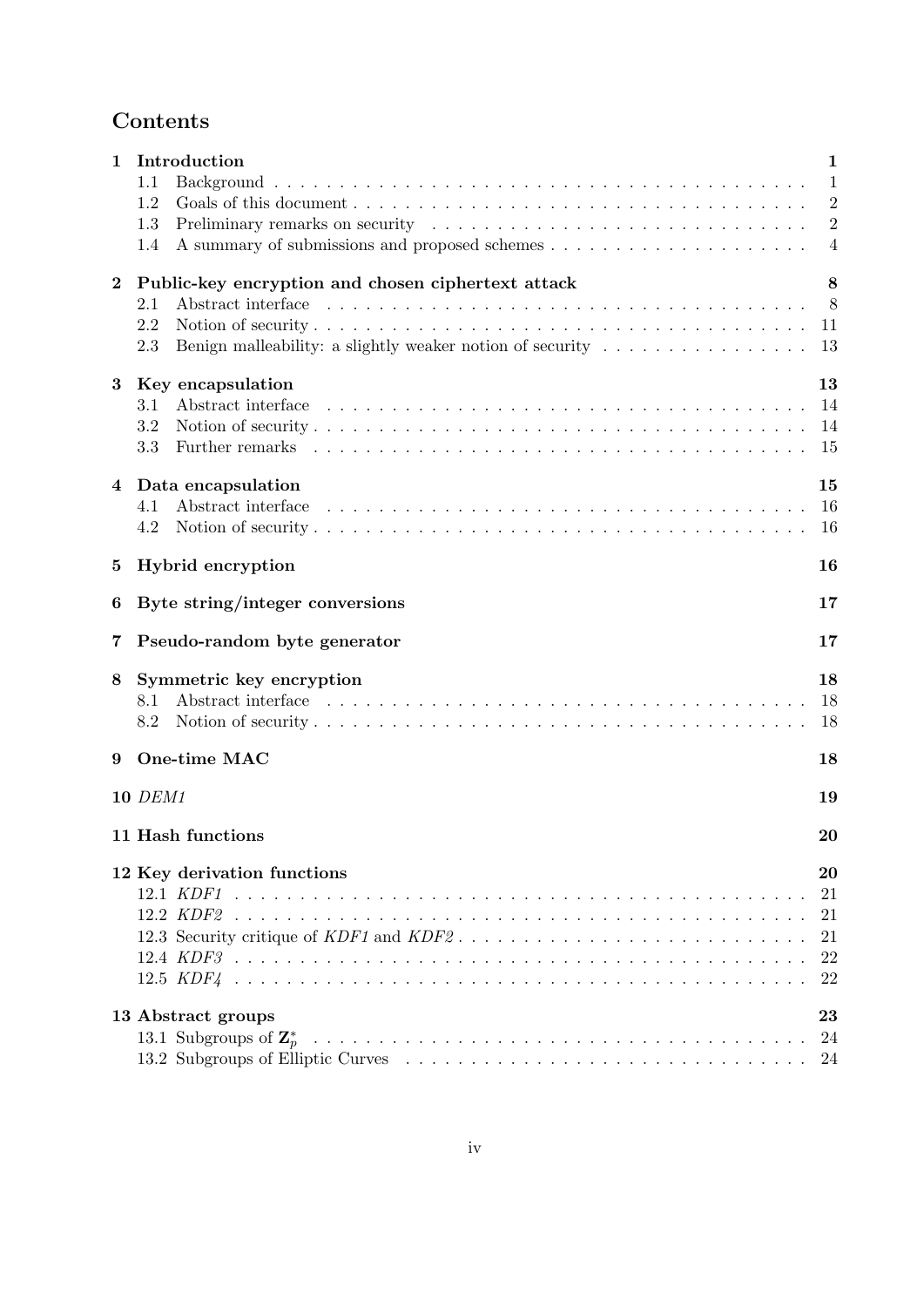# Contents

**1 Introduction** **1**
- 1.1 Background . . . . . . . . . . 1
- 1.2 Goals of this document . . . . . . . . . . 2
- 1.3 Preliminary remarks on security . . . . . . . . . . 2
- 1.4 A summary of submissions and proposed schemes . . . . . . . . . . 4

**2 Public-key encryption and chosen ciphertext attack** **8**
- 2.1 Abstract interface . . . . . . . . . . 8
- 2.2 Notion of security . . . . . . . . . . 11
- 2.3 Benign malleability: a slightly weaker notion of security . . . . . . . . . . 13

**3 Key encapsulation** **13**
- 3.1 Abstract interface . . . . . . . . . . 14
- 3.2 Notion of security . . . . . . . . . . 14
- 3.3 Further remarks . . . . . . . . . . 15

**4 Data encapsulation** **15**
- 4.1 Abstract interface . . . . . . . . . . 16
- 4.2 Notion of security . . . . . . . . . . 16

**5 Hybrid encryption** **16**

**6 Byte string/integer conversions** **17**

**7 Pseudo-random byte generator** **17**

**8 Symmetric key encryption** **18**
- 8.1 Abstract interface . . . . . . . . . . 18
- 8.2 Notion of security . . . . . . . . . . 18

**9 One-time MAC** **18**

**10** ***DEM1*** **19**

**11 Hash functions** **20**

**12 Key derivation functions** **20**
- 12.1 *KDF1* . . . . . . . . . . 21
- 12.2 *KDF2* . . . . . . . . . . 21
- 12.3 Security critique of *KDF1* and *KDF2* . . . . . . . . . . 21
- 12.4 *KDF3* . . . . . . . . . . 22
- 12.5 *KDF4* . . . . . . . . . . 22

**13 Abstract groups** **23**
- 13.1 Subgroups of $\mathbf{Z}_p^*$ . . . . . . . . . . 24
- 13.2 Subgroups of Elliptic Curves . . . . . . . . . . 24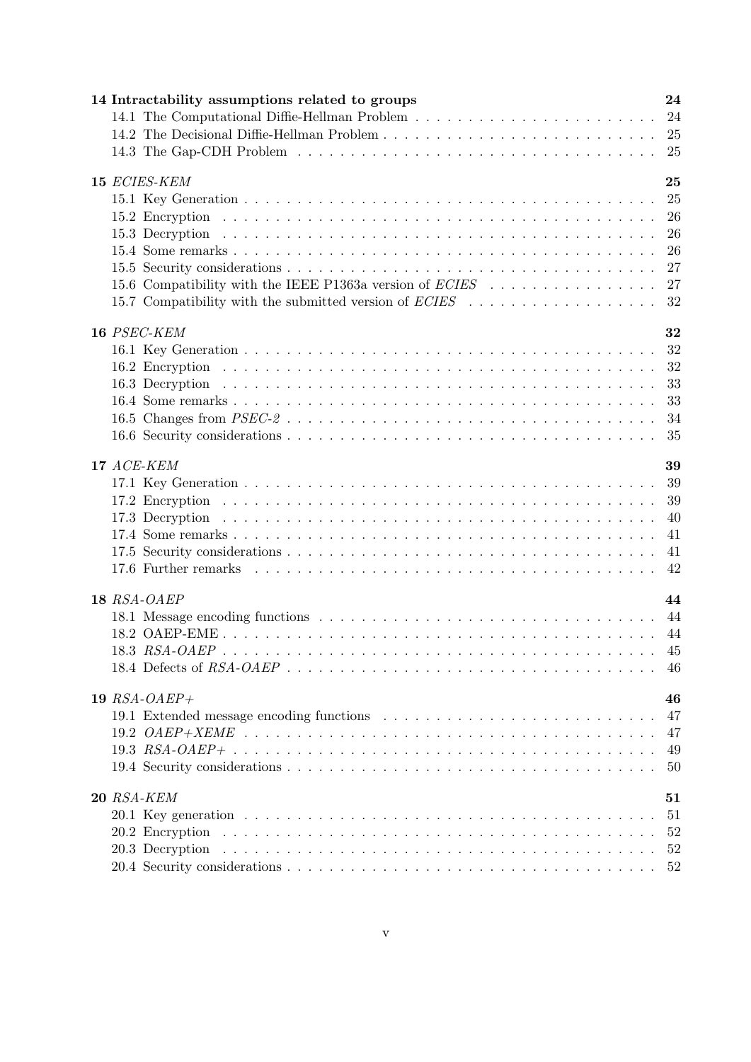**14 Intractability assumptions related to groups** **24**

14.1 The Computational Diffie-Hellman Problem . . . . . . . . . . . . . . . . . . . . . . 24
14.2 The Decisional Diffie-Hellman Problem . . . . . . . . . . . . . . . . . . . . . . . 25
14.3 The Gap-CDH Problem . . . . . . . . . . . . . . . . . . . . . . . . . . . . . . . 25

**15** ***ECIES-KEM*** **25**

15.1 Key Generation . . . . . . . . . . . . . . . . . . . . . . . . . . . . . . . . . . . 25
15.2 Encryption . . . . . . . . . . . . . . . . . . . . . . . . . . . . . . . . . . . . . 26
15.3 Decryption . . . . . . . . . . . . . . . . . . . . . . . . . . . . . . . . . . . . . 26
15.4 Some remarks . . . . . . . . . . . . . . . . . . . . . . . . . . . . . . . . . . . . 26
15.5 Security considerations . . . . . . . . . . . . . . . . . . . . . . . . . . . . . . . 27
15.6 Compatibility with the IEEE P1363a version of *ECIES* . . . . . . . . . . . . . . . 27
15.7 Compatibility with the submitted version of *ECIES* . . . . . . . . . . . . . . . . . 32

**16** ***PSEC-KEM*** **32**

16.1 Key Generation . . . . . . . . . . . . . . . . . . . . . . . . . . . . . . . . . . . 32
16.2 Encryption . . . . . . . . . . . . . . . . . . . . . . . . . . . . . . . . . . . . . 32
16.3 Decryption . . . . . . . . . . . . . . . . . . . . . . . . . . . . . . . . . . . . . 33
16.4 Some remarks . . . . . . . . . . . . . . . . . . . . . . . . . . . . . . . . . . . . 33
16.5 Changes from *PSEC-2* . . . . . . . . . . . . . . . . . . . . . . . . . . . . . . . 34
16.6 Security considerations . . . . . . . . . . . . . . . . . . . . . . . . . . . . . . . 35

**17** ***ACE-KEM*** **39**

17.1 Key Generation . . . . . . . . . . . . . . . . . . . . . . . . . . . . . . . . . . . 39
17.2 Encryption . . . . . . . . . . . . . . . . . . . . . . . . . . . . . . . . . . . . . 39
17.3 Decryption . . . . . . . . . . . . . . . . . . . . . . . . . . . . . . . . . . . . . 40
17.4 Some remarks . . . . . . . . . . . . . . . . . . . . . . . . . . . . . . . . . . . . 41
17.5 Security considerations . . . . . . . . . . . . . . . . . . . . . . . . . . . . . . . 41
17.6 Further remarks . . . . . . . . . . . . . . . . . . . . . . . . . . . . . . . . . . . 42

**18** ***RSA-OAEP*** **44**

18.1 Message encoding functions . . . . . . . . . . . . . . . . . . . . . . . . . . . . . 44
18.2 OAEP-EME . . . . . . . . . . . . . . . . . . . . . . . . . . . . . . . . . . . . . 44
18.3 *RSA-OAEP* . . . . . . . . . . . . . . . . . . . . . . . . . . . . . . . . . . . . . 45
18.4 Defects of *RSA-OAEP* . . . . . . . . . . . . . . . . . . . . . . . . . . . . . . . . 46

**19** ***RSA-OAEP+*** **46**

19.1 Extended message encoding functions . . . . . . . . . . . . . . . . . . . . . . . . 47
19.2 *OAEP+XEME* . . . . . . . . . . . . . . . . . . . . . . . . . . . . . . . . . . . . 47
19.3 *RSA-OAEP+* . . . . . . . . . . . . . . . . . . . . . . . . . . . . . . . . . . . . 49
19.4 Security considerations . . . . . . . . . . . . . . . . . . . . . . . . . . . . . . . 50

**20** ***RSA-KEM*** **51**

20.1 Key generation . . . . . . . . . . . . . . . . . . . . . . . . . . . . . . . . . . . 51
20.2 Encryption . . . . . . . . . . . . . . . . . . . . . . . . . . . . . . . . . . . . . 52
20.3 Decryption . . . . . . . . . . . . . . . . . . . . . . . . . . . . . . . . . . . . . 52
20.4 Security considerations . . . . . . . . . . . . . . . . . . . . . . . . . . . . . . . 52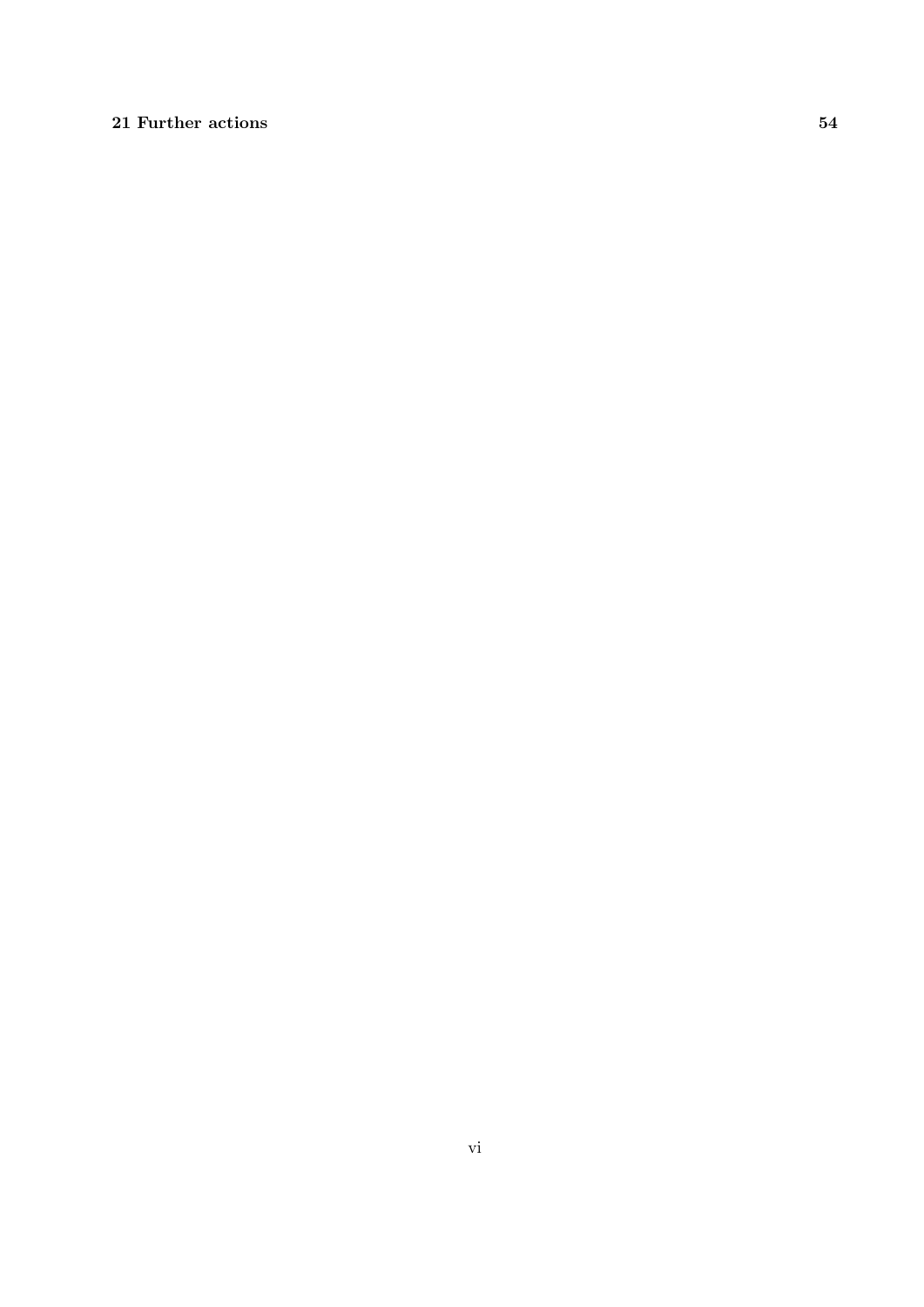**21 Further actions** **54**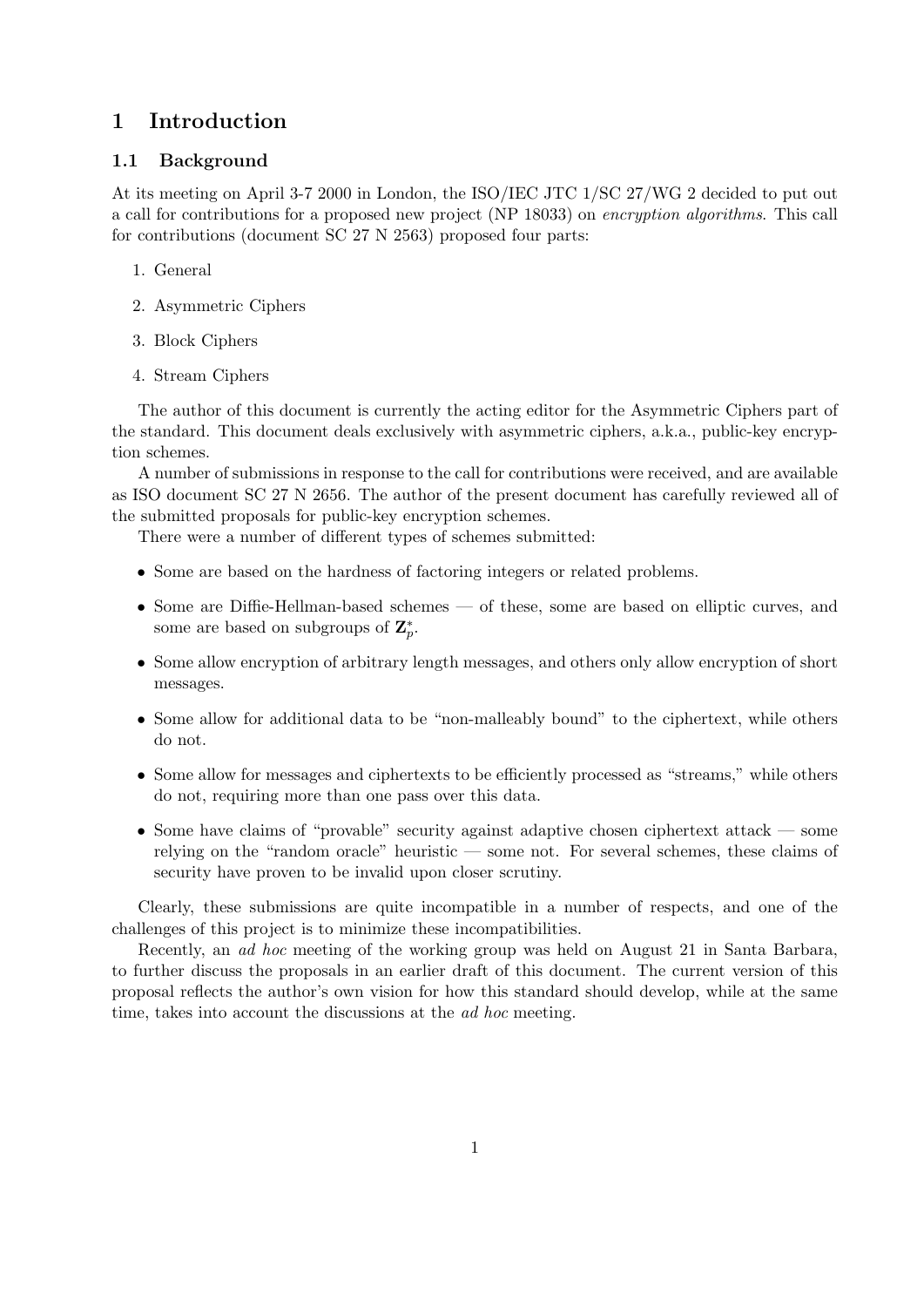# 1 Introduction

## 1.1 Background

At its meeting on April 3-7 2000 in London, the ISO/IEC JTC 1/SC 27/WG 2 decided to put out a call for contributions for a proposed new project (NP 18033) on *encryption algorithms*. This call for contributions (document SC 27 N 2563) proposed four parts:

1. General
2. Asymmetric Ciphers
3. Block Ciphers
4. Stream Ciphers

The author of this document is currently the acting editor for the Asymmetric Ciphers part of the standard. This document deals exclusively with asymmetric ciphers, a.k.a., public-key encryption schemes.

A number of submissions in response to the call for contributions were received, and are available as ISO document SC 27 N 2656. The author of the present document has carefully reviewed all of the submitted proposals for public-key encryption schemes.

There were a number of different types of schemes submitted:

- Some are based on the hardness of factoring integers or related problems.
- Some are Diffie-Hellman-based schemes — of these, some are based on elliptic curves, and some are based on subgroups of $\mathbf{Z}_p^*$.
- Some allow encryption of arbitrary length messages, and others only allow encryption of short messages.
- Some allow for additional data to be "non-malleably bound" to the ciphertext, while others do not.
- Some allow for messages and ciphertexts to be efficiently processed as "streams," while others do not, requiring more than one pass over this data.
- Some have claims of "provable" security against adaptive chosen ciphertext attack — some relying on the "random oracle" heuristic — some not. For several schemes, these claims of security have proven to be invalid upon closer scrutiny.

Clearly, these submissions are quite incompatible in a number of respects, and one of the challenges of this project is to minimize these incompatibilities.

Recently, an *ad hoc* meeting of the working group was held on August 21 in Santa Barbara, to further discuss the proposals in an earlier draft of this document. The current version of this proposal reflects the author's own vision for how this standard should develop, while at the same time, takes into account the discussions at the *ad hoc* meeting.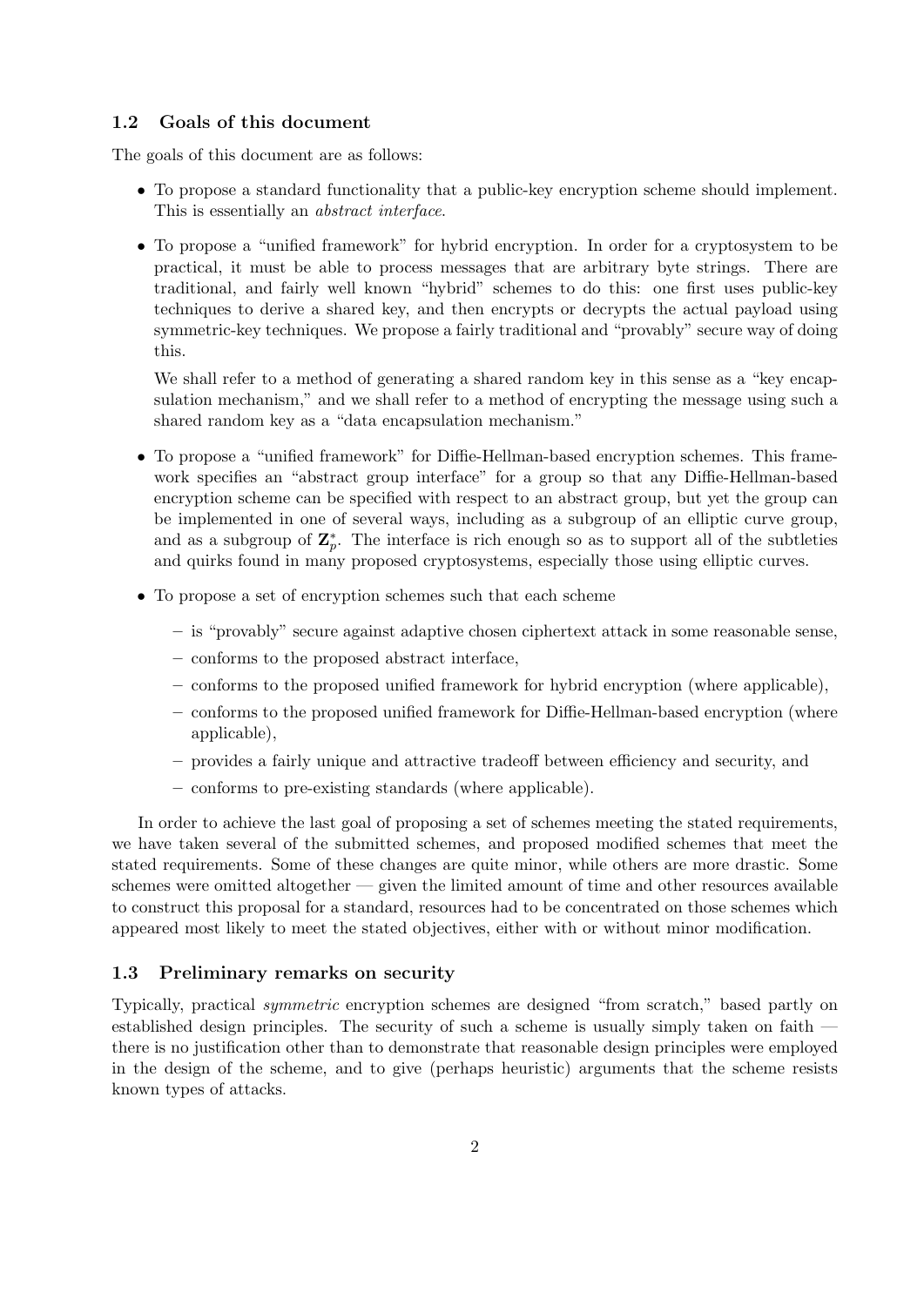### 1.2 Goals of this document

The goals of this document are as follows:

- To propose a standard functionality that a public-key encryption scheme should implement. This is essentially an *abstract interface*.
- To propose a "unified framework" for hybrid encryption. In order for a cryptosystem to be practical, it must be able to process messages that are arbitrary byte strings. There are traditional, and fairly well known "hybrid" schemes to do this: one first uses public-key techniques to derive a shared key, and then encrypts or decrypts the actual payload using symmetric-key techniques. We propose a fairly traditional and "provably" secure way of doing this.

  We shall refer to a method of generating a shared random key in this sense as a "key encapsulation mechanism," and we shall refer to a method of encrypting the message using such a shared random key as a "data encapsulation mechanism."
- To propose a "unified framework" for Diffie-Hellman-based encryption schemes. This framework specifies an "abstract group interface" for a group so that any Diffie-Hellman-based encryption scheme can be specified with respect to an abstract group, but yet the group can be implemented in one of several ways, including as a subgroup of an elliptic curve group, and as a subgroup of $\mathbf{Z}_p^*$. The interface is rich enough so as to support all of the subtleties and quirks found in many proposed cryptosystems, especially those using elliptic curves.
- To propose a set of encryption schemes such that each scheme
  - is "provably" secure against adaptive chosen ciphertext attack in some reasonable sense,
  - conforms to the proposed abstract interface,
  - conforms to the proposed unified framework for hybrid encryption (where applicable),
  - conforms to the proposed unified framework for Diffie-Hellman-based encryption (where applicable),
  - provides a fairly unique and attractive tradeoff between efficiency and security, and
  - conforms to pre-existing standards (where applicable).

In order to achieve the last goal of proposing a set of schemes meeting the stated requirements, we have taken several of the submitted schemes, and proposed modified schemes that meet the stated requirements. Some of these changes are quite minor, while others are more drastic. Some schemes were omitted altogether — given the limited amount of time and other resources available to construct this proposal for a standard, resources had to be concentrated on those schemes which appeared most likely to meet the stated objectives, either with or without minor modification.

### 1.3 Preliminary remarks on security

Typically, practical *symmetric* encryption schemes are designed "from scratch," based partly on established design principles. The security of such a scheme is usually simply taken on faith — there is no justification other than to demonstrate that reasonable design principles were employed in the design of the scheme, and to give (perhaps heuristic) arguments that the scheme resists known types of attacks.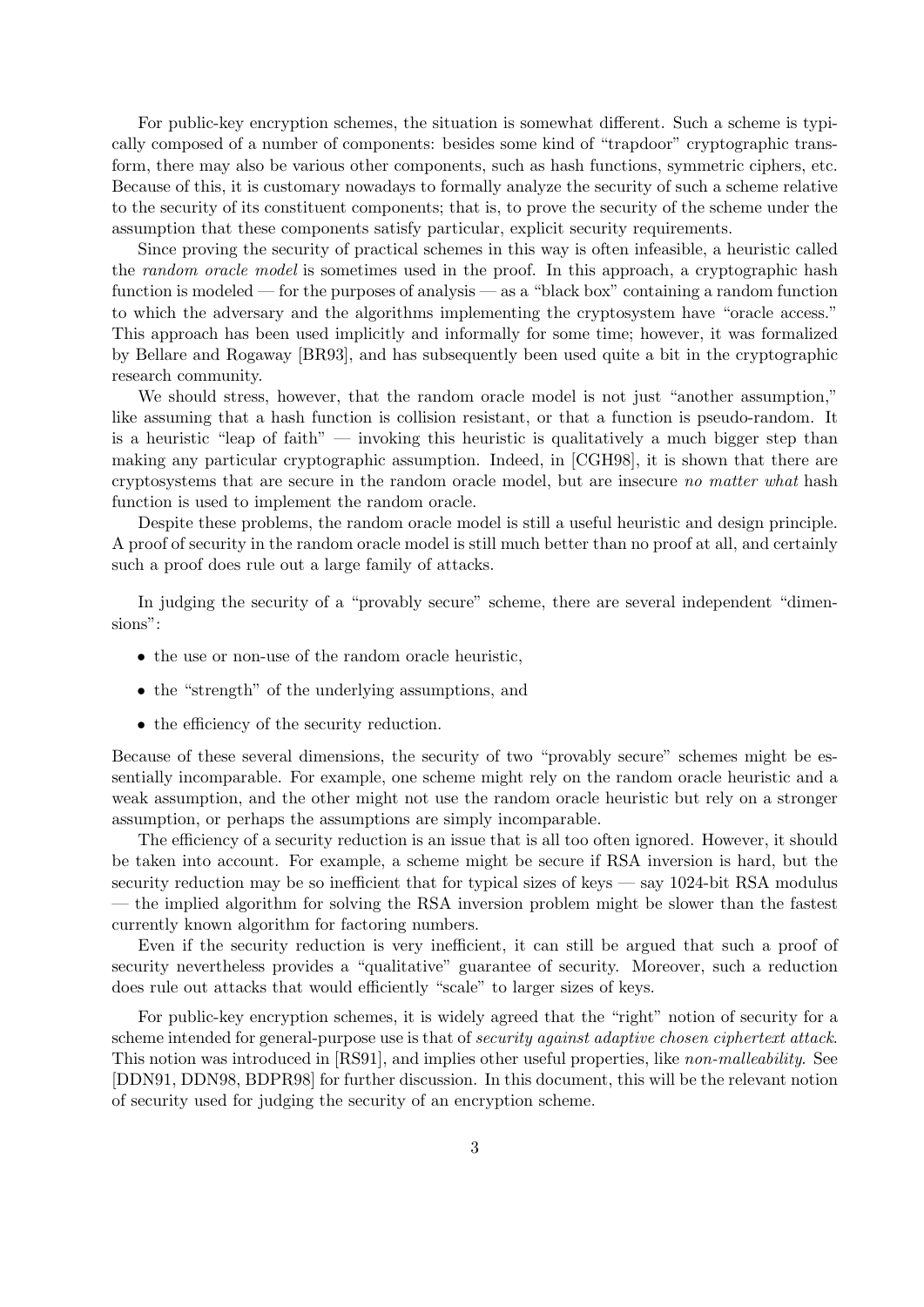For public-key encryption schemes, the situation is somewhat different. Such a scheme is typically composed of a number of components: besides some kind of "trapdoor" cryptographic transform, there may also be various other components, such as hash functions, symmetric ciphers, etc. Because of this, it is customary nowadays to formally analyze the security of such a scheme relative to the security of its constituent components; that is, to prove the security of the scheme under the assumption that these components satisfy particular, explicit security requirements.

Since proving the security of practical schemes in this way is often infeasible, a heuristic called the *random oracle model* is sometimes used in the proof. In this approach, a cryptographic hash function is modeled — for the purposes of analysis — as a "black box" containing a random function to which the adversary and the algorithms implementing the cryptosystem have "oracle access." This approach has been used implicitly and informally for some time; however, it was formalized by Bellare and Rogaway [BR93], and has subsequently been used quite a bit in the cryptographic research community.

We should stress, however, that the random oracle model is not just "another assumption," like assuming that a hash function is collision resistant, or that a function is pseudo-random. It is a heuristic "leap of faith" — invoking this heuristic is qualitatively a much bigger step than making any particular cryptographic assumption. Indeed, in [CGH98], it is shown that there are cryptosystems that are secure in the random oracle model, but are insecure *no matter what* hash function is used to implement the random oracle.

Despite these problems, the random oracle model is still a useful heuristic and design principle. A proof of security in the random oracle model is still much better than no proof at all, and certainly such a proof does rule out a large family of attacks.

In judging the security of a "provably secure" scheme, there are several independent "dimensions":

- the use or non-use of the random oracle heuristic,
- the "strength" of the underlying assumptions, and
- the efficiency of the security reduction.

Because of these several dimensions, the security of two "provably secure" schemes might be essentially incomparable. For example, one scheme might rely on the random oracle heuristic and a weak assumption, and the other might not use the random oracle heuristic but rely on a stronger assumption, or perhaps the assumptions are simply incomparable.

The efficiency of a security reduction is an issue that is all too often ignored. However, it should be taken into account. For example, a scheme might be secure if RSA inversion is hard, but the security reduction may be so inefficient that for typical sizes of keys — say 1024-bit RSA modulus — the implied algorithm for solving the RSA inversion problem might be slower than the fastest currently known algorithm for factoring numbers.

Even if the security reduction is very inefficient, it can still be argued that such a proof of security nevertheless provides a "qualitative" guarantee of security. Moreover, such a reduction does rule out attacks that would efficiently "scale" to larger sizes of keys.

For public-key encryption schemes, it is widely agreed that the "right" notion of security for a scheme intended for general-purpose use is that of *security against adaptive chosen ciphertext attack*. This notion was introduced in [RS91], and implies other useful properties, like *non-malleability*. See [DDN91, DDN98, BDPR98] for further discussion. In this document, this will be the relevant notion of security used for judging the security of an encryption scheme.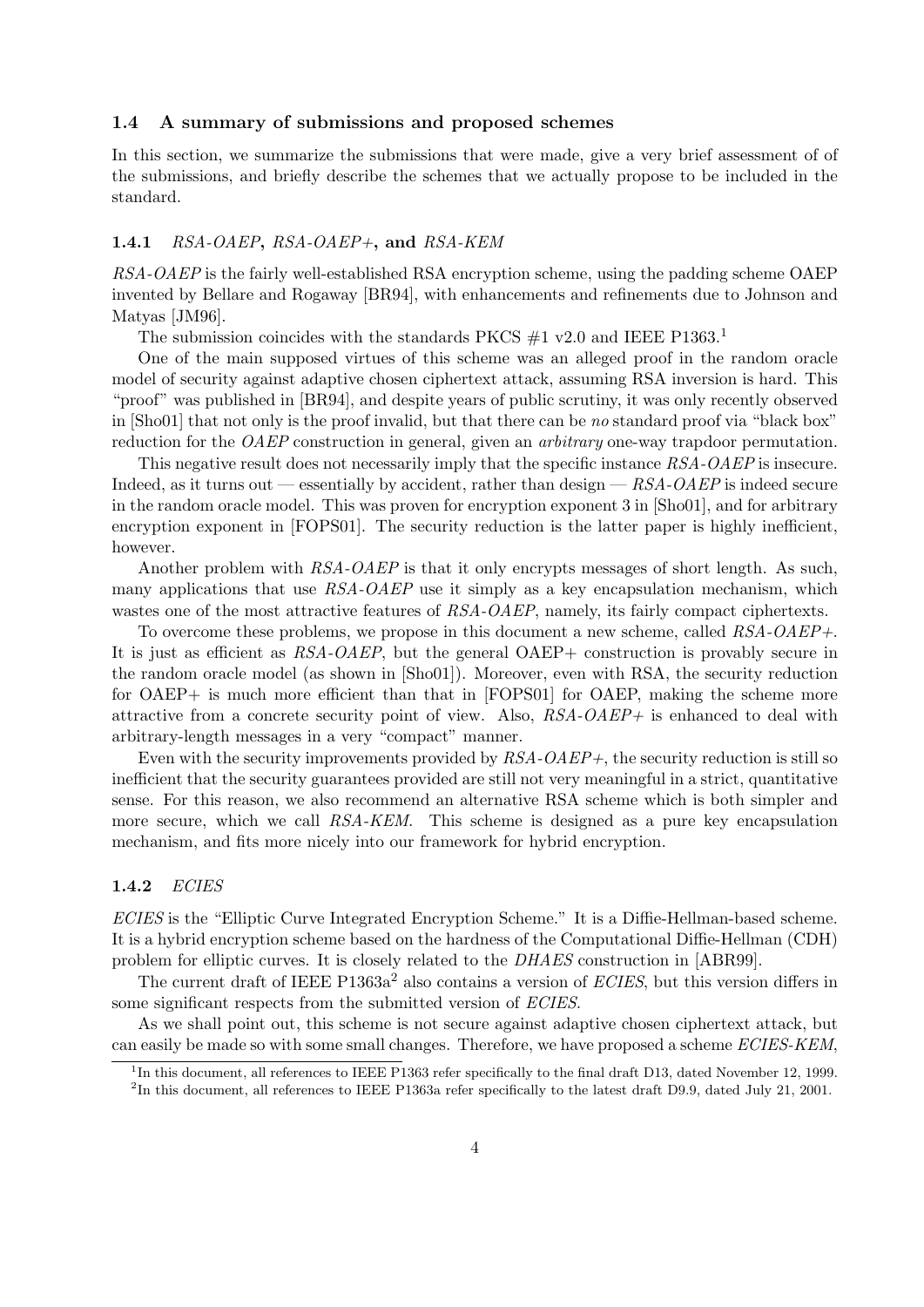### 1.4 A summary of submissions and proposed schemes

In this section, we summarize the submissions that were made, give a very brief assessment of of the submissions, and briefly describe the schemes that we actually propose to be included in the standard.

#### 1.4.1 *RSA-OAEP*, *RSA-OAEP+*, and *RSA-KEM*

*RSA-OAEP* is the fairly well-established RSA encryption scheme, using the padding scheme OAEP invented by Bellare and Rogaway [BR94], with enhancements and refinements due to Johnson and Matyas [JM96].

The submission coincides with the standards PKCS #1 v2.0 and IEEE P1363.[1]

One of the main supposed virtues of this scheme was an alleged proof in the random oracle model of security against adaptive chosen ciphertext attack, assuming RSA inversion is hard. This "proof" was published in [BR94], and despite years of public scrutiny, it was only recently observed in [Sho01] that not only is the proof invalid, but that there can be *no* standard proof via "black box" reduction for the *OAEP* construction in general, given an *arbitrary* one-way trapdoor permutation.

This negative result does not necessarily imply that the specific instance *RSA-OAEP* is insecure. Indeed, as it turns out — essentially by accident, rather than design — *RSA-OAEP* is indeed secure in the random oracle model. This was proven for encryption exponent 3 in [Sho01], and for arbitrary encryption exponent in [FOPS01]. The security reduction is the latter paper is highly inefficient, however.

Another problem with *RSA-OAEP* is that it only encrypts messages of short length. As such, many applications that use *RSA-OAEP* use it simply as a key encapsulation mechanism, which wastes one of the most attractive features of *RSA-OAEP*, namely, its fairly compact ciphertexts.

To overcome these problems, we propose in this document a new scheme, called *RSA-OAEP+*. It is just as efficient as *RSA-OAEP*, but the general OAEP+ construction is provably secure in the random oracle model (as shown in [Sho01]). Moreover, even with RSA, the security reduction for OAEP+ is much more efficient than that in [FOPS01] for OAEP, making the scheme more attractive from a concrete security point of view. Also, *RSA-OAEP+* is enhanced to deal with arbitrary-length messages in a very "compact" manner.

Even with the security improvements provided by *RSA-OAEP+*, the security reduction is still so inefficient that the security guarantees provided are still not very meaningful in a strict, quantitative sense. For this reason, we also recommend an alternative RSA scheme which is both simpler and more secure, which we call *RSA-KEM*. This scheme is designed as a pure key encapsulation mechanism, and fits more nicely into our framework for hybrid encryption.

#### 1.4.2 *ECIES*

*ECIES* is the "Elliptic Curve Integrated Encryption Scheme." It is a Diffie-Hellman-based scheme. It is a hybrid encryption scheme based on the hardness of the Computational Diffie-Hellman (CDH) problem for elliptic curves. It is closely related to the *DHAES* construction in [ABR99].

The current draft of IEEE P1363a[2] also contains a version of *ECIES*, but this version differs in some significant respects from the submitted version of *ECIES*.

As we shall point out, this scheme is not secure against adaptive chosen ciphertext attack, but can easily be made so with some small changes. Therefore, we have proposed a scheme *ECIES-KEM*,

[1] In this document, all references to IEEE P1363 refer specifically to the final draft D13, dated November 12, 1999.

[2] In this document, all references to IEEE P1363a refer specifically to the latest draft D9.9, dated July 21, 2001.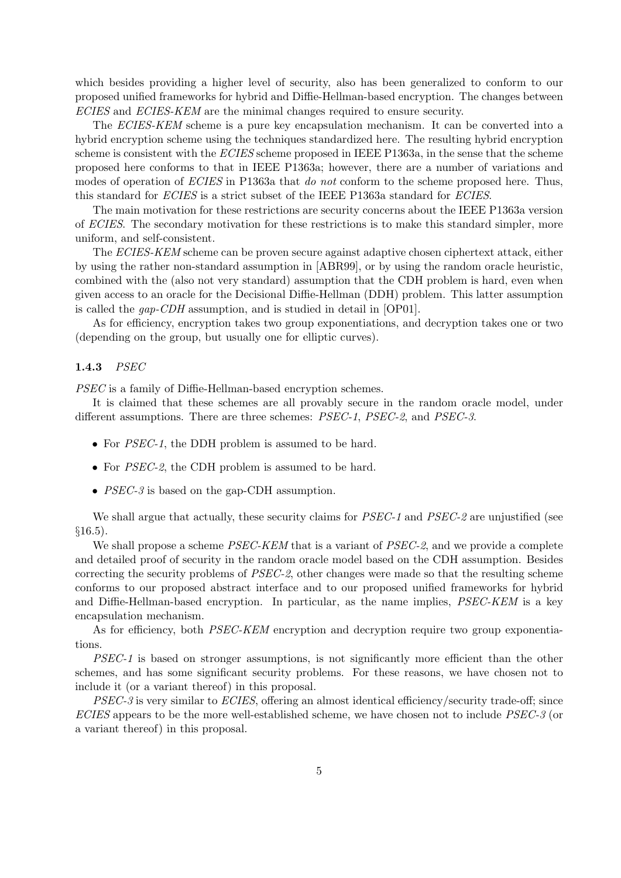which besides providing a higher level of security, also has been generalized to conform to our proposed unified frameworks for hybrid and Diffie-Hellman-based encryption. The changes between *ECIES* and *ECIES-KEM* are the minimal changes required to ensure security.

The *ECIES-KEM* scheme is a pure key encapsulation mechanism. It can be converted into a hybrid encryption scheme using the techniques standardized here. The resulting hybrid encryption scheme is consistent with the *ECIES* scheme proposed in IEEE P1363a, in the sense that the scheme proposed here conforms to that in IEEE P1363a; however, there are a number of variations and modes of operation of *ECIES* in P1363a that *do not* conform to the scheme proposed here. Thus, this standard for *ECIES* is a strict subset of the IEEE P1363a standard for *ECIES*.

The main motivation for these restrictions are security concerns about the IEEE P1363a version of *ECIES*. The secondary motivation for these restrictions is to make this standard simpler, more uniform, and self-consistent.

The *ECIES-KEM* scheme can be proven secure against adaptive chosen ciphertext attack, either by using the rather non-standard assumption in [ABR99], or by using the random oracle heuristic, combined with the (also not very standard) assumption that the CDH problem is hard, even when given access to an oracle for the Decisional Diffie-Hellman (DDH) problem. This latter assumption is called the *gap-CDH* assumption, and is studied in detail in [OP01].

As for efficiency, encryption takes two group exponentiations, and decryption takes one or two (depending on the group, but usually one for elliptic curves).

### 1.4.3 *PSEC*

*PSEC* is a family of Diffie-Hellman-based encryption schemes.

It is claimed that these schemes are all provably secure in the random oracle model, under different assumptions. There are three schemes: *PSEC-1*, *PSEC-2*, and *PSEC-3*.

- For *PSEC-1*, the DDH problem is assumed to be hard.
- For *PSEC-2*, the CDH problem is assumed to be hard.
- *PSEC-3* is based on the gap-CDH assumption.

We shall argue that actually, these security claims for *PSEC-1* and *PSEC-2* are unjustified (see §16.5).

We shall propose a scheme *PSEC-KEM* that is a variant of *PSEC-2*, and we provide a complete and detailed proof of security in the random oracle model based on the CDH assumption. Besides correcting the security problems of *PSEC-2*, other changes were made so that the resulting scheme conforms to our proposed abstract interface and to our proposed unified frameworks for hybrid and Diffie-Hellman-based encryption. In particular, as the name implies, *PSEC-KEM* is a key encapsulation mechanism.

As for efficiency, both *PSEC-KEM* encryption and decryption require two group exponentiations.

*PSEC-1* is based on stronger assumptions, is not significantly more efficient than the other schemes, and has some significant security problems. For these reasons, we have chosen not to include it (or a variant thereof) in this proposal.

*PSEC-3* is very similar to *ECIES*, offering an almost identical efficiency/security trade-off; since *ECIES* appears to be the more well-established scheme, we have chosen not to include *PSEC-3* (or a variant thereof) in this proposal.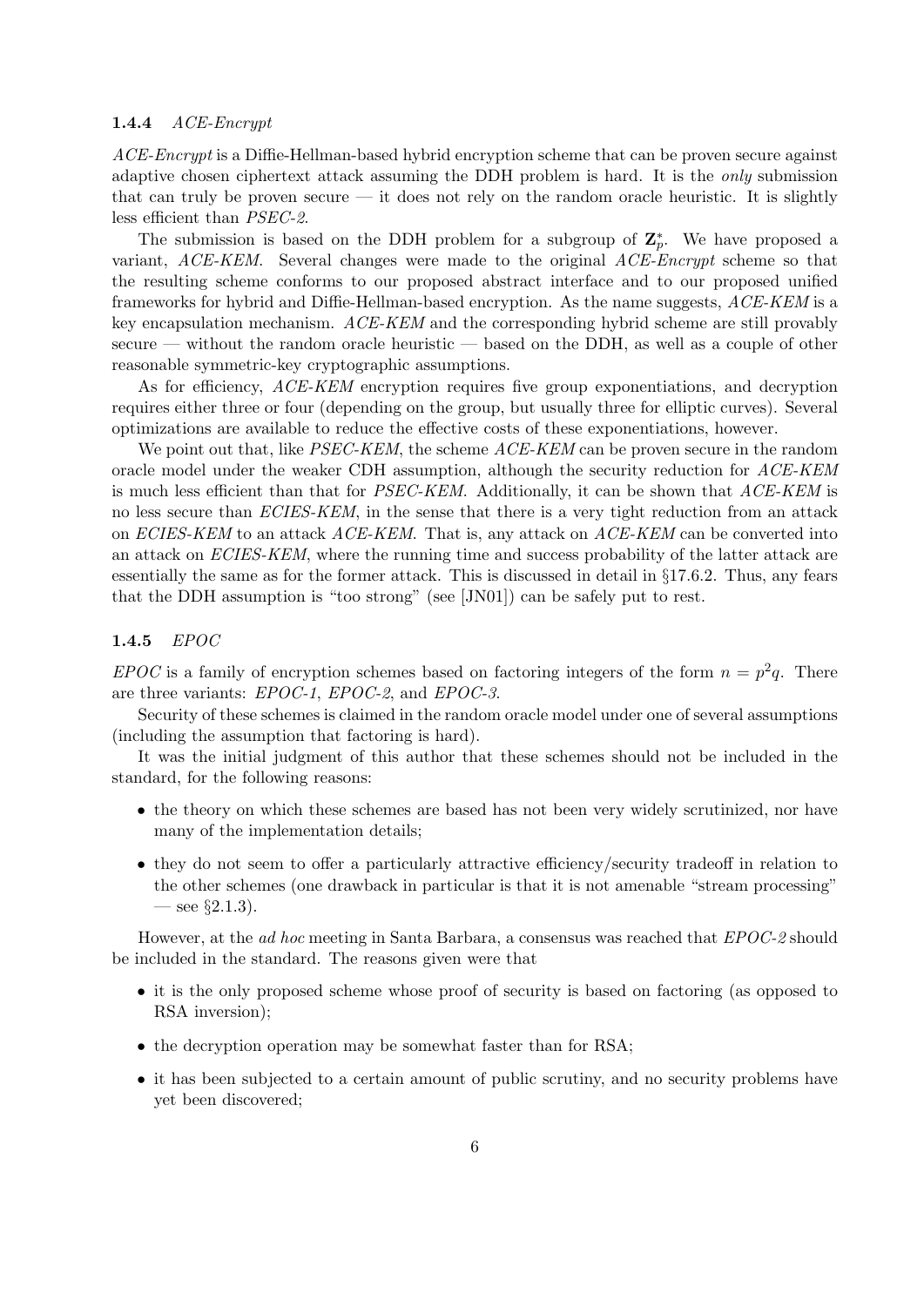#### 1.4.4 *ACE-Encrypt*

*ACE-Encrypt* is a Diffie-Hellman-based hybrid encryption scheme that can be proven secure against adaptive chosen ciphertext attack assuming the DDH problem is hard. It is the *only* submission that can truly be proven secure — it does not rely on the random oracle heuristic. It is slightly less efficient than *PSEC-2*.

The submission is based on the DDH problem for a subgroup of $\mathbf{Z}_p^*$. We have proposed a variant, *ACE-KEM*. Several changes were made to the original *ACE-Encrypt* scheme so that the resulting scheme conforms to our proposed abstract interface and to our proposed unified frameworks for hybrid and Diffie-Hellman-based encryption. As the name suggests, *ACE-KEM* is a key encapsulation mechanism. *ACE-KEM* and the corresponding hybrid scheme are still provably secure — without the random oracle heuristic — based on the DDH, as well as a couple of other reasonable symmetric-key cryptographic assumptions.

As for efficiency, *ACE-KEM* encryption requires five group exponentiations, and decryption requires either three or four (depending on the group, but usually three for elliptic curves). Several optimizations are available to reduce the effective costs of these exponentiations, however.

We point out that, like *PSEC-KEM*, the scheme *ACE-KEM* can be proven secure in the random oracle model under the weaker CDH assumption, although the security reduction for *ACE-KEM* is much less efficient than that for *PSEC-KEM*. Additionally, it can be shown that *ACE-KEM* is no less secure than *ECIES-KEM*, in the sense that there is a very tight reduction from an attack on *ECIES-KEM* to an attack *ACE-KEM*. That is, any attack on *ACE-KEM* can be converted into an attack on *ECIES-KEM*, where the running time and success probability of the latter attack are essentially the same as for the former attack. This is discussed in detail in §17.6.2. Thus, any fears that the DDH assumption is "too strong" (see [JN01]) can be safely put to rest.

#### 1.4.5 *EPOC*

*EPOC* is a family of encryption schemes based on factoring integers of the form $n = p^2q$. There are three variants: *EPOC-1*, *EPOC-2*, and *EPOC-3*.

Security of these schemes is claimed in the random oracle model under one of several assumptions (including the assumption that factoring is hard).

It was the initial judgment of this author that these schemes should not be included in the standard, for the following reasons:

- the theory on which these schemes are based has not been very widely scrutinized, nor have many of the implementation details;
- they do not seem to offer a particularly attractive efficiency/security tradeoff in relation to the other schemes (one drawback in particular is that it is not amenable "stream processing" — see §2.1.3).

However, at the *ad hoc* meeting in Santa Barbara, a consensus was reached that *EPOC-2* should be included in the standard. The reasons given were that

- it is the only proposed scheme whose proof of security is based on factoring (as opposed to RSA inversion);
- the decryption operation may be somewhat faster than for RSA;
- it has been subjected to a certain amount of public scrutiny, and no security problems have yet been discovered;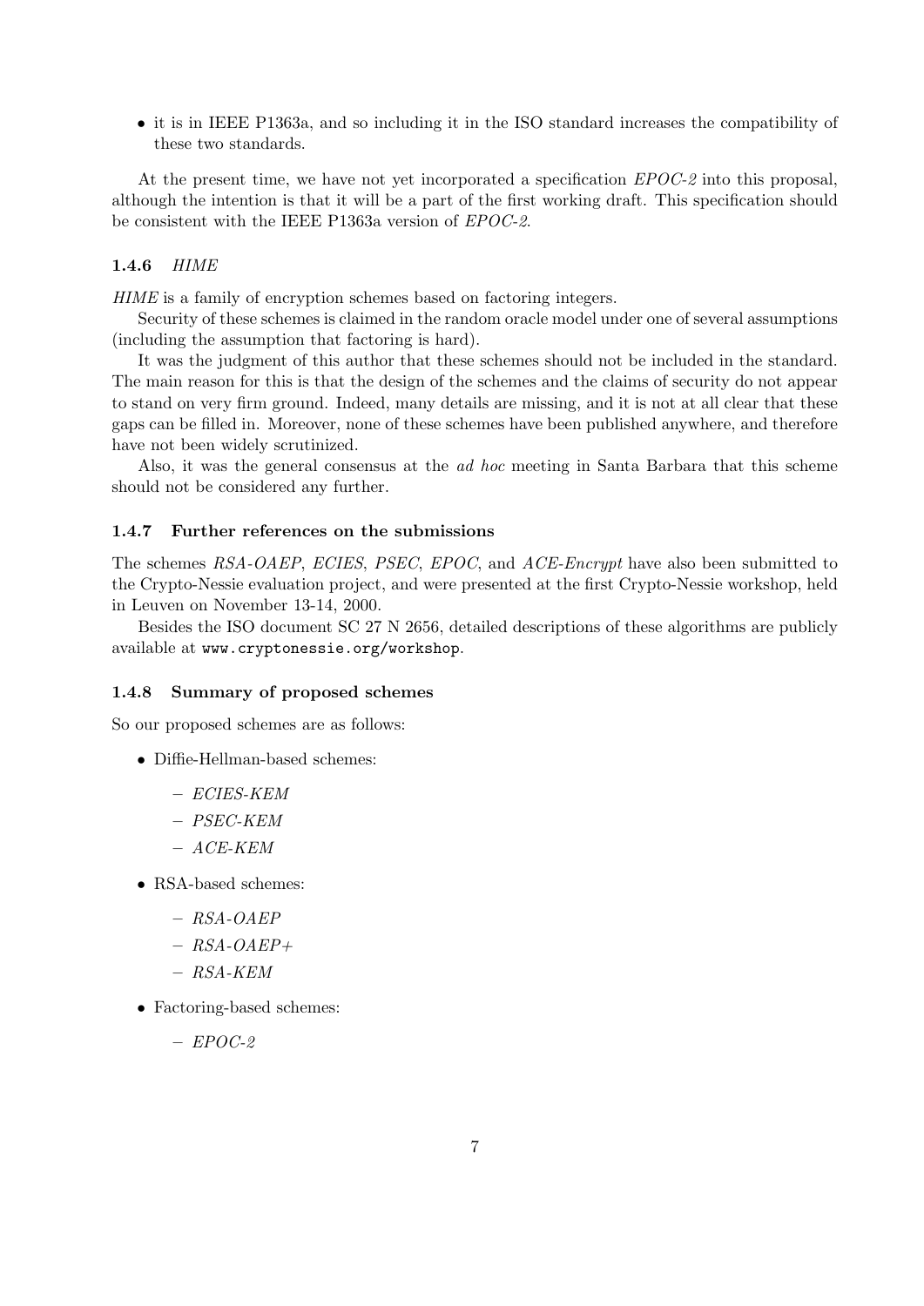- it is in IEEE P1363a, and so including it in the ISO standard increases the compatibility of these two standards.

At the present time, we have not yet incorporated a specification *EPOC-2* into this proposal, although the intention is that it will be a part of the first working draft. This specification should be consistent with the IEEE P1363a version of *EPOC-2*.

### 1.4.6 *HIME*

*HIME* is a family of encryption schemes based on factoring integers.

Security of these schemes is claimed in the random oracle model under one of several assumptions (including the assumption that factoring is hard).

It was the judgment of this author that these schemes should not be included in the standard. The main reason for this is that the design of the schemes and the claims of security do not appear to stand on very firm ground. Indeed, many details are missing, and it is not at all clear that these gaps can be filled in. Moreover, none of these schemes have been published anywhere, and therefore have not been widely scrutinized.

Also, it was the general consensus at the *ad hoc* meeting in Santa Barbara that this scheme should not be considered any further.

### 1.4.7 Further references on the submissions

The schemes *RSA-OAEP*, *ECIES*, *PSEC*, *EPOC*, and *ACE-Encrypt* have also been submitted to the Crypto-Nessie evaluation project, and were presented at the first Crypto-Nessie workshop, held in Leuven on November 13-14, 2000.

Besides the ISO document SC 27 N 2656, detailed descriptions of these algorithms are publicly available at `www.cryptonessie.org/workshop`.

### 1.4.8 Summary of proposed schemes

So our proposed schemes are as follows:

- Diffie-Hellman-based schemes:
  - *ECIES-KEM*
  - *PSEC-KEM*
  - *ACE-KEM*
- RSA-based schemes:
  - *RSA-OAEP*
  - *RSA-OAEP+*
  - *RSA-KEM*
- Factoring-based schemes:
  - *EPOC-2*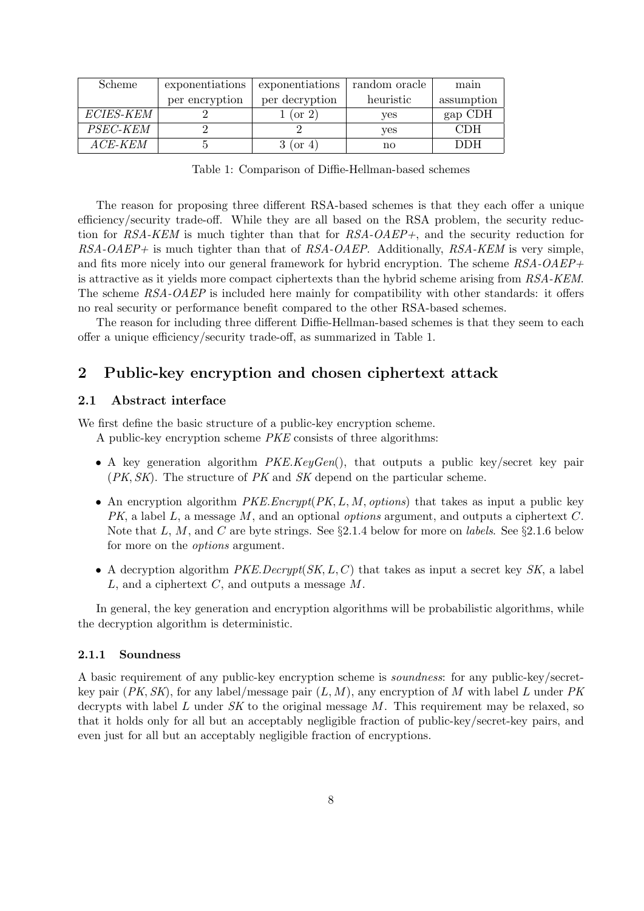| Scheme | exponentiations per encryption | exponentiations per decryption | random oracle heuristic | main assumption |
|---|---|---|---|---|
| *ECIES-KEM* | 2 | 1 (or 2) | yes | gap CDH |
| *PSEC-KEM* | 2 | 2 | yes | CDH |
| *ACE-KEM* | 5 | 3 (or 4) | no | DDH |

Table 1: Comparison of Diffie-Hellman-based schemes

The reason for proposing three different RSA-based schemes is that they each offer a unique efficiency/security trade-off. While they are all based on the RSA problem, the security reduction for *RSA-KEM* is much tighter than that for *RSA-OAEP+*, and the security reduction for *RSA-OAEP+* is much tighter than that of *RSA-OAEP*. Additionally, *RSA-KEM* is very simple, and fits more nicely into our general framework for hybrid encryption. The scheme *RSA-OAEP+* is attractive as it yields more compact ciphertexts than the hybrid scheme arising from *RSA-KEM*. The scheme *RSA-OAEP* is included here mainly for compatibility with other standards: it offers no real security or performance benefit compared to the other RSA-based schemes.

The reason for including three different Diffie-Hellman-based schemes is that they seem to each offer a unique efficiency/security trade-off, as summarized in Table 1.

## 2 Public-key encryption and chosen ciphertext attack

### 2.1 Abstract interface

We first define the basic structure of a public-key encryption scheme.

A public-key encryption scheme *PKE* consists of three algorithms:

- A key generation algorithm *PKE.KeyGen*(), that outputs a public key/secret key pair (*PK*, *SK*). The structure of *PK* and *SK* depend on the particular scheme.
- An encryption algorithm *PKE.Encrypt*(*PK*, $L$, $M$, *options*) that takes as input a public key *PK*, a label $L$, a message $M$, and an optional *options* argument, and outputs a ciphertext $C$. Note that $L$, $M$, and $C$ are byte strings. See §2.1.4 below for more on *labels*. See §2.1.6 below for more on the *options* argument.
- A decryption algorithm *PKE.Decrypt*(*SK*, $L$, $C$) that takes as input a secret key *SK*, a label $L$, and a ciphertext $C$, and outputs a message $M$.

In general, the key generation and encryption algorithms will be probabilistic algorithms, while the decryption algorithm is deterministic.

#### 2.1.1 Soundness

A basic requirement of any public-key encryption scheme is *soundness*: for any public-key/secret-key pair (*PK*, *SK*), for any label/message pair ($L$, $M$), any encryption of $M$ with label $L$ under *PK* decrypts with label $L$ under *SK* to the original message $M$. This requirement may be relaxed, so that it holds only for all but an acceptably negligible fraction of public-key/secret-key pairs, and even just for all but an acceptably negligible fraction of encryptions.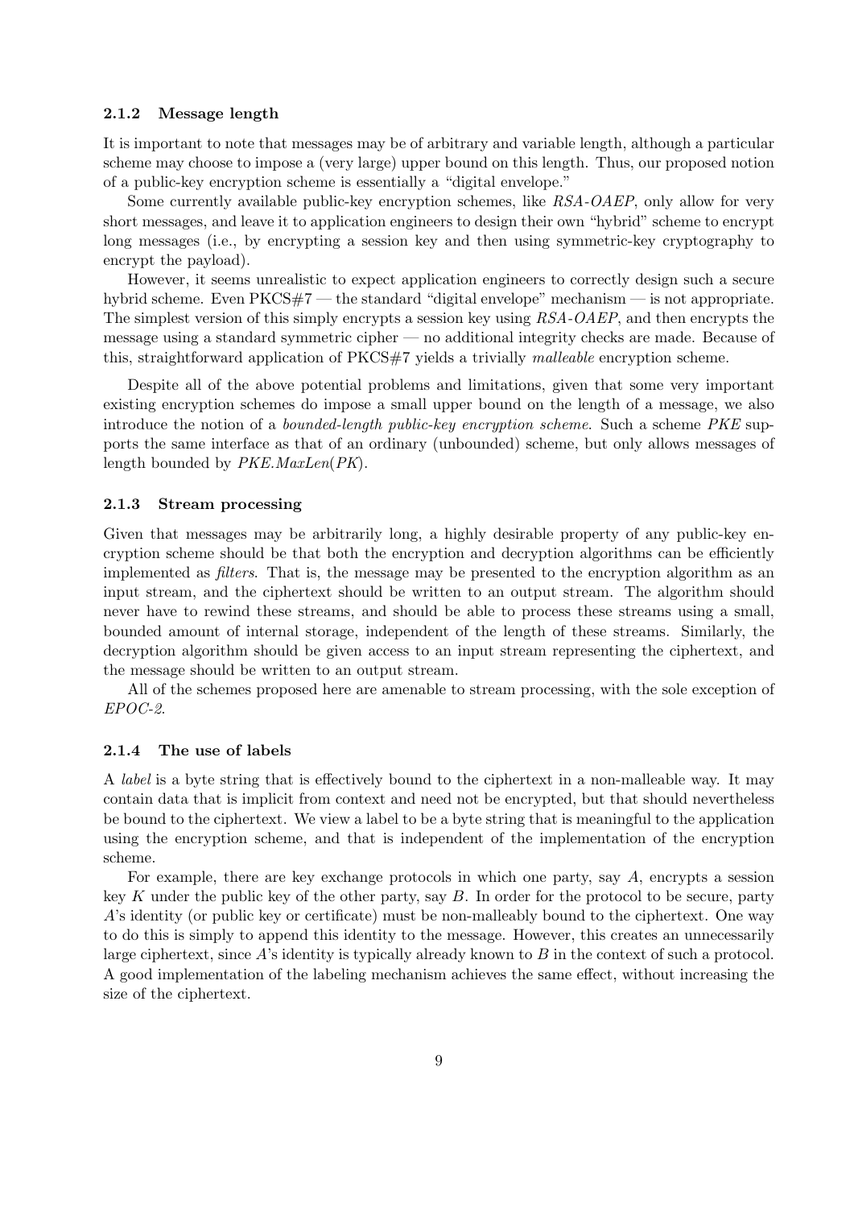### 2.1.2 Message length

It is important to note that messages may be of arbitrary and variable length, although a particular scheme may choose to impose a (very large) upper bound on this length. Thus, our proposed notion of a public-key encryption scheme is essentially a "digital envelope."

Some currently available public-key encryption schemes, like *RSA-OAEP*, only allow for very short messages, and leave it to application engineers to design their own "hybrid" scheme to encrypt long messages (i.e., by encrypting a session key and then using symmetric-key cryptography to encrypt the payload).

However, it seems unrealistic to expect application engineers to correctly design such a secure hybrid scheme. Even PKCS#7 — the standard "digital envelope" mechanism — is not appropriate. The simplest version of this simply encrypts a session key using *RSA-OAEP*, and then encrypts the message using a standard symmetric cipher — no additional integrity checks are made. Because of this, straightforward application of PKCS#7 yields a trivially *malleable* encryption scheme.

Despite all of the above potential problems and limitations, given that some very important existing encryption schemes do impose a small upper bound on the length of a message, we also introduce the notion of a *bounded-length public-key encryption scheme*. Such a scheme *PKE* supports the same interface as that of an ordinary (unbounded) scheme, but only allows messages of length bounded by *PKE.MaxLen*(*PK*).

### 2.1.3 Stream processing

Given that messages may be arbitrarily long, a highly desirable property of any public-key encryption scheme should be that both the encryption and decryption algorithms can be efficiently implemented as *filters*. That is, the message may be presented to the encryption algorithm as an input stream, and the ciphertext should be written to an output stream. The algorithm should never have to rewind these streams, and should be able to process these streams using a small, bounded amount of internal storage, independent of the length of these streams. Similarly, the decryption algorithm should be given access to an input stream representing the ciphertext, and the message should be written to an output stream.

All of the schemes proposed here are amenable to stream processing, with the sole exception of *EPOC-2*.

### 2.1.4 The use of labels

A *label* is a byte string that is effectively bound to the ciphertext in a non-malleable way. It may contain data that is implicit from context and need not be encrypted, but that should nevertheless be bound to the ciphertext. We view a label to be a byte string that is meaningful to the application using the encryption scheme, and that is independent of the implementation of the encryption scheme.

For example, there are key exchange protocols in which one party, say $A$, encrypts a session key $K$ under the public key of the other party, say $B$. In order for the protocol to be secure, party $A$'s identity (or public key or certificate) must be non-malleably bound to the ciphertext. One way to do this is simply to append this identity to the message. However, this creates an unnecessarily large ciphertext, since $A$'s identity is typically already known to $B$ in the context of such a protocol. A good implementation of the labeling mechanism achieves the same effect, without increasing the size of the ciphertext.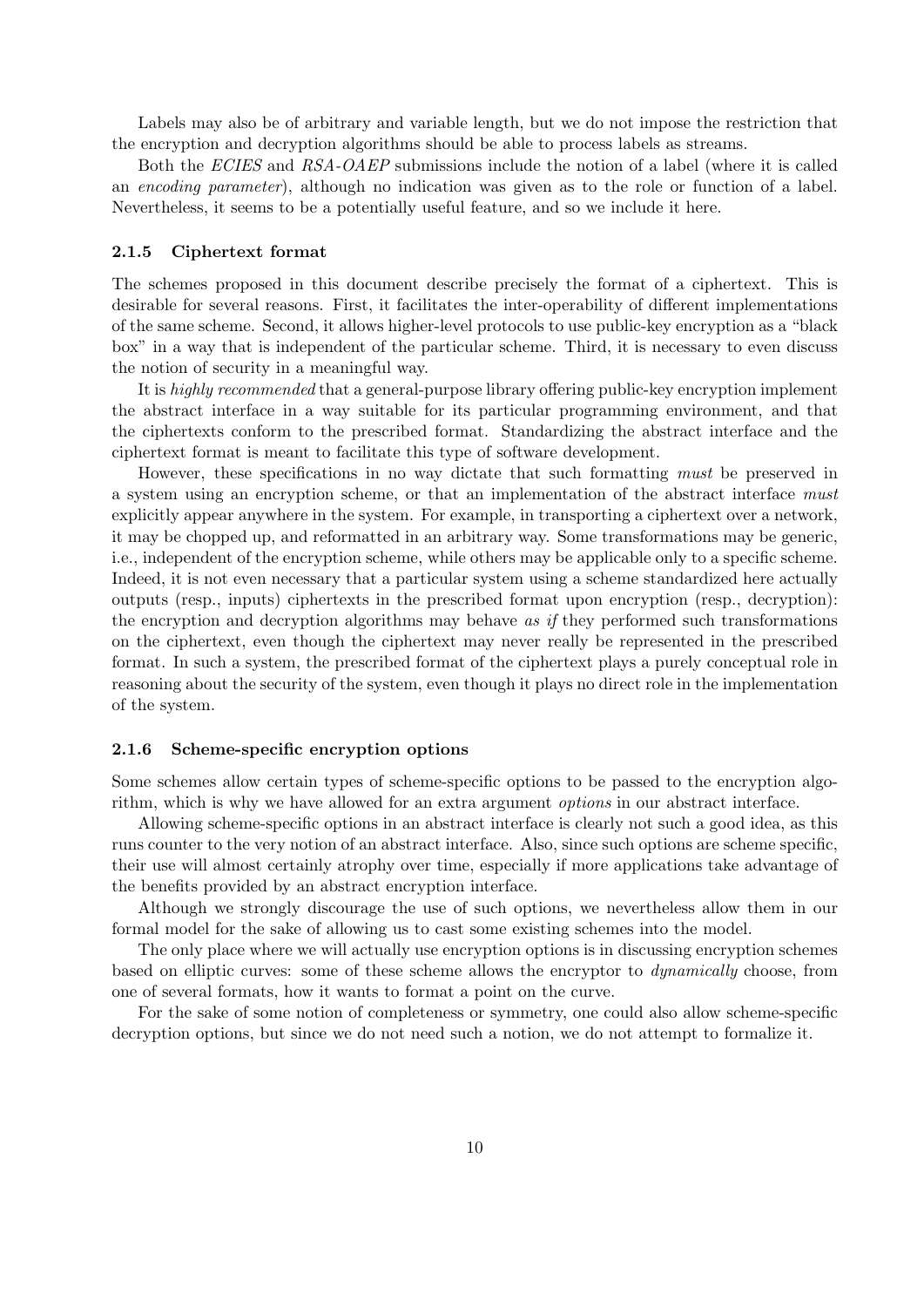Labels may also be of arbitrary and variable length, but we do not impose the restriction that the encryption and decryption algorithms should be able to process labels as streams.

Both the *ECIES* and *RSA-OAEP* submissions include the notion of a label (where it is called an *encoding parameter*), although no indication was given as to the role or function of a label. Nevertheless, it seems to be a potentially useful feature, and so we include it here.

#### 2.1.5 Ciphertext format

The schemes proposed in this document describe precisely the format of a ciphertext. This is desirable for several reasons. First, it facilitates the inter-operability of different implementations of the same scheme. Second, it allows higher-level protocols to use public-key encryption as a "black box" in a way that is independent of the particular scheme. Third, it is necessary to even discuss the notion of security in a meaningful way.

It is *highly recommended* that a general-purpose library offering public-key encryption implement the abstract interface in a way suitable for its particular programming environment, and that the ciphertexts conform to the prescribed format. Standardizing the abstract interface and the ciphertext format is meant to facilitate this type of software development.

However, these specifications in no way dictate that such formatting *must* be preserved in a system using an encryption scheme, or that an implementation of the abstract interface *must* explicitly appear anywhere in the system. For example, in transporting a ciphertext over a network, it may be chopped up, and reformatted in an arbitrary way. Some transformations may be generic, i.e., independent of the encryption scheme, while others may be applicable only to a specific scheme. Indeed, it is not even necessary that a particular system using a scheme standardized here actually outputs (resp., inputs) ciphertexts in the prescribed format upon encryption (resp., decryption): the encryption and decryption algorithms may behave *as if* they performed such transformations on the ciphertext, even though the ciphertext may never really be represented in the prescribed format. In such a system, the prescribed format of the ciphertext plays a purely conceptual role in reasoning about the security of the system, even though it plays no direct role in the implementation of the system.

#### 2.1.6 Scheme-specific encryption options

Some schemes allow certain types of scheme-specific options to be passed to the encryption algorithm, which is why we have allowed for an extra argument *options* in our abstract interface.

Allowing scheme-specific options in an abstract interface is clearly not such a good idea, as this runs counter to the very notion of an abstract interface. Also, since such options are scheme specific, their use will almost certainly atrophy over time, especially if more applications take advantage of the benefits provided by an abstract encryption interface.

Although we strongly discourage the use of such options, we nevertheless allow them in our formal model for the sake of allowing us to cast some existing schemes into the model.

The only place where we will actually use encryption options is in discussing encryption schemes based on elliptic curves: some of these scheme allows the encryptor to *dynamically* choose, from one of several formats, how it wants to format a point on the curve.

For the sake of some notion of completeness or symmetry, one could also allow scheme-specific decryption options, but since we do not need such a notion, we do not attempt to formalize it.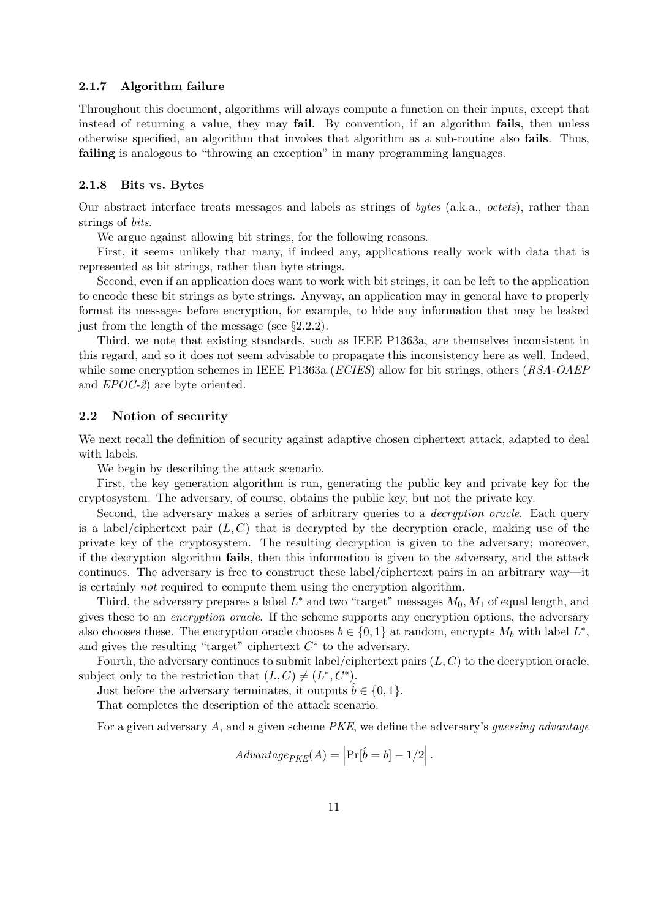### 2.1.7 Algorithm failure

Throughout this document, algorithms will always compute a function on their inputs, except that instead of returning a value, they may **fail**. By convention, if an algorithm **fails**, then unless otherwise specified, an algorithm that invokes that algorithm as a sub-routine also **fails**. Thus, **failing** is analogous to "throwing an exception" in many programming languages.

### 2.1.8 Bits vs. Bytes

Our abstract interface treats messages and labels as strings of *bytes* (a.k.a., *octets*), rather than strings of *bits*.

We argue against allowing bit strings, for the following reasons.

First, it seems unlikely that many, if indeed any, applications really work with data that is represented as bit strings, rather than byte strings.

Second, even if an application does want to work with bit strings, it can be left to the application to encode these bit strings as byte strings. Anyway, an application may in general have to properly format its messages before encryption, for example, to hide any information that may be leaked just from the length of the message (see §2.2.2).

Third, we note that existing standards, such as IEEE P1363a, are themselves inconsistent in this regard, and so it does not seem advisable to propagate this inconsistency here as well. Indeed, while some encryption schemes in IEEE P1363a (*ECIES*) allow for bit strings, others (*RSA-OAEP* and *EPOC-2*) are byte oriented.

## 2.2 Notion of security

We next recall the definition of security against adaptive chosen ciphertext attack, adapted to deal with labels.

We begin by describing the attack scenario.

First, the key generation algorithm is run, generating the public key and private key for the cryptosystem. The adversary, of course, obtains the public key, but not the private key.

Second, the adversary makes a series of arbitrary queries to a *decryption oracle*. Each query is a label/ciphertext pair $(L, C)$ that is decrypted by the decryption oracle, making use of the private key of the cryptosystem. The resulting decryption is given to the adversary; moreover, if the decryption algorithm **fails**, then this information is given to the adversary, and the attack continues. The adversary is free to construct these label/ciphertext pairs in an arbitrary way—it is certainly *not* required to compute them using the encryption algorithm.

Third, the adversary prepares a label $L^*$ and two "target" messages $M_0, M_1$ of equal length, and gives these to an *encryption oracle*. If the scheme supports any encryption options, the adversary also chooses these. The encryption oracle chooses $b \in \{0, 1\}$ at random, encrypts $M_b$ with label $L^*$, and gives the resulting "target" ciphertext $C^*$ to the adversary.

Fourth, the adversary continues to submit label/ciphertext pairs $(L, C)$ to the decryption oracle, subject only to the restriction that $(L, C) \neq (L^*, C^*)$.

Just before the adversary terminates, it outputs $\hat{b} \in \{0, 1\}$.

That completes the description of the attack scenario.

For a given adversary $A$, and a given scheme *PKE*, we define the adversary's *guessing advantage*

$$Advantage_{PKE}(A) = \left|\Pr[\hat{b} = b] - 1/2\right|.$$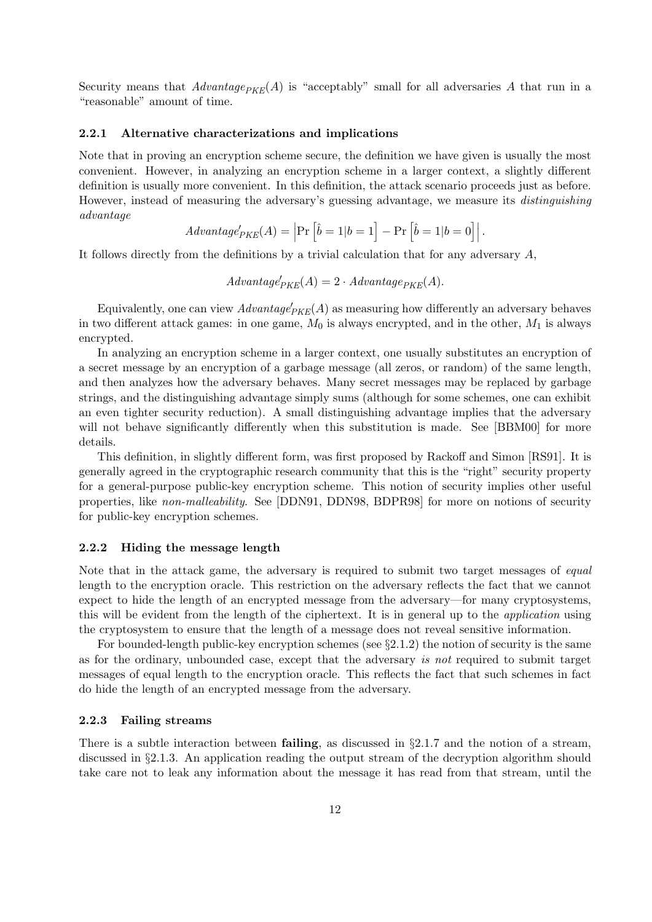Security means that $Advantage_{PKE}(A)$ is "acceptably" small for all adversaries $A$ that run in a "reasonable" amount of time.

### 2.2.1 Alternative characterizations and implications

Note that in proving an encryption scheme secure, the definition we have given is usually the most convenient. However, in analyzing an encryption scheme in a larger context, a slightly different definition is usually more convenient. In this definition, the attack scenario proceeds just as before. However, instead of measuring the adversary's guessing advantage, we measure its *distinguishing advantage*

$$Advantage'_{PKE}(A) = \left| \Pr\left[\hat{b} = 1 | b = 1\right] - \Pr\left[\hat{b} = 1 | b = 0\right] \right|.$$

It follows directly from the definitions by a trivial calculation that for any adversary $A$,

$$Advantage'_{PKE}(A) = 2 \cdot Advantage_{PKE}(A).$$

Equivalently, one can view $Advantage'_{PKE}(A)$ as measuring how differently an adversary behaves in two different attack games: in one game, $M_0$ is always encrypted, and in the other, $M_1$ is always encrypted.

In analyzing an encryption scheme in a larger context, one usually substitutes an encryption of a secret message by an encryption of a garbage message (all zeros, or random) of the same length, and then analyzes how the adversary behaves. Many secret messages may be replaced by garbage strings, and the distinguishing advantage simply sums (although for some schemes, one can exhibit an even tighter security reduction). A small distinguishing advantage implies that the adversary will not behave significantly differently when this substitution is made. See [BBM00] for more details.

This definition, in slightly different form, was first proposed by Rackoff and Simon [RS91]. It is generally agreed in the cryptographic research community that this is the "right" security property for a general-purpose public-key encryption scheme. This notion of security implies other useful properties, like *non-malleability*. See [DDN91, DDN98, BDPR98] for more on notions of security for public-key encryption schemes.

### 2.2.2 Hiding the message length

Note that in the attack game, the adversary is required to submit two target messages of *equal* length to the encryption oracle. This restriction on the adversary reflects the fact that we cannot expect to hide the length of an encrypted message from the adversary—for many cryptosystems, this will be evident from the length of the ciphertext. It is in general up to the *application* using the cryptosystem to ensure that the length of a message does not reveal sensitive information.

For bounded-length public-key encryption schemes (see §2.1.2) the notion of security is the same as for the ordinary, unbounded case, except that the adversary *is not* required to submit target messages of equal length to the encryption oracle. This reflects the fact that such schemes in fact do hide the length of an encrypted message from the adversary.

### 2.2.3 Failing streams

There is a subtle interaction between **failing**, as discussed in §2.1.7 and the notion of a stream, discussed in §2.1.3. An application reading the output stream of the decryption algorithm should take care not to leak any information about the message it has read from that stream, until the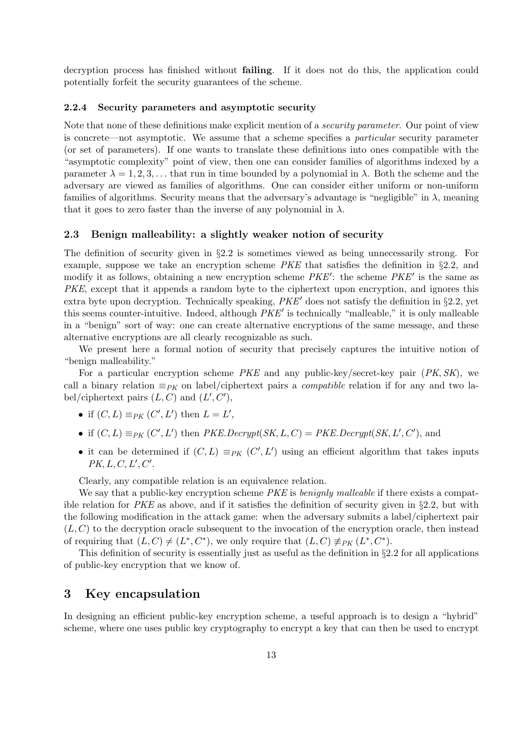decryption process has finished without **failing**. If it does not do this, the application could potentially forfeit the security guarantees of the scheme.

### 2.2.4 Security parameters and asymptotic security

Note that none of these definitions make explicit mention of a *security parameter*. Our point of view is concrete—not asymptotic. We assume that a scheme specifies a *particular* security parameter (or set of parameters). If one wants to translate these definitions into ones compatible with the "asymptotic complexity" point of view, then one can consider families of algorithms indexed by a parameter $\lambda = 1, 2, 3, \ldots$ that run in time bounded by a polynomial in $\lambda$. Both the scheme and the adversary are viewed as families of algorithms. One can consider either uniform or non-uniform families of algorithms. Security means that the adversary's advantage is "negligible" in $\lambda$, meaning that it goes to zero faster than the inverse of any polynomial in $\lambda$.

## 2.3 Benign malleability: a slightly weaker notion of security

The definition of security given in §2.2 is sometimes viewed as being unnecessarily strong. For example, suppose we take an encryption scheme *PKE* that satisfies the definition in §2.2, and modify it as follows, obtaining a new encryption scheme *PKE*$'$: the scheme *PKE*$'$ is the same as *PKE*, except that it appends a random byte to the ciphertext upon encryption, and ignores this extra byte upon decryption. Technically speaking, *PKE*$'$ does not satisfy the definition in §2.2, yet this seems counter-intuitive. Indeed, although *PKE*$'$ is technically "malleable," it is only malleable in a "benign" sort of way: one can create alternative encryptions of the same message, and these alternative encryptions are all clearly recognizable as such.

We present here a formal notion of security that precisely captures the intuitive notion of "benign malleability."

For a particular encryption scheme *PKE* and any public-key/secret-key pair $(PK, SK)$, we call a binary relation $\equiv_{PK}$ on label/ciphertext pairs a *compatible* relation if for any and two label/ciphertext pairs $(L, C)$ and $(L', C')$,

- if $(C, L) \equiv_{PK} (C', L')$ then $L = L'$,
- if $(C, L) \equiv_{PK} (C', L')$ then $PKE.Decrypt(SK, L, C) = PKE.Decrypt(SK, L', C')$, and
- it can be determined if $(C, L) \equiv_{PK} (C', L')$ using an efficient algorithm that takes inputs $PK, L, C, L', C'$.

Clearly, any compatible relation is an equivalence relation.

We say that a public-key encryption scheme *PKE* is *benignly malleable* if there exists a compatible relation for *PKE* as above, and if it satisfies the definition of security given in §2.2, but with the following modification in the attack game: when the adversary submits a label/ciphertext pair $(L, C)$ to the decryption oracle subsequent to the invocation of the encryption oracle, then instead of requiring that $(L, C) \neq (L^*, C^*)$, we only require that $(L, C) \not\equiv_{PK} (L^*, C^*)$.

This definition of security is essentially just as useful as the definition in §2.2 for all applications of public-key encryption that we know of.

# 3 Key encapsulation

In designing an efficient public-key encryption scheme, a useful approach is to design a "hybrid" scheme, where one uses public key cryptography to encrypt a key that can then be used to encrypt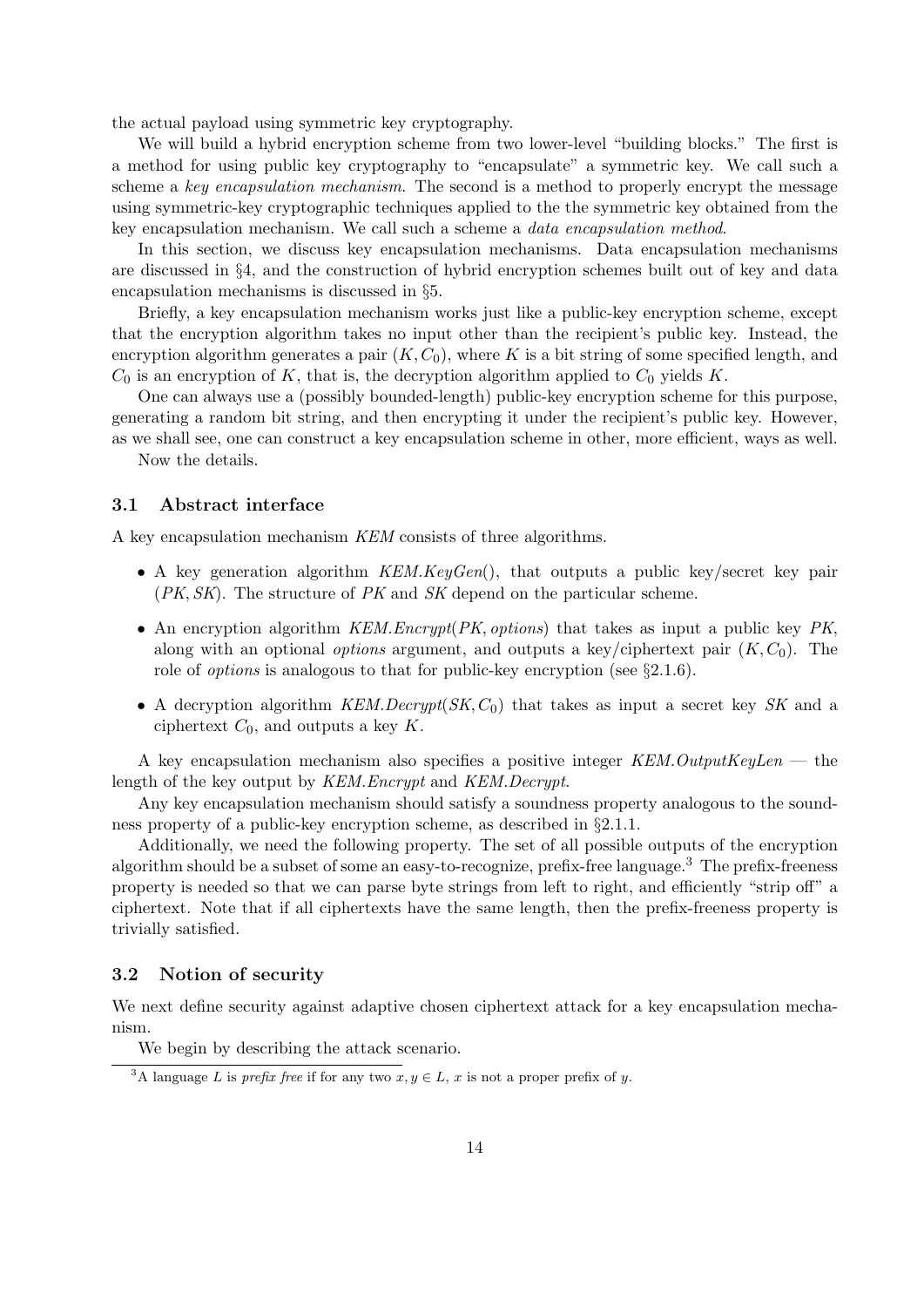the actual payload using symmetric key cryptography.

We will build a hybrid encryption scheme from two lower-level "building blocks." The first is a method for using public key cryptography to "encapsulate" a symmetric key. We call such a scheme a *key encapsulation mechanism*. The second is a method to properly encrypt the message using symmetric-key cryptographic techniques applied to the the symmetric key obtained from the key encapsulation mechanism. We call such a scheme a *data encapsulation method*.

In this section, we discuss key encapsulation mechanisms. Data encapsulation mechanisms are discussed in §4, and the construction of hybrid encryption schemes built out of key and data encapsulation mechanisms is discussed in §5.

Briefly, a key encapsulation mechanism works just like a public-key encryption scheme, except that the encryption algorithm takes no input other than the recipient's public key. Instead, the encryption algorithm generates a pair $(K, C_0)$, where $K$ is a bit string of some specified length, and $C_0$ is an encryption of $K$, that is, the decryption algorithm applied to $C_0$ yields $K$.

One can always use a (possibly bounded-length) public-key encryption scheme for this purpose, generating a random bit string, and then encrypting it under the recipient's public key. However, as we shall see, one can construct a key encapsulation scheme in other, more efficient, ways as well.

Now the details.

### 3.1 Abstract interface

A key encapsulation mechanism *KEM* consists of three algorithms.

- A key generation algorithm *KEM.KeyGen*(), that outputs a public key/secret key pair (*PK*, *SK*). The structure of *PK* and *SK* depend on the particular scheme.
- An encryption algorithm *KEM.Encrypt*(*PK*, *options*) that takes as input a public key *PK*, along with an optional *options* argument, and outputs a key/ciphertext pair $(K, C_0)$. The role of *options* is analogous to that for public-key encryption (see §2.1.6).
- A decryption algorithm *KEM.Decrypt*(*SK*, $C_0$) that takes as input a secret key *SK* and a ciphertext $C_0$, and outputs a key $K$.

A key encapsulation mechanism also specifies a positive integer *KEM.OutputKeyLen* — the length of the key output by *KEM.Encrypt* and *KEM.Decrypt*.

Any key encapsulation mechanism should satisfy a soundness property analogous to the soundness property of a public-key encryption scheme, as described in §2.1.1.

Additionally, we need the following property. The set of all possible outputs of the encryption algorithm should be a subset of some an easy-to-recognize, prefix-free language.[3] The prefix-freeness property is needed so that we can parse byte strings from left to right, and efficiently "strip off" a ciphertext. Note that if all ciphertexts have the same length, then the prefix-freeness property is trivially satisfied.

### 3.2 Notion of security

We next define security against adaptive chosen ciphertext attack for a key encapsulation mechanism.

We begin by describing the attack scenario.

[3] A language $L$ is *prefix free* if for any two $x, y \in L$, $x$ is not a proper prefix of $y$.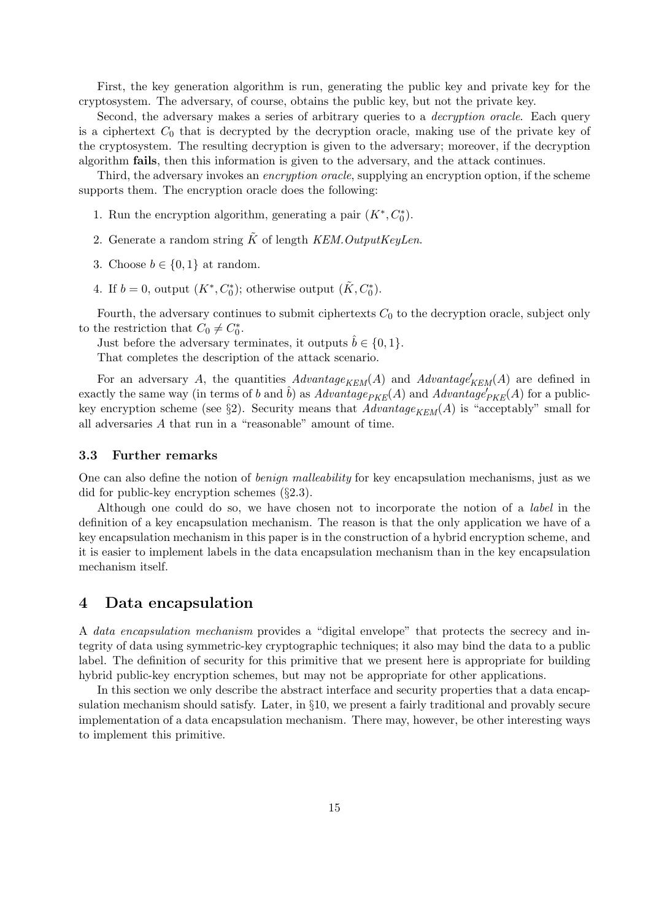First, the key generation algorithm is run, generating the public key and private key for the cryptosystem. The adversary, of course, obtains the public key, but not the private key.

Second, the adversary makes a series of arbitrary queries to a *decryption oracle*. Each query is a ciphertext $C_0$ that is decrypted by the decryption oracle, making use of the private key of the cryptosystem. The resulting decryption is given to the adversary; moreover, if the decryption algorithm **fails**, then this information is given to the adversary, and the attack continues.

Third, the adversary invokes an *encryption oracle*, supplying an encryption option, if the scheme supports them. The encryption oracle does the following:

1. Run the encryption algorithm, generating a pair $(K^*, C_0^*)$.
2. Generate a random string $\tilde{K}$ of length *KEM.OutputKeyLen*.
3. Choose $b \in \{0, 1\}$ at random.
4. If $b = 0$, output $(K^*, C_0^*)$; otherwise output $(\tilde{K}, C_0^*)$.

Fourth, the adversary continues to submit ciphertexts $C_0$ to the decryption oracle, subject only to the restriction that $C_0 \neq C_0^*$.

Just before the adversary terminates, it outputs $\hat{b} \in \{0, 1\}$.

That completes the description of the attack scenario.

For an adversary $A$, the quantities $Advantage_{KEM}(A)$ and $Advantage'_{KEM}(A)$ are defined in exactly the same way (in terms of $b$ and $\hat{b}$) as $Advantage_{PKE}(A)$ and $Advantage'_{PKE}(A)$ for a public-key encryption scheme (see §2). Security means that $Advantage_{KEM}(A)$ is "acceptably" small for all adversaries $A$ that run in a "reasonable" amount of time.

### 3.3 Further remarks

One can also define the notion of *benign malleability* for key encapsulation mechanisms, just as we did for public-key encryption schemes (§2.3).

Although one could do so, we have chosen not to incorporate the notion of a *label* in the definition of a key encapsulation mechanism. The reason is that the only application we have of a key encapsulation mechanism in this paper is in the construction of a hybrid encryption scheme, and it is easier to implement labels in the data encapsulation mechanism than in the key encapsulation mechanism itself.

## 4 Data encapsulation

A *data encapsulation mechanism* provides a "digital envelope" that protects the secrecy and integrity of data using symmetric-key cryptographic techniques; it also may bind the data to a public label. The definition of security for this primitive that we present here is appropriate for building hybrid public-key encryption schemes, but may not be appropriate for other applications.

In this section we only describe the abstract interface and security properties that a data encapsulation mechanism should satisfy. Later, in §10, we present a fairly traditional and provably secure implementation of a data encapsulation mechanism. There may, however, be other interesting ways to implement this primitive.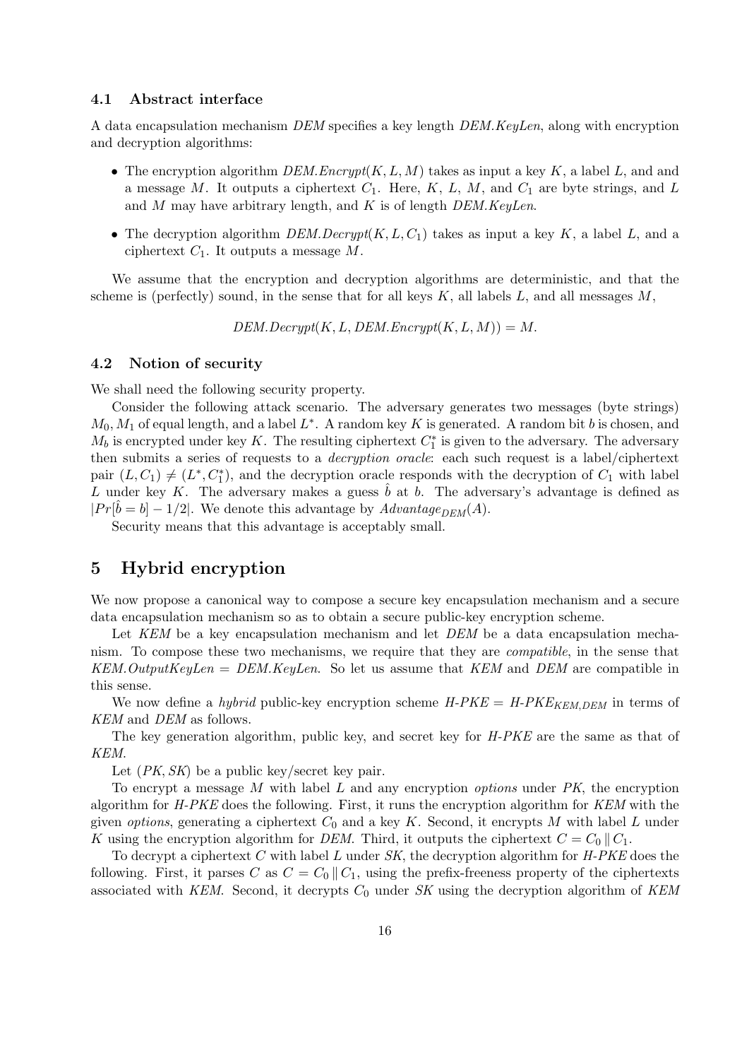### 4.1 Abstract interface

A data encapsulation mechanism *DEM* specifies a key length *DEM.KeyLen*, along with encryption and decryption algorithms:

- The encryption algorithm *DEM.Encrypt*$(K, L, M)$ takes as input a key $K$, a label $L$, and and a message $M$. It outputs a ciphertext $C_1$. Here, $K$, $L$, $M$, and $C_1$ are byte strings, and $L$ and $M$ may have arbitrary length, and $K$ is of length *DEM.KeyLen*.
- The decryption algorithm *DEM.Decrypt*$(K, L, C_1)$ takes as input a key $K$, a label $L$, and a ciphertext $C_1$. It outputs a message $M$.

We assume that the encryption and decryption algorithms are deterministic, and that the scheme is (perfectly) sound, in the sense that for all keys $K$, all labels $L$, and all messages $M$,

$$DEM.Decrypt(K, L, DEM.Encrypt(K, L, M)) = M.$$

### 4.2 Notion of security

We shall need the following security property.

Consider the following attack scenario. The adversary generates two messages (byte strings) $M_0, M_1$ of equal length, and a label $L^*$. A random key $K$ is generated. A random bit $b$ is chosen, and $M_b$ is encrypted under key $K$. The resulting ciphertext $C_1^*$ is given to the adversary. The adversary then submits a series of requests to a *decryption oracle*: each such request is a label/ciphertext pair $(L, C_1) \neq (L^*, C_1^*)$, and the decryption oracle responds with the decryption of $C_1$ with label $L$ under key $K$. The adversary makes a guess $\hat{b}$ at $b$. The adversary's advantage is defined as $|Pr[\hat{b} = b] - 1/2|$. We denote this advantage by $Advantage_{DEM}(A)$.

Security means that this advantage is acceptably small.

## 5 Hybrid encryption

We now propose a canonical way to compose a secure key encapsulation mechanism and a secure data encapsulation mechanism so as to obtain a secure public-key encryption scheme.

Let *KEM* be a key encapsulation mechanism and let *DEM* be a data encapsulation mechanism. To compose these two mechanisms, we require that they are *compatible*, in the sense that *KEM.OutputKeyLen* = *DEM.KeyLen*. So let us assume that *KEM* and *DEM* are compatible in this sense.

We now define a *hybrid* public-key encryption scheme $H\text{-}PKE = H\text{-}PKE_{KEM,DEM}$ in terms of *KEM* and *DEM* as follows.

The key generation algorithm, public key, and secret key for *H-PKE* are the same as that of *KEM*.

Let $(PK, SK)$ be a public key/secret key pair.

To encrypt a message $M$ with label $L$ and any encryption *options* under $PK$, the encryption algorithm for *H-PKE* does the following. First, it runs the encryption algorithm for *KEM* with the given *options*, generating a ciphertext $C_0$ and a key $K$. Second, it encrypts $M$ with label $L$ under $K$ using the encryption algorithm for *DEM*. Third, it outputs the ciphertext $C = C_0 \parallel C_1$.

To decrypt a ciphertext $C$ with label $L$ under $SK$, the decryption algorithm for *H-PKE* does the following. First, it parses $C$ as $C = C_0 \parallel C_1$, using the prefix-freeness property of the ciphertexts associated with *KEM*. Second, it decrypts $C_0$ under $SK$ using the decryption algorithm of *KEM*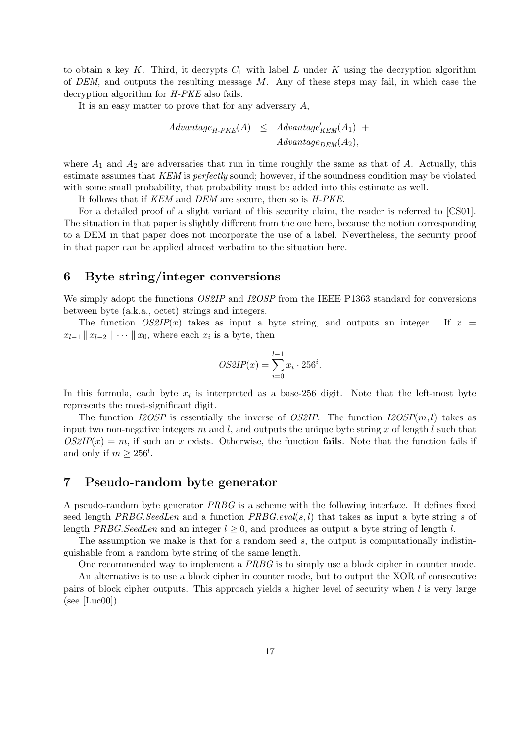to obtain a key $K$. Third, it decrypts $C_1$ with label $L$ under $K$ using the decryption algorithm of *DEM*, and outputs the resulting message $M$. Any of these steps may fail, in which case the decryption algorithm for *H-PKE* also fails.

It is an easy matter to prove that for any adversary $A$,

$$\begin{aligned} \mathit{Advantage}_{\mathit{H\text{-}PKE}}(A) \;\leq\; & \mathit{Advantage}'_{\mathit{KEM}}(A_1) \;+ \\ & \mathit{Advantage}_{\mathit{DEM}}(A_2), \end{aligned}$$

where $A_1$ and $A_2$ are adversaries that run in time roughly the same as that of $A$. Actually, this estimate assumes that *KEM* is *perfectly* sound; however, if the soundness condition may be violated with some small probability, that probability must be added into this estimate as well.

It follows that if *KEM* and *DEM* are secure, then so is *H-PKE*.

For a detailed proof of a slight variant of this security claim, the reader is referred to [CS01]. The situation in that paper is slightly different from the one here, because the notion corresponding to a DEM in that paper does not incorporate the use of a label. Nevertheless, the security proof in that paper can be applied almost verbatim to the situation here.

## 6 Byte string/integer conversions

We simply adopt the functions *OS2IP* and *I2OSP* from the IEEE P1363 standard for conversions between byte (a.k.a., octet) strings and integers.

The function $\mathit{OS2IP}(x)$ takes as input a byte string, and outputs an integer. If $x = x_{l-1} \,\|\, x_{l-2} \,\|\, \cdots \,\|\, x_0$, where each $x_i$ is a byte, then

$$\mathit{OS2IP}(x) = \sum_{i=0}^{l-1} x_i \cdot 256^i.$$

In this formula, each byte $x_i$ is interpreted as a base-256 digit. Note that the left-most byte represents the most-significant digit.

The function *I2OSP* is essentially the inverse of *OS2IP*. The function $\mathit{I2OSP}(m, l)$ takes as input two non-negative integers $m$ and $l$, and outputs the unique byte string $x$ of length $l$ such that $\mathit{OS2IP}(x) = m$, if such an $x$ exists. Otherwise, the function **fails**. Note that the function fails if and only if $m \geq 256^l$.

## 7 Pseudo-random byte generator

A pseudo-random byte generator *PRBG* is a scheme with the following interface. It defines fixed seed length *PRBG.SeedLen* and a function $\mathit{PRBG.eval}(s, l)$ that takes as input a byte string $s$ of length *PRBG.SeedLen* and an integer $l \geq 0$, and produces as output a byte string of length $l$.

The assumption we make is that for a random seed $s$, the output is computationally indistinguishable from a random byte string of the same length.

One recommended way to implement a *PRBG* is to simply use a block cipher in counter mode.

An alternative is to use a block cipher in counter mode, but to output the XOR of consecutive pairs of block cipher outputs. This approach yields a higher level of security when $l$ is very large (see [Luc00]).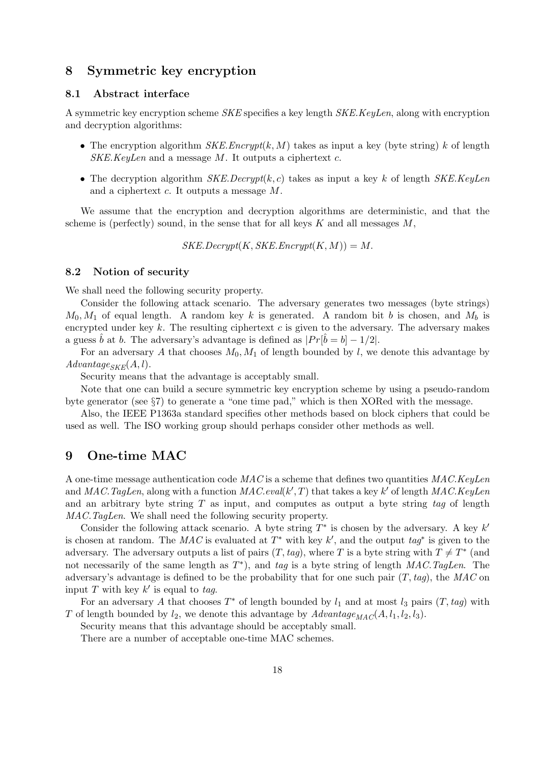## 8 Symmetric key encryption

### 8.1 Abstract interface

A symmetric key encryption scheme *SKE* specifies a key length *SKE.KeyLen*, along with encryption and decryption algorithms:

- The encryption algorithm $SKE.Encrypt(k, M)$ takes as input a key (byte string) $k$ of length *SKE.KeyLen* and a message $M$. It outputs a ciphertext $c$.
- The decryption algorithm $SKE.Decrypt(k, c)$ takes as input a key $k$ of length *SKE.KeyLen* and a ciphertext $c$. It outputs a message $M$.

We assume that the encryption and decryption algorithms are deterministic, and that the scheme is (perfectly) sound, in the sense that for all keys $K$ and all messages $M$,

$$SKE.Decrypt(K, SKE.Encrypt(K, M)) = M.$$

### 8.2 Notion of security

We shall need the following security property.

Consider the following attack scenario. The adversary generates two messages (byte strings) $M_0, M_1$ of equal length. A random key $k$ is generated. A random bit $b$ is chosen, and $M_b$ is encrypted under key $k$. The resulting ciphertext $c$ is given to the adversary. The adversary makes a guess $\hat{b}$ at $b$. The adversary's advantage is defined as $|Pr[\hat{b} = b] - 1/2|$.

For an adversary $A$ that chooses $M_0, M_1$ of length bounded by $l$, we denote this advantage by $Advantage_{SKE}(A, l)$.

Security means that the advantage is acceptably small.

Note that one can build a secure symmetric key encryption scheme by using a pseudo-random byte generator (see §7) to generate a "one time pad," which is then XORed with the message.

Also, the IEEE P1363a standard specifies other methods based on block ciphers that could be used as well. The ISO working group should perhaps consider other methods as well.

## 9 One-time MAC

A one-time message authentication code *MAC* is a scheme that defines two quantities *MAC.KeyLen* and *MAC.TagLen*, along with a function $MAC.eval(k', T)$ that takes a key $k'$ of length *MAC.KeyLen* and an arbitrary byte string $T$ as input, and computes as output a byte string *tag* of length *MAC.TagLen*. We shall need the following security property.

Consider the following attack scenario. A byte string $T^*$ is chosen by the adversary. A key $k'$ is chosen at random. The *MAC* is evaluated at $T^*$ with key $k'$, and the output $tag^*$ is given to the adversary. The adversary outputs a list of pairs $(T, tag)$, where $T$ is a byte string with $T \neq T^*$ (and not necessarily of the same length as $T^*$), and *tag* is a byte string of length *MAC.TagLen*. The adversary's advantage is defined to be the probability that for one such pair $(T, tag)$, the *MAC* on input $T$ with key $k'$ is equal to *tag*.

For an adversary $A$ that chooses $T^*$ of length bounded by $l_1$ and at most $l_3$ pairs $(T, tag)$ with $T$ of length bounded by $l_2$, we denote this advantage by $Advantage_{MAC}(A, l_1, l_2, l_3)$.

Security means that this advantage should be acceptably small.

There are a number of acceptable one-time MAC schemes.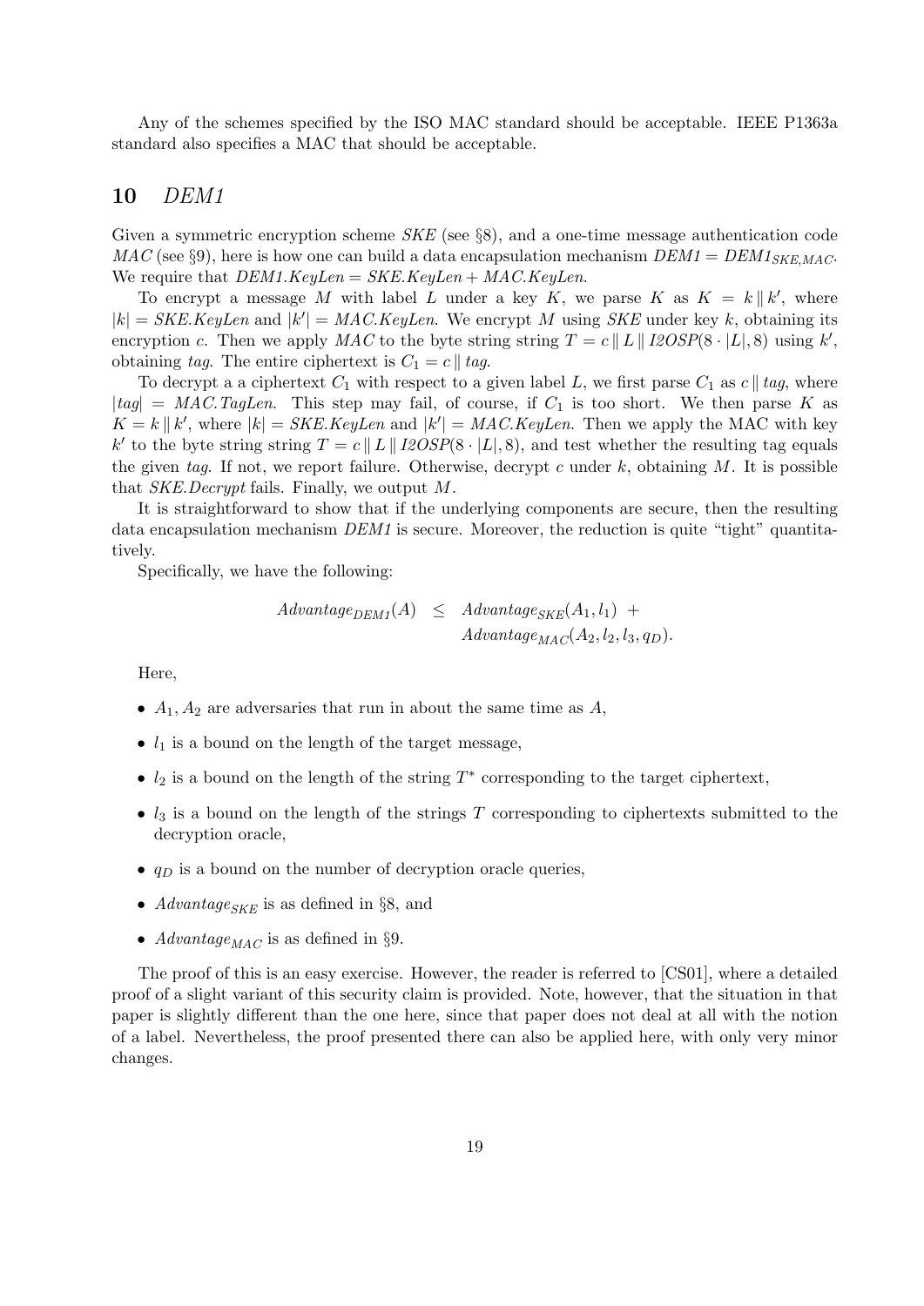Any of the schemes specified by the ISO MAC standard should be acceptable. IEEE P1363a standard also specifies a MAC that should be acceptable.

## 10 *DEM1*

Given a symmetric encryption scheme *SKE* (see §8), and a one-time message authentication code *MAC* (see §9), here is how one can build a data encapsulation mechanism $DEM1 = DEM1_{SKE,MAC}$. We require that $DEM1.KeyLen = SKE.KeyLen + MAC.KeyLen$.

To encrypt a message $M$ with label $L$ under a key $K$, we parse $K$ as $K = k \| k'$, where $|k| = SKE.KeyLen$ and $|k'| = MAC.KeyLen$. We encrypt $M$ using *SKE* under key $k$, obtaining its encryption $c$. Then we apply *MAC* to the byte string string $T = c \| L \| I2OSP(8 \cdot |L|, 8)$ using $k'$, obtaining *tag*. The entire ciphertext is $C_1 = c \| tag$.

To decrypt a a ciphertext $C_1$ with respect to a given label $L$, we first parse $C_1$ as $c \| tag$, where $|tag| = MAC.TagLen$. This step may fail, of course, if $C_1$ is too short. We then parse $K$ as $K = k \| k'$, where $|k| = SKE.KeyLen$ and $|k'| = MAC.KeyLen$. Then we apply the MAC with key $k'$ to the byte string string $T = c \| L \| I2OSP(8 \cdot |L|, 8)$, and test whether the resulting tag equals the given *tag*. If not, we report failure. Otherwise, decrypt $c$ under $k$, obtaining $M$. It is possible that *SKE.Decrypt* fails. Finally, we output $M$.

It is straightforward to show that if the underlying components are secure, then the resulting data encapsulation mechanism *DEM1* is secure. Moreover, the reduction is quite "tight" quantitatively.

Specifically, we have the following:

$$
\begin{aligned}
Advantage_{DEM1}(A) \quad \leq \quad & Advantage_{SKE}(A_1, l_1) \ + \\
& Advantage_{MAC}(A_2, l_2, l_3, q_D).
\end{aligned}
$$

Here,

- $A_1, A_2$ are adversaries that run in about the same time as $A$,
- $l_1$ is a bound on the length of the target message,
- $l_2$ is a bound on the length of the string $T^*$ corresponding to the target ciphertext,
- $l_3$ is a bound on the length of the strings $T$ corresponding to ciphertexts submitted to the decryption oracle,
- $q_D$ is a bound on the number of decryption oracle queries,
- $Advantage_{SKE}$ is as defined in §8, and
- $Advantage_{MAC}$ is as defined in §9.

The proof of this is an easy exercise. However, the reader is referred to [CS01], where a detailed proof of a slight variant of this security claim is provided. Note, however, that the situation in that paper is slightly different than the one here, since that paper does not deal at all with the notion of a label. Nevertheless, the proof presented there can also be applied here, with only very minor changes.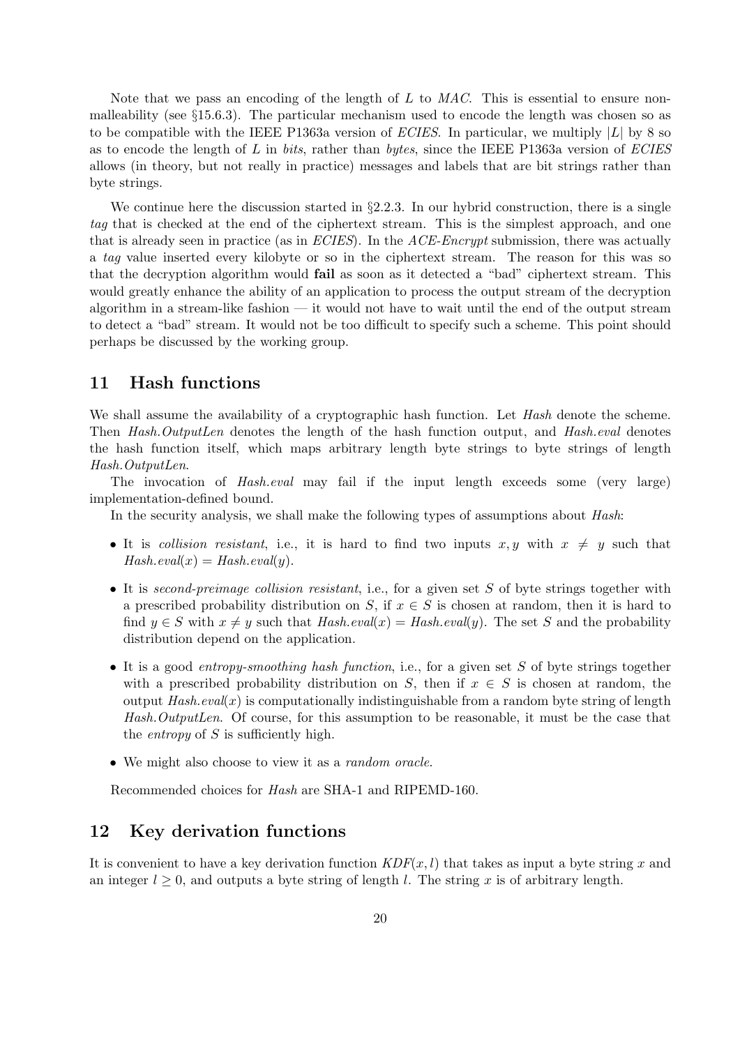Note that we pass an encoding of the length of $L$ to *MAC*. This is essential to ensure non-malleability (see §15.6.3). The particular mechanism used to encode the length was chosen so as to be compatible with the IEEE P1363a version of *ECIES*. In particular, we multiply $|L|$ by 8 so as to encode the length of $L$ in *bits*, rather than *bytes*, since the IEEE P1363a version of *ECIES* allows (in theory, but not really in practice) messages and labels that are bit strings rather than byte strings.

We continue here the discussion started in §2.2.3. In our hybrid construction, there is a single *tag* that is checked at the end of the ciphertext stream. This is the simplest approach, and one that is already seen in practice (as in *ECIES*). In the *ACE-Encrypt* submission, there was actually a *tag* value inserted every kilobyte or so in the ciphertext stream. The reason for this was so that the decryption algorithm would **fail** as soon as it detected a "bad" ciphertext stream. This would greatly enhance the ability of an application to process the output stream of the decryption algorithm in a stream-like fashion — it would not have to wait until the end of the output stream to detect a "bad" stream. It would not be too difficult to specify such a scheme. This point should perhaps be discussed by the working group.

## 11 Hash functions

We shall assume the availability of a cryptographic hash function. Let *Hash* denote the scheme. Then *Hash.OutputLen* denotes the length of the hash function output, and *Hash.eval* denotes the hash function itself, which maps arbitrary length byte strings to byte strings of length *Hash.OutputLen*.

The invocation of *Hash.eval* may fail if the input length exceeds some (very large) implementation-defined bound.

In the security analysis, we shall make the following types of assumptions about *Hash*:

- It is *collision resistant*, i.e., it is hard to find two inputs $x, y$ with $x \neq y$ such that $Hash.eval(x) = Hash.eval(y)$.
- It is *second-preimage collision resistant*, i.e., for a given set $S$ of byte strings together with a prescribed probability distribution on $S$, if $x \in S$ is chosen at random, then it is hard to find $y \in S$ with $x \neq y$ such that $Hash.eval(x) = Hash.eval(y)$. The set $S$ and the probability distribution depend on the application.
- It is a good *entropy-smoothing hash function*, i.e., for a given set $S$ of byte strings together with a prescribed probability distribution on $S$, then if $x \in S$ is chosen at random, the output $Hash.eval(x)$ is computationally indistinguishable from a random byte string of length *Hash.OutputLen*. Of course, for this assumption to be reasonable, it must be the case that the *entropy* of $S$ is sufficiently high.
- We might also choose to view it as a *random oracle*.

Recommended choices for *Hash* are SHA-1 and RIPEMD-160.

## 12 Key derivation functions

It is convenient to have a key derivation function $KDF(x, l)$ that takes as input a byte string $x$ and an integer $l \geq 0$, and outputs a byte string of length $l$. The string $x$ is of arbitrary length.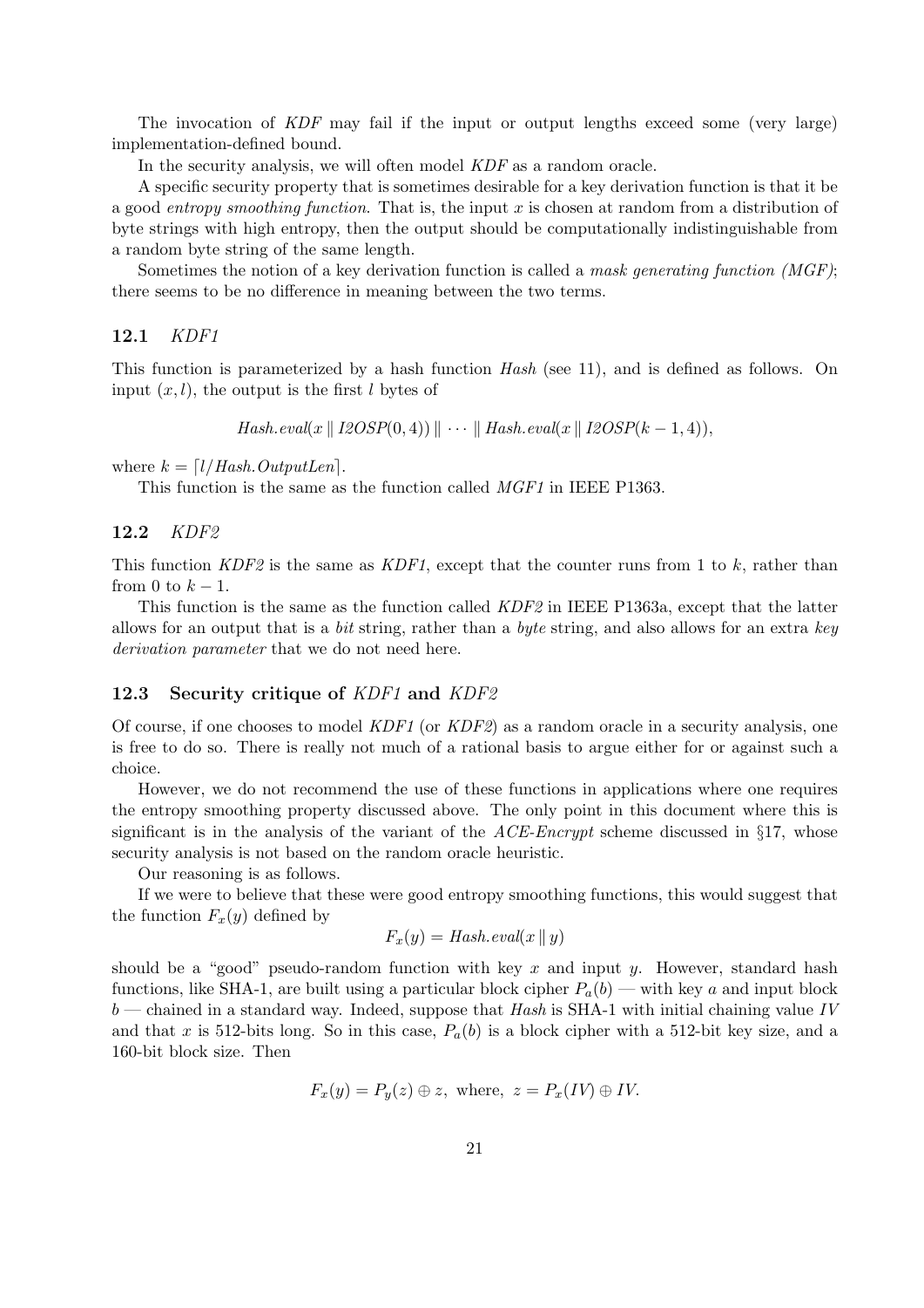The invocation of *KDF* may fail if the input or output lengths exceed some (very large) implementation-defined bound.

In the security analysis, we will often model *KDF* as a random oracle.

A specific security property that is sometimes desirable for a key derivation function is that it be a good *entropy smoothing function*. That is, the input $x$ is chosen at random from a distribution of byte strings with high entropy, then the output should be computationally indistinguishable from a random byte string of the same length.

Sometimes the notion of a key derivation function is called a *mask generating function (MGF)*; there seems to be no difference in meaning between the two terms.

## 12.1 *KDF1*

This function is parameterized by a hash function *Hash* (see 11), and is defined as follows. On input $(x, l)$, the output is the first $l$ bytes of

$$Hash.eval(x \parallel I2OSP(0,4)) \parallel \cdots \parallel Hash.eval(x \parallel I2OSP(k-1,4)),$$

where $k = \lceil l / Hash.OutputLen \rceil$.

This function is the same as the function called *MGF1* in IEEE P1363.

## 12.2 *KDF2*

This function *KDF2* is the same as *KDF1*, except that the counter runs from 1 to $k$, rather than from 0 to $k-1$.

This function is the same as the function called *KDF2* in IEEE P1363a, except that the latter allows for an output that is a *bit* string, rather than a *byte* string, and also allows for an extra *key derivation parameter* that we do not need here.

## 12.3 Security critique of *KDF1* and *KDF2*

Of course, if one chooses to model *KDF1* (or *KDF2*) as a random oracle in a security analysis, one is free to do so. There is really not much of a rational basis to argue either for or against such a choice.

However, we do not recommend the use of these functions in applications where one requires the entropy smoothing property discussed above. The only point in this document where this is significant is in the analysis of the variant of the *ACE-Encrypt* scheme discussed in §17, whose security analysis is not based on the random oracle heuristic.

Our reasoning is as follows.

If we were to believe that these were good entropy smoothing functions, this would suggest that the function $F_x(y)$ defined by

$$F_x(y) = Hash.eval(x \parallel y)$$

should be a "good" pseudo-random function with key $x$ and input $y$. However, standard hash functions, like SHA-1, are built using a particular block cipher $P_a(b)$ — with key $a$ and input block $b$ — chained in a standard way. Indeed, suppose that *Hash* is SHA-1 with initial chaining value $IV$ and that $x$ is 512-bits long. So in this case, $P_a(b)$ is a block cipher with a 512-bit key size, and a 160-bit block size. Then

$$F_x(y) = P_y(z) \oplus z, \text{ where, } z = P_x(IV) \oplus IV.$$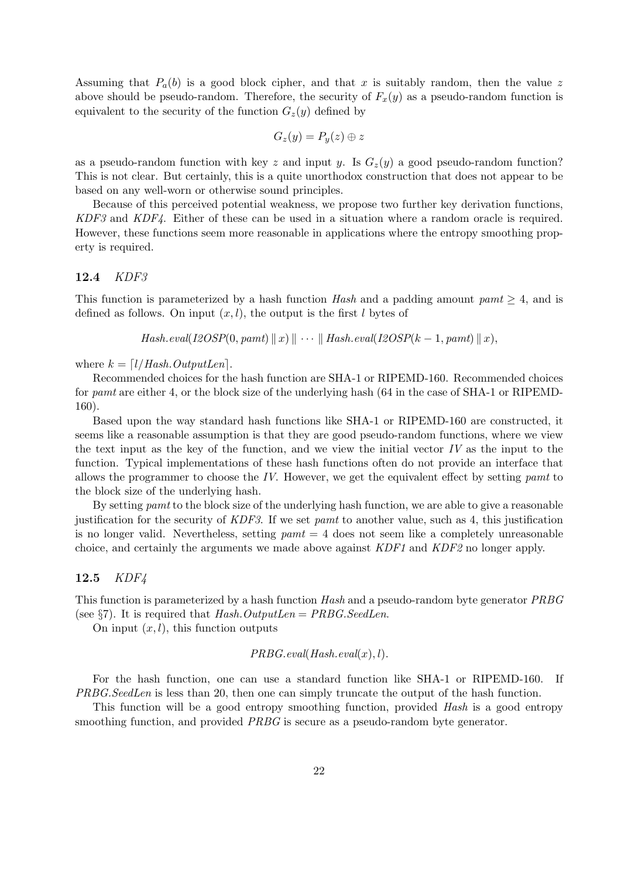Assuming that $P_a(b)$ is a good block cipher, and that $x$ is suitably random, then the value $z$ above should be pseudo-random. Therefore, the security of $F_x(y)$ as a pseudo-random function is equivalent to the security of the function $G_z(y)$ defined by

$$G_z(y) = P_y(z) \oplus z$$

as a pseudo-random function with key $z$ and input $y$. Is $G_z(y)$ a good pseudo-random function? This is not clear. But certainly, this is a quite unorthodox construction that does not appear to be based on any well-worn or otherwise sound principles.

Because of this perceived potential weakness, we propose two further key derivation functions, *KDF3* and *KDF4*. Either of these can be used in a situation where a random oracle is required. However, these functions seem more reasonable in applications where the entropy smoothing property is required.

### 12.4 *KDF3*

This function is parameterized by a hash function *Hash* and a padding amount $pamt \geq 4$, and is defined as follows. On input $(x, l)$, the output is the first $l$ bytes of

$$Hash.eval(I2OSP(0, pamt) \parallel x) \parallel \cdots \parallel Hash.eval(I2OSP(k-1, pamt) \parallel x),$$

where $k = \lceil l/Hash.OutputLen \rceil$.

Recommended choices for the hash function are SHA-1 or RIPEMD-160. Recommended choices for *pamt* are either 4, or the block size of the underlying hash (64 in the case of SHA-1 or RIPEMD-160).

Based upon the way standard hash functions like SHA-1 or RIPEMD-160 are constructed, it seems like a reasonable assumption is that they are good pseudo-random functions, where we view the text input as the key of the function, and we view the initial vector *IV* as the input to the function. Typical implementations of these hash functions often do not provide an interface that allows the programmer to choose the *IV*. However, we get the equivalent effect by setting *pamt* to the block size of the underlying hash.

By setting *pamt* to the block size of the underlying hash function, we are able to give a reasonable justification for the security of *KDF3*. If we set *pamt* to another value, such as 4, this justification is no longer valid. Nevertheless, setting $pamt = 4$ does not seem like a completely unreasonable choice, and certainly the arguments we made above against *KDF1* and *KDF2* no longer apply.

### 12.5 *KDF4*

This function is parameterized by a hash function *Hash* and a pseudo-random byte generator *PRBG* (see §7). It is required that $Hash.OutputLen = PRBG.SeedLen$.

On input $(x, l)$, this function outputs

$$PRBG.eval(Hash.eval(x), l).$$

For the hash function, one can use a standard function like SHA-1 or RIPEMD-160. If *PRBG.SeedLen* is less than 20, then one can simply truncate the output of the hash function.

This function will be a good entropy smoothing function, provided *Hash* is a good entropy smoothing function, and provided *PRBG* is secure as a pseudo-random byte generator.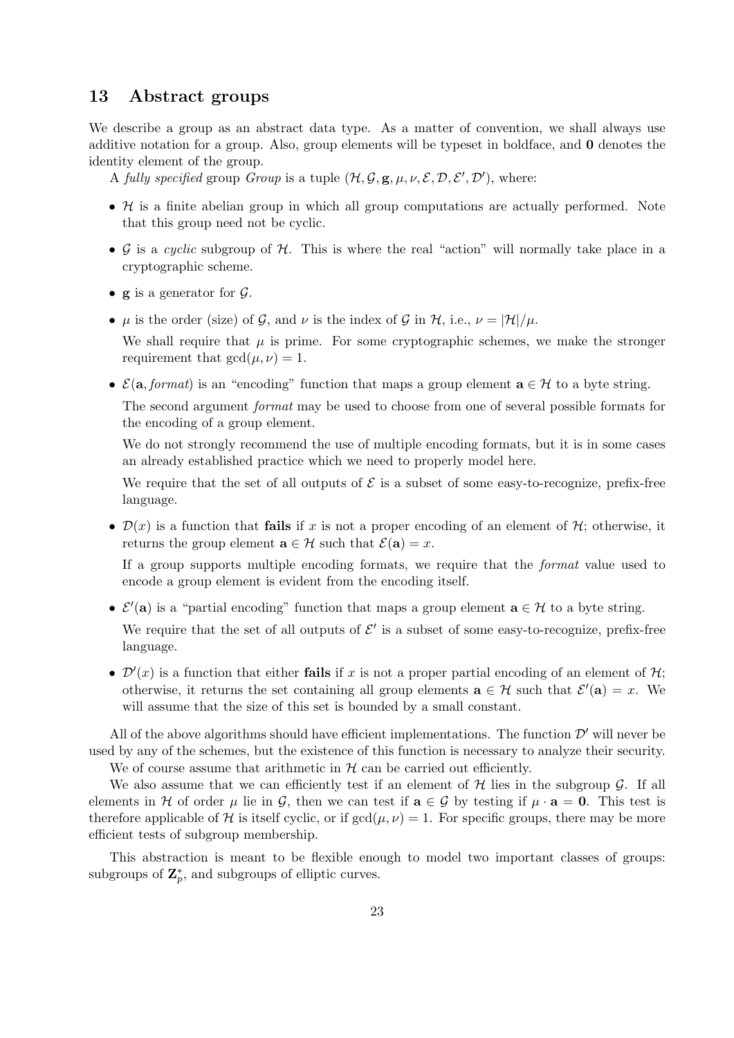## 13 Abstract groups

We describe a group as an abstract data type. As a matter of convention, we shall always use additive notation for a group. Also, group elements will be typeset in boldface, and $\mathbf{0}$ denotes the identity element of the group.

A *fully specified* group *Group* is a tuple $(\mathcal{H}, \mathcal{G}, \mathbf{g}, \mu, \nu, \mathcal{E}, \mathcal{D}, \mathcal{E}', \mathcal{D}')$, where:

- $\mathcal{H}$ is a finite abelian group in which all group computations are actually performed. Note that this group need not be cyclic.
- $\mathcal{G}$ is a *cyclic* subgroup of $\mathcal{H}$. This is where the real "action" will normally take place in a cryptographic scheme.
- $\mathbf{g}$ is a generator for $\mathcal{G}$.
- $\mu$ is the order (size) of $\mathcal{G}$, and $\nu$ is the index of $\mathcal{G}$ in $\mathcal{H}$, i.e., $\nu = |\mathcal{H}|/\mu$.

  We shall require that $\mu$ is prime. For some cryptographic schemes, we make the stronger requirement that $\gcd(\mu, \nu) = 1$.
- $\mathcal{E}(\mathbf{a}, \mathit{format})$ is an "encoding" function that maps a group element $\mathbf{a} \in \mathcal{H}$ to a byte string.

  The second argument *format* may be used to choose from one of several possible formats for the encoding of a group element.

  We do not strongly recommend the use of multiple encoding formats, but it is in some cases an already established practice which we need to properly model here.

  We require that the set of all outputs of $\mathcal{E}$ is a subset of some easy-to-recognize, prefix-free language.
- $\mathcal{D}(x)$ is a function that **fails** if $x$ is not a proper encoding of an element of $\mathcal{H}$; otherwise, it returns the group element $\mathbf{a} \in \mathcal{H}$ such that $\mathcal{E}(\mathbf{a}) = x$.

  If a group supports multiple encoding formats, we require that the *format* value used to encode a group element is evident from the encoding itself.
- $\mathcal{E}'(\mathbf{a})$ is a "partial encoding" function that maps a group element $\mathbf{a} \in \mathcal{H}$ to a byte string.

  We require that the set of all outputs of $\mathcal{E}'$ is a subset of some easy-to-recognize, prefix-free language.
- $\mathcal{D}'(x)$ is a function that either **fails** if $x$ is not a proper partial encoding of an element of $\mathcal{H}$; otherwise, it returns the set containing all group elements $\mathbf{a} \in \mathcal{H}$ such that $\mathcal{E}'(\mathbf{a}) = x$. We will assume that the size of this set is bounded by a small constant.

All of the above algorithms should have efficient implementations. The function $\mathcal{D}'$ will never be used by any of the schemes, but the existence of this function is necessary to analyze their security.

We of course assume that arithmetic in $\mathcal{H}$ can be carried out efficiently.

We also assume that we can efficiently test if an element of $\mathcal{H}$ lies in the subgroup $\mathcal{G}$. If all elements in $\mathcal{H}$ of order $\mu$ lie in $\mathcal{G}$, then we can test if $\mathbf{a} \in \mathcal{G}$ by testing if $\mu \cdot \mathbf{a} = \mathbf{0}$. This test is therefore applicable of $\mathcal{H}$ is itself cyclic, or if $\gcd(\mu, \nu) = 1$. For specific groups, there may be more efficient tests of subgroup membership.

This abstraction is meant to be flexible enough to model two important classes of groups: subgroups of $\mathbf{Z}_p^*$, and subgroups of elliptic curves.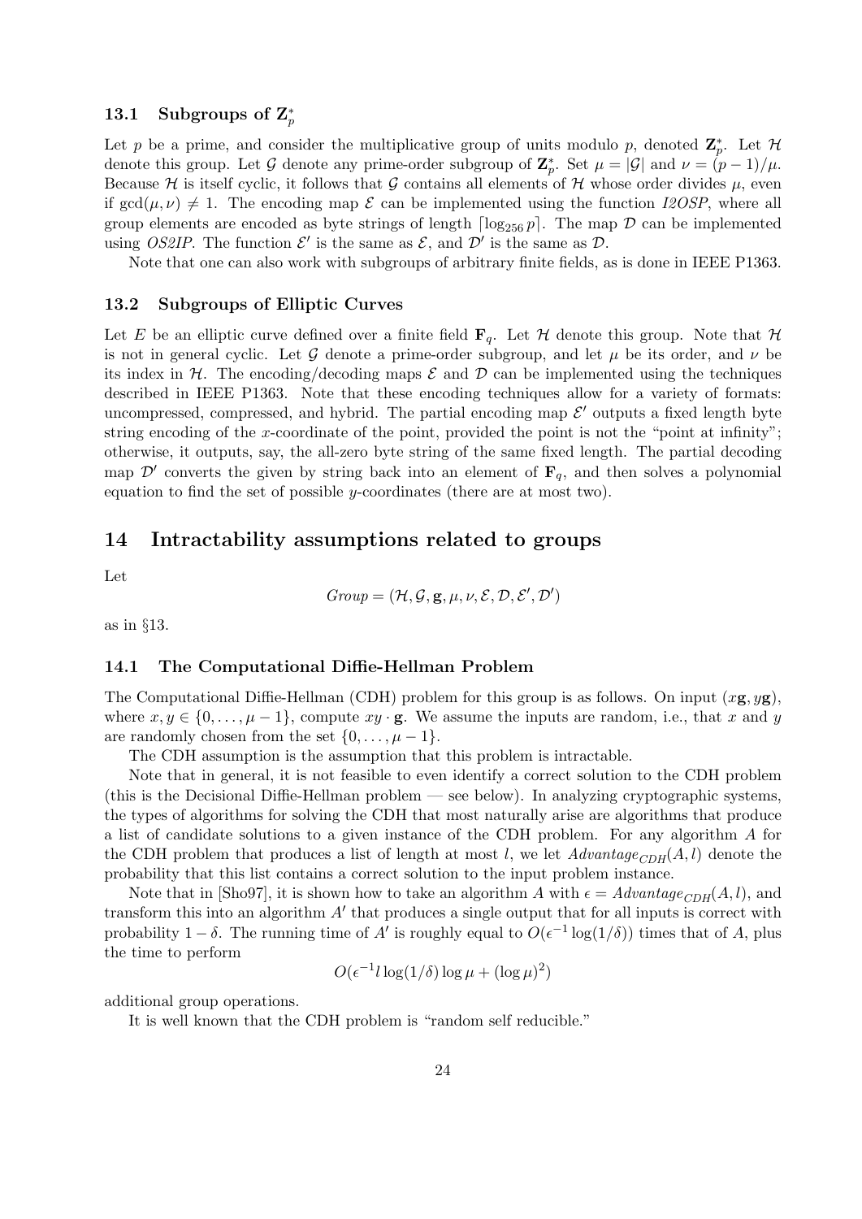### 13.1 Subgroups of $\mathbf{Z}_p^*$

Let $p$ be a prime, and consider the multiplicative group of units modulo $p$, denoted $\mathbf{Z}_p^*$. Let $\mathcal{H}$ denote this group. Let $\mathcal{G}$ denote any prime-order subgroup of $\mathbf{Z}_p^*$. Set $\mu = |\mathcal{G}|$ and $\nu = (p-1)/\mu$. Because $\mathcal{H}$ is itself cyclic, it follows that $\mathcal{G}$ contains all elements of $\mathcal{H}$ whose order divides $\mu$, even if $\gcd(\mu, \nu) \neq 1$. The encoding map $\mathcal{E}$ can be implemented using the function *I2OSP*, where all group elements are encoded as byte strings of length $\lceil \log_{256} p \rceil$. The map $\mathcal{D}$ can be implemented using *OS2IP*. The function $\mathcal{E}'$ is the same as $\mathcal{E}$, and $\mathcal{D}'$ is the same as $\mathcal{D}$.

Note that one can also work with subgroups of arbitrary finite fields, as is done in IEEE P1363.

### 13.2 Subgroups of Elliptic Curves

Let $E$ be an elliptic curve defined over a finite field $\mathbf{F}_q$. Let $\mathcal{H}$ denote this group. Note that $\mathcal{H}$ is not in general cyclic. Let $\mathcal{G}$ denote a prime-order subgroup, and let $\mu$ be its order, and $\nu$ be its index in $\mathcal{H}$. The encoding/decoding maps $\mathcal{E}$ and $\mathcal{D}$ can be implemented using the techniques described in IEEE P1363. Note that these encoding techniques allow for a variety of formats: uncompressed, compressed, and hybrid. The partial encoding map $\mathcal{E}'$ outputs a fixed length byte string encoding of the $x$-coordinate of the point, provided the point is not the "point at infinity"; otherwise, it outputs, say, the all-zero byte string of the same fixed length. The partial decoding map $\mathcal{D}'$ converts the given by string back into an element of $\mathbf{F}_q$, and then solves a polynomial equation to find the set of possible $y$-coordinates (there are at most two).

## 14 Intractability assumptions related to groups

Let

$$Group = (\mathcal{H}, \mathcal{G}, \mathbf{g}, \mu, \nu, \mathcal{E}, \mathcal{D}, \mathcal{E}', \mathcal{D}')$$

as in §13.

### 14.1 The Computational Diffie-Hellman Problem

The Computational Diffie-Hellman (CDH) problem for this group is as follows. On input $(x\mathbf{g}, y\mathbf{g})$, where $x, y \in \{0, \ldots, \mu - 1\}$, compute $xy \cdot \mathbf{g}$. We assume the inputs are random, i.e., that $x$ and $y$ are randomly chosen from the set $\{0, \ldots, \mu - 1\}$.

The CDH assumption is the assumption that this problem is intractable.

Note that in general, it is not feasible to even identify a correct solution to the CDH problem (this is the Decisional Diffie-Hellman problem — see below). In analyzing cryptographic systems, the types of algorithms for solving the CDH that most naturally arise are algorithms that produce a list of candidate solutions to a given instance of the CDH problem. For any algorithm $A$ for the CDH problem that produces a list of length at most $l$, we let $Advantage_{CDH}(A, l)$ denote the probability that this list contains a correct solution to the input problem instance.

Note that in [Sho97], it is shown how to take an algorithm $A$ with $\epsilon = Advantage_{CDH}(A, l)$, and transform this into an algorithm $A'$ that produces a single output that for all inputs is correct with probability $1 - \delta$. The running time of $A'$ is roughly equal to $O(\epsilon^{-1} \log(1/\delta))$ times that of $A$, plus the time to perform

$$O(\epsilon^{-1} l \log(1/\delta) \log \mu + (\log \mu)^2)$$

additional group operations.

It is well known that the CDH problem is "random self reducible."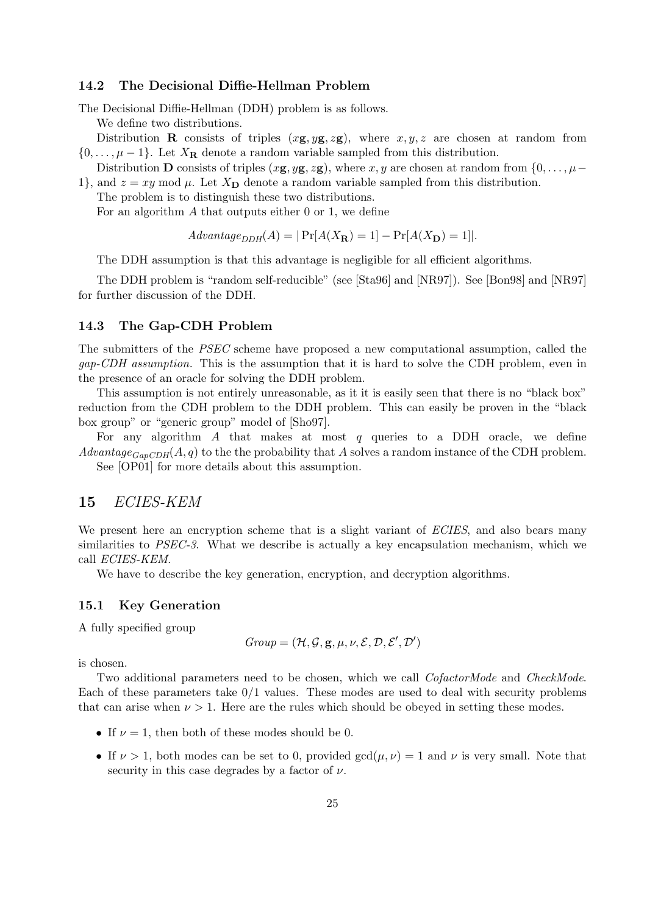### 14.2 The Decisional Diffie-Hellman Problem

The Decisional Diffie-Hellman (DDH) problem is as follows.

We define two distributions.

Distribution $\mathbf{R}$ consists of triples $(x\mathbf{g}, y\mathbf{g}, z\mathbf{g})$, where $x, y, z$ are chosen at random from $\{0, \ldots, \mu - 1\}$. Let $X_{\mathbf{R}}$ denote a random variable sampled from this distribution.

Distribution $\mathbf{D}$ consists of triples $(x\mathbf{g}, y\mathbf{g}, z\mathbf{g})$, where $x, y$ are chosen at random from $\{0, \ldots, \mu - 1\}$, and $z = xy \bmod \mu$. Let $X_{\mathbf{D}}$ denote a random variable sampled from this distribution.

The problem is to distinguish these two distributions.

For an algorithm $A$ that outputs either 0 or 1, we define

$$Advantage_{DDH}(A) = |\Pr[A(X_{\mathbf{R}}) = 1] - \Pr[A(X_{\mathbf{D}}) = 1]|.$$

The DDH assumption is that this advantage is negligible for all efficient algorithms.

The DDH problem is "random self-reducible" (see [Sta96] and [NR97]). See [Bon98] and [NR97] for further discussion of the DDH.

### 14.3 The Gap-CDH Problem

The submitters of the *PSEC* scheme have proposed a new computational assumption, called the *gap-CDH assumption*. This is the assumption that it is hard to solve the CDH problem, even in the presence of an oracle for solving the DDH problem.

This assumption is not entirely unreasonable, as it it is easily seen that there is no "black box" reduction from the CDH problem to the DDH problem. This can easily be proven in the "black box group" or "generic group" model of [Sho97].

For any algorithm $A$ that makes at most $q$ queries to a DDH oracle, we define $Advantage_{GapCDH}(A, q)$ to the the probability that $A$ solves a random instance of the CDH problem.

See [OP01] for more details about this assumption.

## 15 *ECIES-KEM*

We present here an encryption scheme that is a slight variant of *ECIES*, and also bears many similarities to *PSEC-3*. What we describe is actually a key encapsulation mechanism, which we call *ECIES-KEM*.

We have to describe the key generation, encryption, and decryption algorithms.

### 15.1 Key Generation

A fully specified group

$$Group = (\mathcal{H}, \mathcal{G}, \mathbf{g}, \mu, \nu, \mathcal{E}, \mathcal{D}, \mathcal{E}', \mathcal{D}')$$

is chosen.

Two additional parameters need to be chosen, which we call *CofactorMode* and *CheckMode*. Each of these parameters take 0/1 values. These modes are used to deal with security problems that can arise when $\nu > 1$. Here are the rules which should be obeyed in setting these modes.

- If $\nu = 1$, then both of these modes should be 0.
- If $\nu > 1$, both modes can be set to 0, provided $\gcd(\mu, \nu) = 1$ and $\nu$ is very small. Note that security in this case degrades by a factor of $\nu$.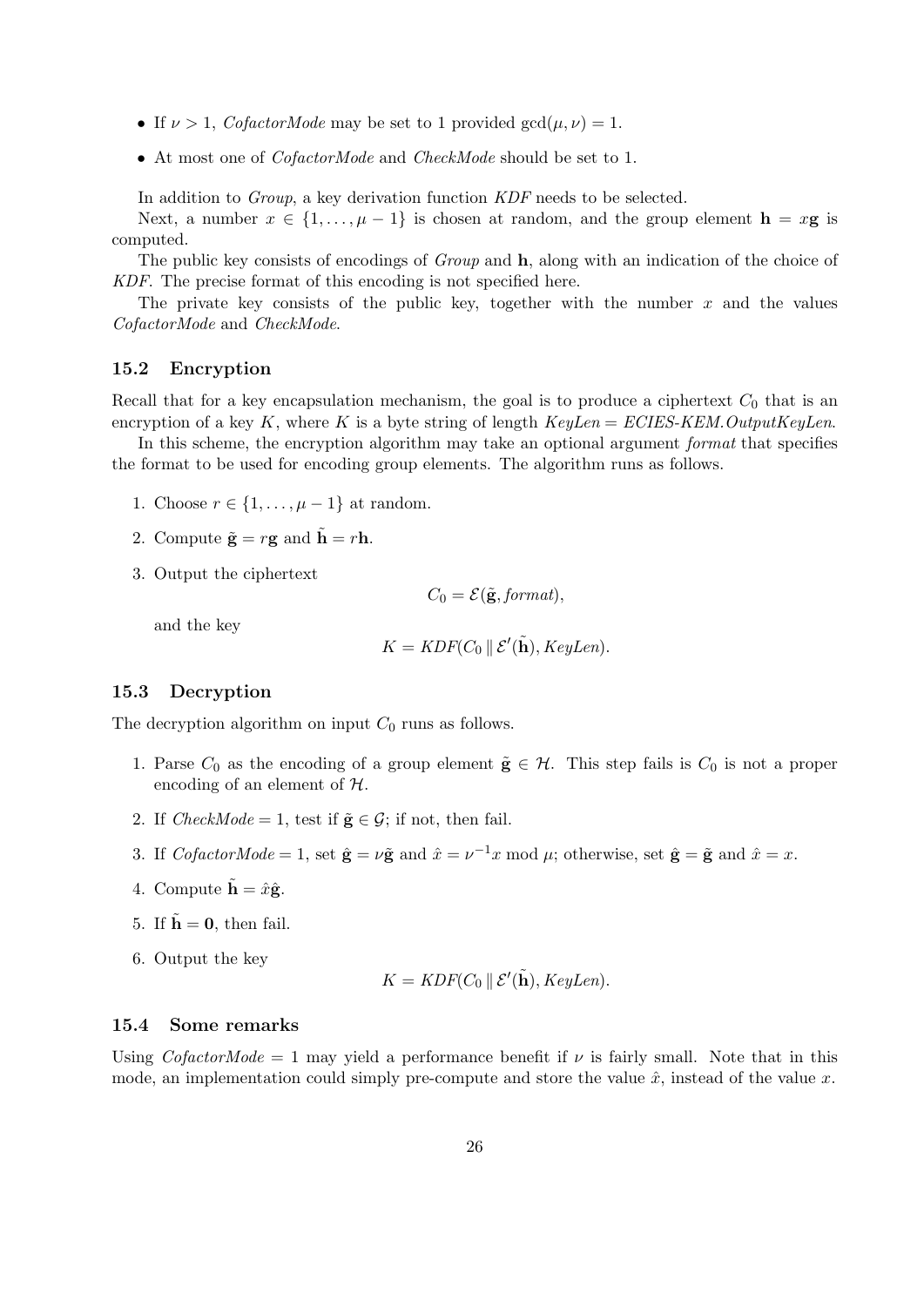- If $\nu > 1$, *CofactorMode* may be set to 1 provided $\gcd(\mu, \nu) = 1$.
- At most one of *CofactorMode* and *CheckMode* should be set to 1.

In addition to *Group*, a key derivation function *KDF* needs to be selected.

Next, a number $x \in \{1, \ldots, \mu - 1\}$ is chosen at random, and the group element $\mathbf{h} = x\mathbf{g}$ is computed.

The public key consists of encodings of *Group* and $\mathbf{h}$, along with an indication of the choice of *KDF*. The precise format of this encoding is not specified here.

The private key consists of the public key, together with the number $x$ and the values *CofactorMode* and *CheckMode*.

### 15.2 Encryption

Recall that for a key encapsulation mechanism, the goal is to produce a ciphertext $C_0$ that is an encryption of a key $K$, where $K$ is a byte string of length $KeyLen = ECIES\text{-}KEM.OutputKeyLen$.

In this scheme, the encryption algorithm may take an optional argument *format* that specifies the format to be used for encoding group elements. The algorithm runs as follows.

1. Choose $r \in \{1, \ldots, \mu - 1\}$ at random.
2. Compute $\tilde{\mathbf{g}} = r\mathbf{g}$ and $\tilde{\mathbf{h}} = r\mathbf{h}$.
3. Output the ciphertext
$$C_0 = \mathcal{E}(\tilde{\mathbf{g}}, format),$$
and the key
$$K = KDF(C_0 \,\|\, \mathcal{E}'(\tilde{\mathbf{h}}), KeyLen).$$

### 15.3 Decryption

The decryption algorithm on input $C_0$ runs as follows.

1. Parse $C_0$ as the encoding of a group element $\tilde{\mathbf{g}} \in \mathcal{H}$. This step fails is $C_0$ is not a proper encoding of an element of $\mathcal{H}$.
2. If $CheckMode = 1$, test if $\tilde{\mathbf{g}} \in \mathcal{G}$; if not, then fail.
3. If $CofactorMode = 1$, set $\hat{\mathbf{g}} = \nu\tilde{\mathbf{g}}$ and $\hat{x} = \nu^{-1}x \bmod \mu$; otherwise, set $\hat{\mathbf{g}} = \tilde{\mathbf{g}}$ and $\hat{x} = x$.
4. Compute $\tilde{\mathbf{h}} = \hat{x}\hat{\mathbf{g}}$.
5. If $\tilde{\mathbf{h}} = \mathbf{0}$, then fail.
6. Output the key
$$K = KDF(C_0 \,\|\, \mathcal{E}'(\tilde{\mathbf{h}}), KeyLen).$$

### 15.4 Some remarks

Using $CofactorMode = 1$ may yield a performance benefit if $\nu$ is fairly small. Note that in this mode, an implementation could simply pre-compute and store the value $\hat{x}$, instead of the value $x$.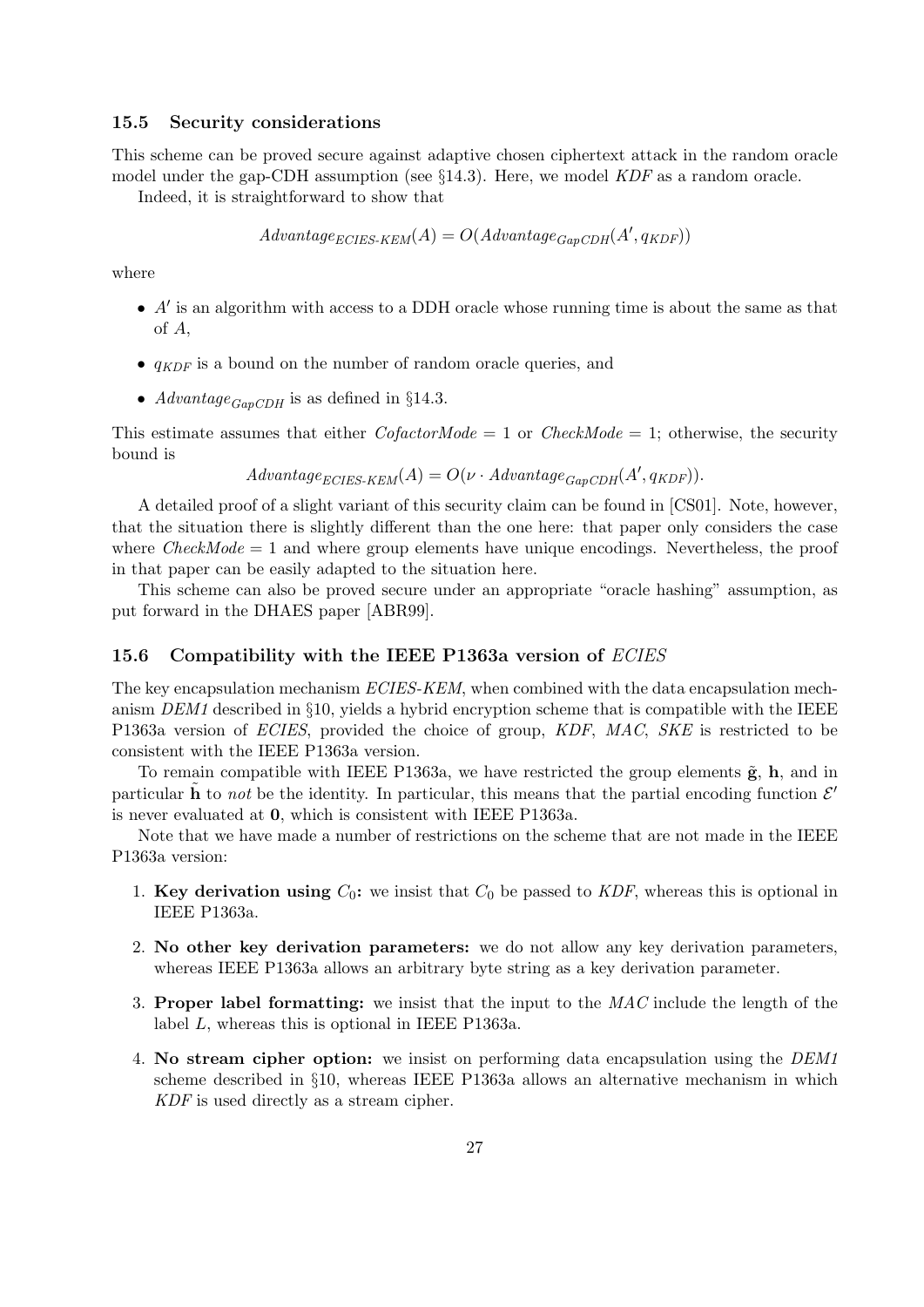### 15.5 Security considerations

This scheme can be proved secure against adaptive chosen ciphertext attack in the random oracle model under the gap-CDH assumption (see §14.3). Here, we model *KDF* as a random oracle.

Indeed, it is straightforward to show that

$$Advantage_{ECIES\text{-}KEM}(A) = O(Advantage_{GapCDH}(A', q_{KDF}))$$

where

- $A'$ is an algorithm with access to a DDH oracle whose running time is about the same as that of $A$,
- $q_{KDF}$ is a bound on the number of random oracle queries, and
- $Advantage_{GapCDH}$ is as defined in §14.3.

This estimate assumes that either $CofactorMode = 1$ or $CheckMode = 1$; otherwise, the security bound is

$$Advantage_{ECIES\text{-}KEM}(A) = O(\nu \cdot Advantage_{GapCDH}(A', q_{KDF})).$$

A detailed proof of a slight variant of this security claim can be found in [CS01]. Note, however, that the situation there is slightly different than the one here: that paper only considers the case where $CheckMode = 1$ and where group elements have unique encodings. Nevertheless, the proof in that paper can be easily adapted to the situation here.

This scheme can also be proved secure under an appropriate "oracle hashing" assumption, as put forward in the DHAES paper [ABR99].

### 15.6 Compatibility with the IEEE P1363a version of *ECIES*

The key encapsulation mechanism *ECIES-KEM*, when combined with the data encapsulation mechanism *DEM1* described in §10, yields a hybrid encryption scheme that is compatible with the IEEE P1363a version of *ECIES*, provided the choice of group, *KDF*, *MAC*, *SKE* is restricted to be consistent with the IEEE P1363a version.

To remain compatible with IEEE P1363a, we have restricted the group elements $\tilde{\mathbf{g}}$, $\mathbf{h}$, and in particular $\tilde{\mathbf{h}}$ to *not* be the identity. In particular, this means that the partial encoding function $\mathcal{E}'$ is never evaluated at $\mathbf{0}$, which is consistent with IEEE P1363a.

Note that we have made a number of restrictions on the scheme that are not made in the IEEE P1363a version:

1. **Key derivation using $C_0$:** we insist that $C_0$ be passed to *KDF*, whereas this is optional in IEEE P1363a.
2. **No other key derivation parameters:** we do not allow any key derivation parameters, whereas IEEE P1363a allows an arbitrary byte string as a key derivation parameter.
3. **Proper label formatting:** we insist that the input to the *MAC* include the length of the label $L$, whereas this is optional in IEEE P1363a.
4. **No stream cipher option:** we insist on performing data encapsulation using the *DEM1* scheme described in §10, whereas IEEE P1363a allows an alternative mechanism in which *KDF* is used directly as a stream cipher.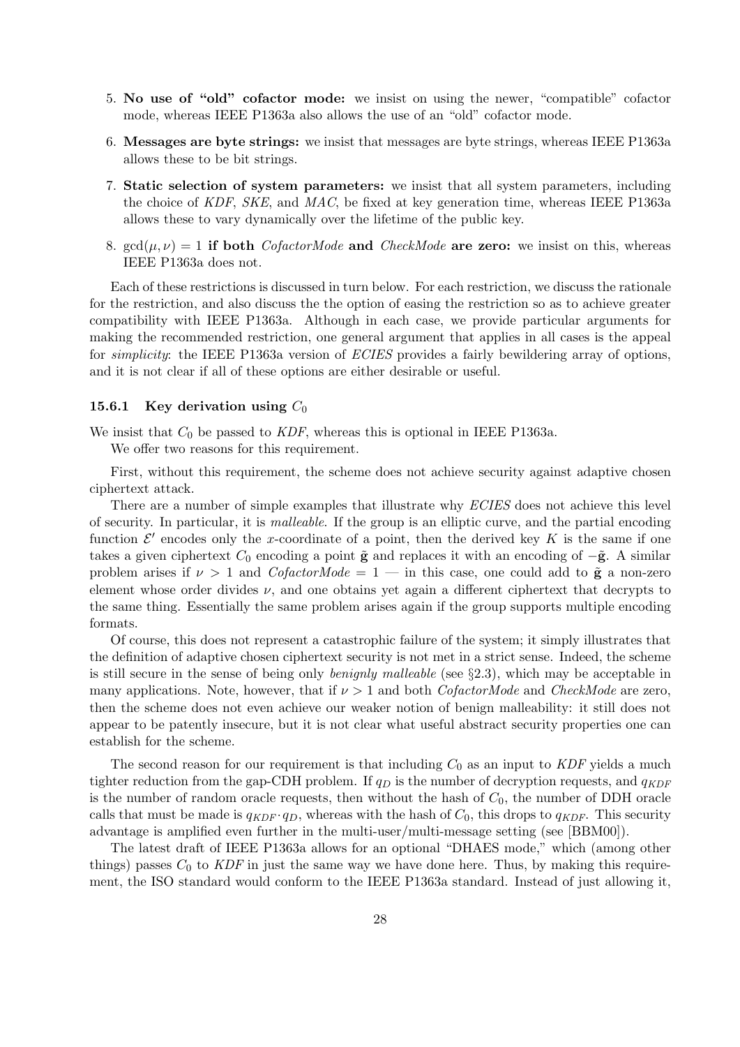5. **No use of "old" cofactor mode:** we insist on using the newer, "compatible" cofactor mode, whereas IEEE P1363a also allows the use of an "old" cofactor mode.

6. **Messages are byte strings:** we insist that messages are byte strings, whereas IEEE P1363a allows these to be bit strings.

7. **Static selection of system parameters:** we insist that all system parameters, including the choice of *KDF*, *SKE*, and *MAC*, be fixed at key generation time, whereas IEEE P1363a allows these to vary dynamically over the lifetime of the public key.

8. $\gcd(\mu, \nu) = 1$ **if both** ***CofactorMode*** **and** ***CheckMode*** **are zero:** we insist on this, whereas IEEE P1363a does not.

Each of these restrictions is discussed in turn below. For each restriction, we discuss the rationale for the restriction, and also discuss the the option of easing the restriction so as to achieve greater compatibility with IEEE P1363a. Although in each case, we provide particular arguments for making the recommended restriction, one general argument that applies in all cases is the appeal for *simplicity*: the IEEE P1363a version of *ECIES* provides a fairly bewildering array of options, and it is not clear if all of these options are either desirable or useful.

### 15.6.1 Key derivation using $C_0$

We insist that $C_0$ be passed to *KDF*, whereas this is optional in IEEE P1363a.

We offer two reasons for this requirement.

First, without this requirement, the scheme does not achieve security against adaptive chosen ciphertext attack.

There are a number of simple examples that illustrate why *ECIES* does not achieve this level of security. In particular, it is *malleable*. If the group is an elliptic curve, and the partial encoding function $\mathcal{E}'$ encodes only the $x$-coordinate of a point, then the derived key $K$ is the same if one takes a given ciphertext $C_0$ encoding a point $\tilde{\mathbf{g}}$ and replaces it with an encoding of $-\tilde{\mathbf{g}}$. A similar problem arises if $\nu > 1$ and $CofactorMode = 1$ — in this case, one could add to $\tilde{\mathbf{g}}$ a non-zero element whose order divides $\nu$, and one obtains yet again a different ciphertext that decrypts to the same thing. Essentially the same problem arises again if the group supports multiple encoding formats.

Of course, this does not represent a catastrophic failure of the system; it simply illustrates that the definition of adaptive chosen ciphertext security is not met in a strict sense. Indeed, the scheme is still secure in the sense of being only *benignly malleable* (see §2.3), which may be acceptable in many applications. Note, however, that if $\nu > 1$ and both *CofactorMode* and *CheckMode* are zero, then the scheme does not even achieve our weaker notion of benign malleability: it still does not appear to be patently insecure, but it is not clear what useful abstract security properties one can establish for the scheme.

The second reason for our requirement is that including $C_0$ as an input to *KDF* yields a much tighter reduction from the gap-CDH problem. If $q_D$ is the number of decryption requests, and $q_{KDF}$ is the number of random oracle requests, then without the hash of $C_0$, the number of DDH oracle calls that must be made is $q_{KDF} \cdot q_D$, whereas with the hash of $C_0$, this drops to $q_{KDF}$. This security advantage is amplified even further in the multi-user/multi-message setting (see [BBM00]).

The latest draft of IEEE P1363a allows for an optional "DHAES mode," which (among other things) passes $C_0$ to *KDF* in just the same way we have done here. Thus, by making this requirement, the ISO standard would conform to the IEEE P1363a standard. Instead of just allowing it,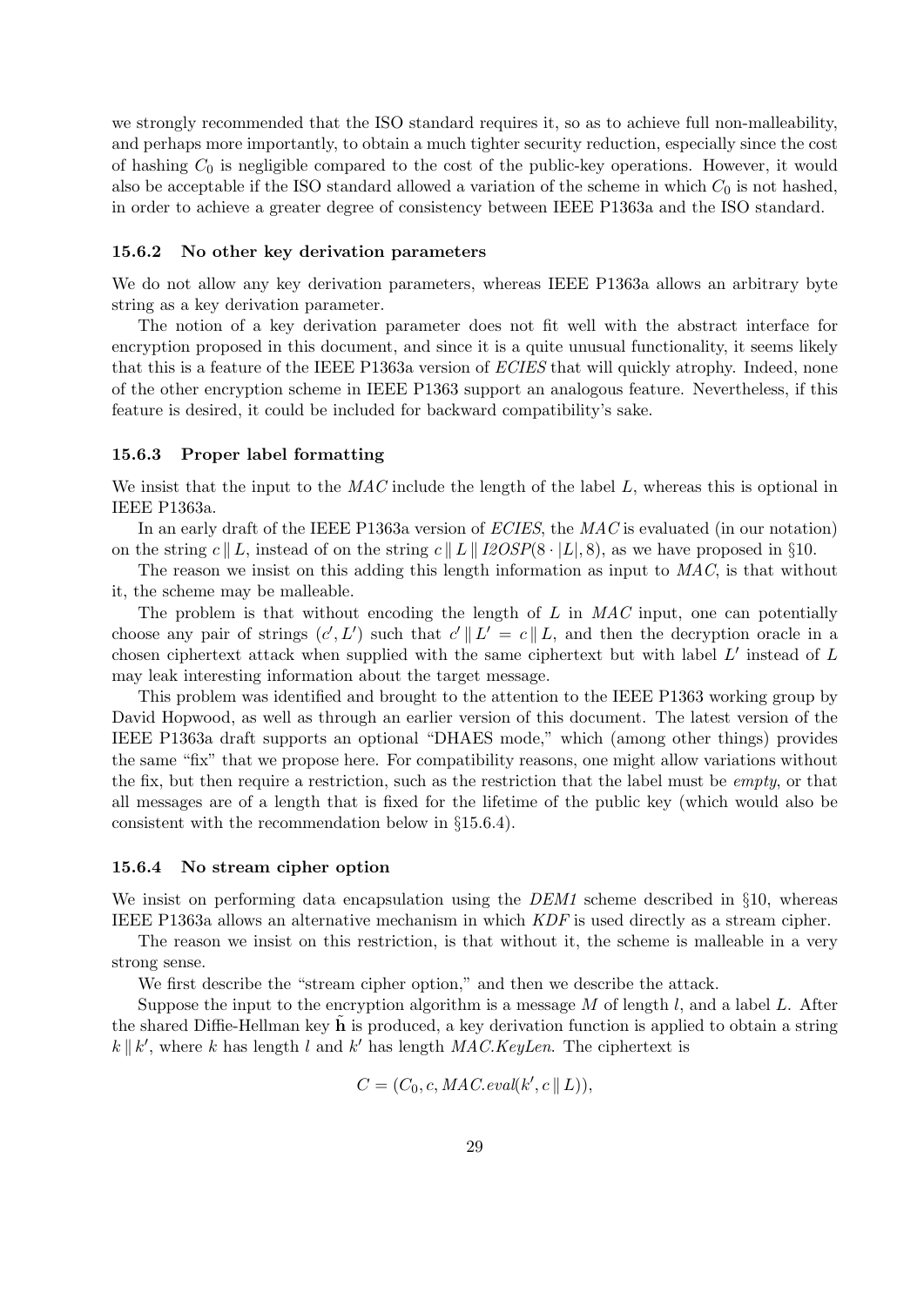we strongly recommended that the ISO standard requires it, so as to achieve full non-malleability, and perhaps more importantly, to obtain a much tighter security reduction, especially since the cost of hashing $C_0$ is negligible compared to the cost of the public-key operations. However, it would also be acceptable if the ISO standard allowed a variation of the scheme in which $C_0$ is not hashed, in order to achieve a greater degree of consistency between IEEE P1363a and the ISO standard.

### 15.6.2 No other key derivation parameters

We do not allow any key derivation parameters, whereas IEEE P1363a allows an arbitrary byte string as a key derivation parameter.

The notion of a key derivation parameter does not fit well with the abstract interface for encryption proposed in this document, and since it is a quite unusual functionality, it seems likely that this is a feature of the IEEE P1363a version of *ECIES* that will quickly atrophy. Indeed, none of the other encryption scheme in IEEE P1363 support an analogous feature. Nevertheless, if this feature is desired, it could be included for backward compatibility's sake.

### 15.6.3 Proper label formatting

We insist that the input to the *MAC* include the length of the label $L$, whereas this is optional in IEEE P1363a.

In an early draft of the IEEE P1363a version of *ECIES*, the *MAC* is evaluated (in our notation) on the string $c \,\|\, L$, instead of on the string $c \,\|\, L \,\|\, \mathit{I2OSP}(8 \cdot |L|, 8)$, as we have proposed in §10.

The reason we insist on this adding this length information as input to *MAC*, is that without it, the scheme may be malleable.

The problem is that without encoding the length of $L$ in *MAC* input, one can potentially choose any pair of strings $(c', L')$ such that $c' \,\|\, L' = c \,\|\, L$, and then the decryption oracle in a chosen ciphertext attack when supplied with the same ciphertext but with label $L'$ instead of $L$ may leak interesting information about the target message.

This problem was identified and brought to the attention to the IEEE P1363 working group by David Hopwood, as well as through an earlier version of this document. The latest version of the IEEE P1363a draft supports an optional "DHAES mode," which (among other things) provides the same "fix" that we propose here. For compatibility reasons, one might allow variations without the fix, but then require a restriction, such as the restriction that the label must be *empty*, or that all messages are of a length that is fixed for the lifetime of the public key (which would also be consistent with the recommendation below in §15.6.4).

### 15.6.4 No stream cipher option

We insist on performing data encapsulation using the *DEM1* scheme described in §10, whereas IEEE P1363a allows an alternative mechanism in which *KDF* is used directly as a stream cipher.

The reason we insist on this restriction, is that without it, the scheme is malleable in a very strong sense.

We first describe the "stream cipher option," and then we describe the attack.

Suppose the input to the encryption algorithm is a message $M$ of length $l$, and a label $L$. After the shared Diffie-Hellman key $\tilde{\mathbf{h}}$ is produced, a key derivation function is applied to obtain a string $k \,\|\, k'$, where $k$ has length $l$ and $k'$ has length *MAC.KeyLen*. The ciphertext is

$$C = (C_0, c, \mathit{MAC.eval}(k', c \,\|\, L)),$$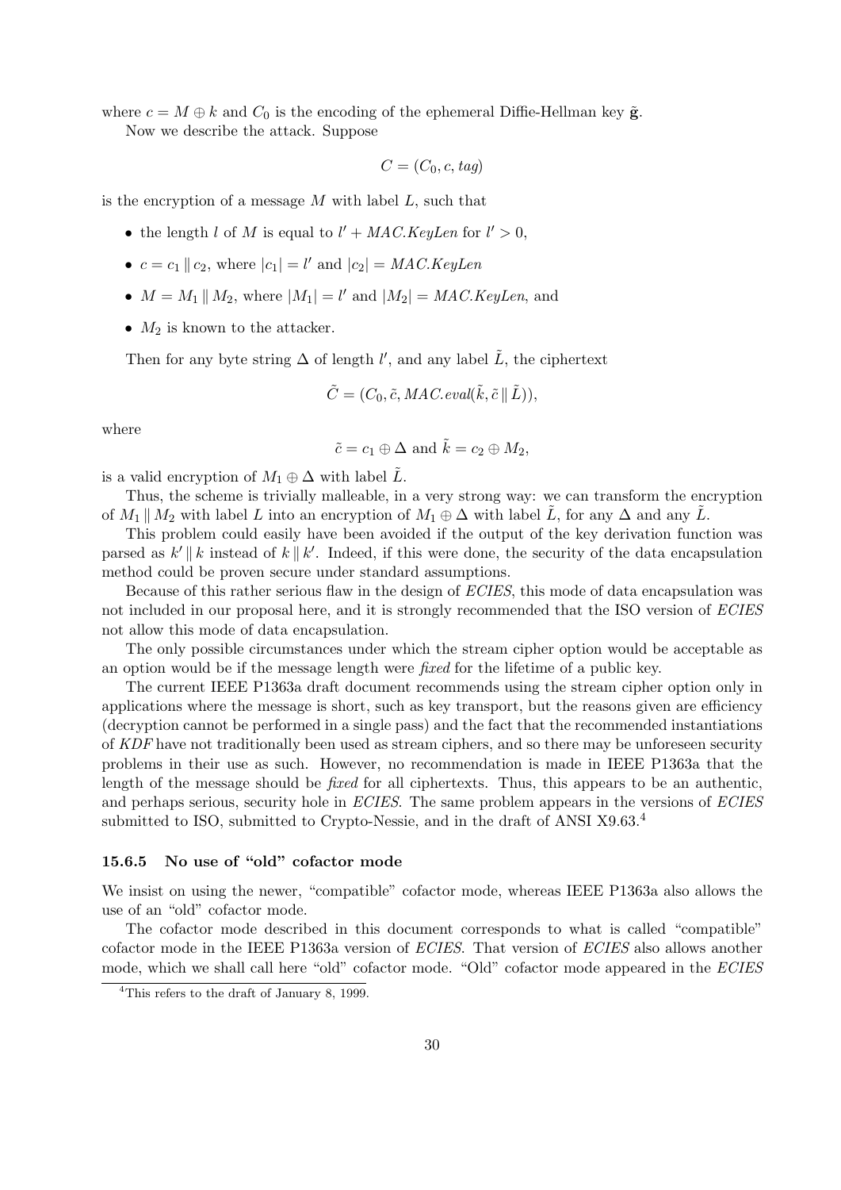where $c = M \oplus k$ and $C_0$ is the encoding of the ephemeral Diffie-Hellman key $\tilde{\mathbf{g}}$.

Now we describe the attack. Suppose

$$C = (C_0, c, tag)$$

is the encryption of a message $M$ with label $L$, such that

- the length $l$ of $M$ is equal to $l' + MAC.KeyLen$ for $l' > 0$,
- $c = c_1 \| c_2$, where $|c_1| = l'$ and $|c_2| = MAC.KeyLen$
- $M = M_1 \| M_2$, where $|M_1| = l'$ and $|M_2| = MAC.KeyLen$, and
- $M_2$ is known to the attacker.

Then for any byte string $\Delta$ of length $l'$, and any label $\tilde{L}$, the ciphertext

$$\tilde{C} = (C_0, \tilde{c}, MAC.eval(\tilde{k}, \tilde{c} \| \tilde{L})),$$

where

$$\tilde{c} = c_1 \oplus \Delta \text{ and } \tilde{k} = c_2 \oplus M_2,$$

is a valid encryption of $M_1 \oplus \Delta$ with label $\tilde{L}$.

Thus, the scheme is trivially malleable, in a very strong way: we can transform the encryption of $M_1 \| M_2$ with label $L$ into an encryption of $M_1 \oplus \Delta$ with label $\tilde{L}$, for any $\Delta$ and any $\tilde{L}$.

This problem could easily have been avoided if the output of the key derivation function was parsed as $k' \| k$ instead of $k \| k'$. Indeed, if this were done, the security of the data encapsulation method could be proven secure under standard assumptions.

Because of this rather serious flaw in the design of *ECIES*, this mode of data encapsulation was not included in our proposal here, and it is strongly recommended that the ISO version of *ECIES* not allow this mode of data encapsulation.

The only possible circumstances under which the stream cipher option would be acceptable as an option would be if the message length were *fixed* for the lifetime of a public key.

The current IEEE P1363a draft document recommends using the stream cipher option only in applications where the message is short, such as key transport, but the reasons given are efficiency (decryption cannot be performed in a single pass) and the fact that the recommended instantiations of *KDF* have not traditionally been used as stream ciphers, and so there may be unforeseen security problems in their use as such. However, no recommendation is made in IEEE P1363a that the length of the message should be *fixed* for all ciphertexts. Thus, this appears to be an authentic, and perhaps serious, security hole in *ECIES*. The same problem appears in the versions of *ECIES* submitted to ISO, submitted to Crypto-Nessie, and in the draft of ANSI X9.63.[4]

### 15.6.5 No use of "old" cofactor mode

We insist on using the newer, "compatible" cofactor mode, whereas IEEE P1363a also allows the use of an "old" cofactor mode.

The cofactor mode described in this document corresponds to what is called "compatible" cofactor mode in the IEEE P1363a version of *ECIES*. That version of *ECIES* also allows another mode, which we shall call here "old" cofactor mode. "Old" cofactor mode appeared in the *ECIES*

[4] This refers to the draft of January 8, 1999.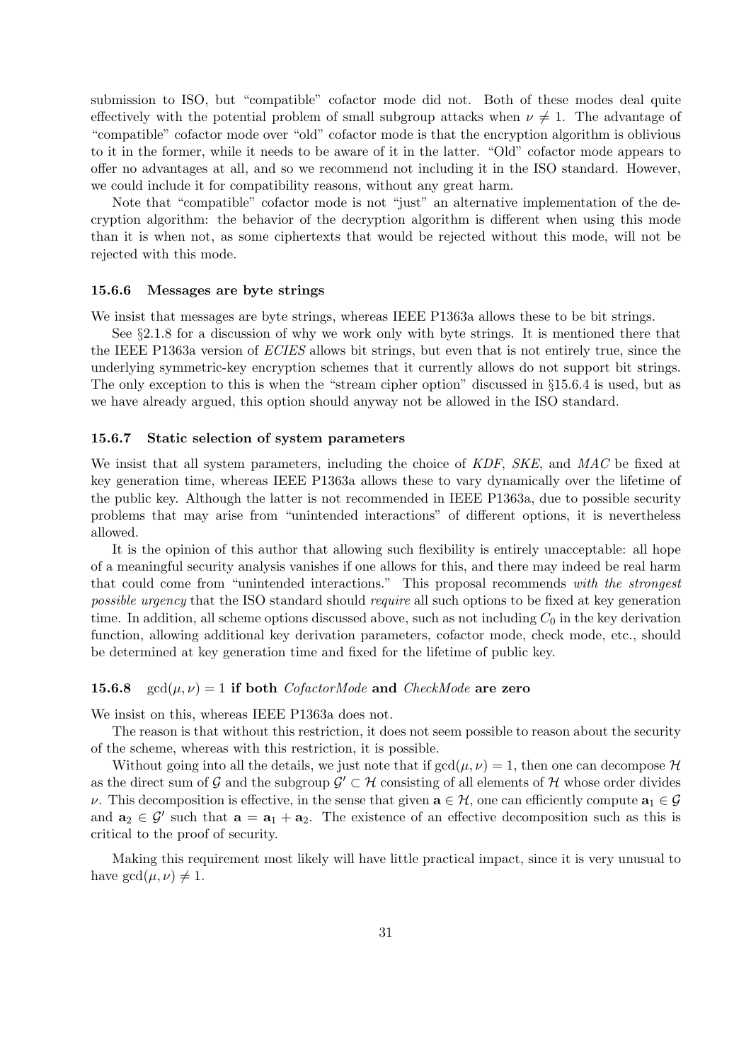submission to ISO, but "compatible" cofactor mode did not. Both of these modes deal quite effectively with the potential problem of small subgroup attacks when $\nu \neq 1$. The advantage of "compatible" cofactor mode over "old" cofactor mode is that the encryption algorithm is oblivious to it in the former, while it needs to be aware of it in the latter. "Old" cofactor mode appears to offer no advantages at all, and so we recommend not including it in the ISO standard. However, we could include it for compatibility reasons, without any great harm.

Note that "compatible" cofactor mode is not "just" an alternative implementation of the decryption algorithm: the behavior of the decryption algorithm is different when using this mode than it is when not, as some ciphertexts that would be rejected without this mode, will not be rejected with this mode.

### 15.6.6 Messages are byte strings

We insist that messages are byte strings, whereas IEEE P1363a allows these to be bit strings.

See §2.1.8 for a discussion of why we work only with byte strings. It is mentioned there that the IEEE P1363a version of *ECIES* allows bit strings, but even that is not entirely true, since the underlying symmetric-key encryption schemes that it currently allows do not support bit strings. The only exception to this is when the "stream cipher option" discussed in §15.6.4 is used, but as we have already argued, this option should anyway not be allowed in the ISO standard.

### 15.6.7 Static selection of system parameters

We insist that all system parameters, including the choice of *KDF*, *SKE*, and *MAC* be fixed at key generation time, whereas IEEE P1363a allows these to vary dynamically over the lifetime of the public key. Although the latter is not recommended in IEEE P1363a, due to possible security problems that may arise from "unintended interactions" of different options, it is nevertheless allowed.

It is the opinion of this author that allowing such flexibility is entirely unacceptable: all hope of a meaningful security analysis vanishes if one allows for this, and there may indeed be real harm that could come from "unintended interactions." This proposal recommends *with the strongest possible urgency* that the ISO standard should *require* all such options to be fixed at key generation time. In addition, all scheme options discussed above, such as not including $C_0$ in the key derivation function, allowing additional key derivation parameters, cofactor mode, check mode, etc., should be determined at key generation time and fixed for the lifetime of public key.

### 15.6.8 $\gcd(\mu, \nu) = 1$ if both *CofactorMode* and *CheckMode* are zero

We insist on this, whereas IEEE P1363a does not.

The reason is that without this restriction, it does not seem possible to reason about the security of the scheme, whereas with this restriction, it is possible.

Without going into all the details, we just note that if $\gcd(\mu, \nu) = 1$, then one can decompose $\mathcal{H}$ as the direct sum of $\mathcal{G}$ and the subgroup $\mathcal{G}' \subset \mathcal{H}$ consisting of all elements of $\mathcal{H}$ whose order divides $\nu$. This decomposition is effective, in the sense that given $\mathbf{a} \in \mathcal{H}$, one can efficiently compute $\mathbf{a}_1 \in \mathcal{G}$ and $\mathbf{a}_2 \in \mathcal{G}'$ such that $\mathbf{a} = \mathbf{a}_1 + \mathbf{a}_2$. The existence of an effective decomposition such as this is critical to the proof of security.

Making this requirement most likely will have little practical impact, since it is very unusual to have $\gcd(\mu, \nu) \neq 1$.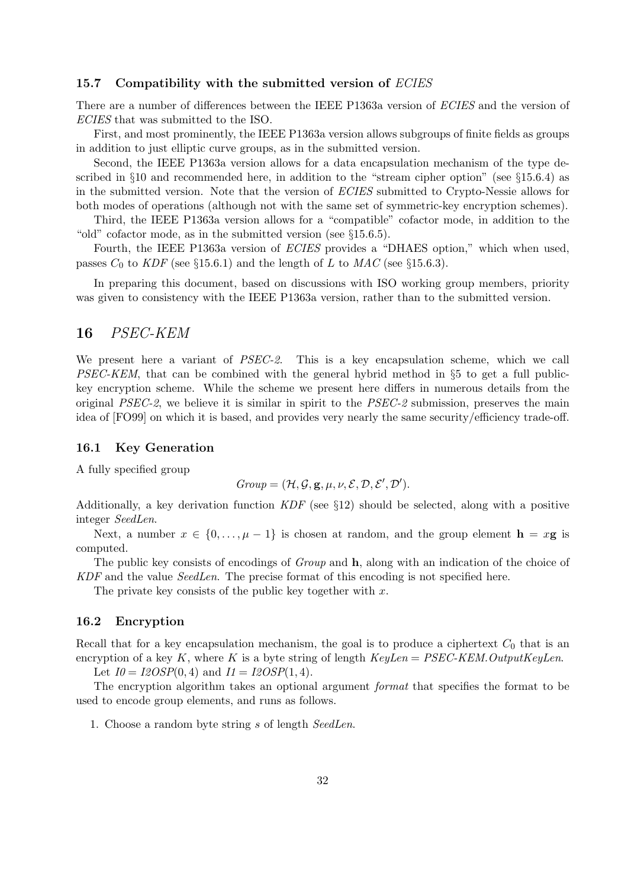### 15.7 Compatibility with the submitted version of *ECIES*

There are a number of differences between the IEEE P1363a version of *ECIES* and the version of *ECIES* that was submitted to the ISO.

First, and most prominently, the IEEE P1363a version allows subgroups of finite fields as groups in addition to just elliptic curve groups, as in the submitted version.

Second, the IEEE P1363a version allows for a data encapsulation mechanism of the type described in §10 and recommended here, in addition to the "stream cipher option" (see §15.6.4) as in the submitted version. Note that the version of *ECIES* submitted to Crypto-Nessie allows for both modes of operations (although not with the same set of symmetric-key encryption schemes).

Third, the IEEE P1363a version allows for a "compatible" cofactor mode, in addition to the "old" cofactor mode, as in the submitted version (see §15.6.5).

Fourth, the IEEE P1363a version of *ECIES* provides a "DHAES option," which when used, passes $C_0$ to *KDF* (see §15.6.1) and the length of $L$ to *MAC* (see §15.6.3).

In preparing this document, based on discussions with ISO working group members, priority was given to consistency with the IEEE P1363a version, rather than to the submitted version.

## 16 *PSEC-KEM*

We present here a variant of *PSEC-2*. This is a key encapsulation scheme, which we call *PSEC-KEM*, that can be combined with the general hybrid method in §5 to get a full public-key encryption scheme. While the scheme we present here differs in numerous details from the original *PSEC-2*, we believe it is similar in spirit to the *PSEC-2* submission, preserves the main idea of [FO99] on which it is based, and provides very nearly the same security/efficiency trade-off.

### 16.1 Key Generation

A fully specified group

$$Group = (\mathcal{H}, \mathcal{G}, \mathbf{g}, \mu, \nu, \mathcal{E}, \mathcal{D}, \mathcal{E}', \mathcal{D}').$$

Additionally, a key derivation function *KDF* (see §12) should be selected, along with a positive integer *SeedLen*.

Next, a number $x \in \{0, \ldots, \mu - 1\}$ is chosen at random, and the group element $\mathbf{h} = x\mathbf{g}$ is computed.

The public key consists of encodings of *Group* and $\mathbf{h}$, along with an indication of the choice of *KDF* and the value *SeedLen*. The precise format of this encoding is not specified here.

The private key consists of the public key together with $x$.

### 16.2 Encryption

Recall that for a key encapsulation mechanism, the goal is to produce a ciphertext $C_0$ that is an encryption of a key $K$, where $K$ is a byte string of length *KeyLen* = *PSEC-KEM.OutputKeyLen*.

Let *I0* = *I2OSP*(0, 4) and *I1* = *I2OSP*(1, 4).

The encryption algorithm takes an optional argument *format* that specifies the format to be used to encode group elements, and runs as follows.

1. Choose a random byte string $s$ of length *SeedLen*.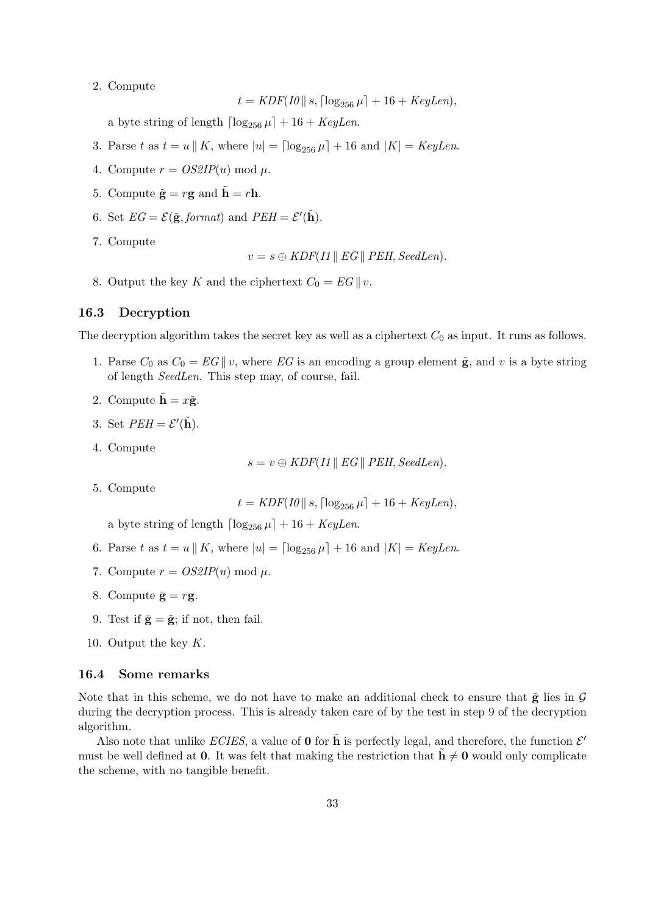2. Compute
$$t = KDF(I0 \,\|\, s, \lceil \log_{256} \mu \rceil + 16 + KeyLen),$$
a byte string of length $\lceil \log_{256} \mu \rceil + 16 + KeyLen$.

3. Parse $t$ as $t = u \,\|\, K$, where $|u| = \lceil \log_{256} \mu \rceil + 16$ and $|K| = KeyLen$.

4. Compute $r = OS2IP(u) \bmod \mu$.

5. Compute $\tilde{\mathbf{g}} = r\mathbf{g}$ and $\tilde{\mathbf{h}} = r\mathbf{h}$.

6. Set $EG = \mathcal{E}(\tilde{\mathbf{g}}, format)$ and $PEH = \mathcal{E}'(\tilde{\mathbf{h}})$.

7. Compute
$$v = s \oplus KDF(I1 \,\|\, EG \,\|\, PEH, SeedLen).$$

8. Output the key $K$ and the ciphertext $C_0 = EG \,\|\, v$.

### 16.3 Decryption

The decryption algorithm takes the secret key as well as a ciphertext $C_0$ as input. It runs as follows.

1. Parse $C_0$ as $C_0 = EG \,\|\, v$, where $EG$ is an encoding a group element $\tilde{\mathbf{g}}$, and $v$ is a byte string of length $SeedLen$. This step may, of course, fail.

2. Compute $\tilde{\mathbf{h}} = x\tilde{\mathbf{g}}$.

3. Set $PEH = \mathcal{E}'(\tilde{\mathbf{h}})$.

4. Compute
$$s = v \oplus KDF(I1 \,\|\, EG \,\|\, PEH, SeedLen).$$

5. Compute
$$t = KDF(I0 \,\|\, s, \lceil \log_{256} \mu \rceil + 16 + KeyLen),$$
a byte string of length $\lceil \log_{256} \mu \rceil + 16 + KeyLen$.

6. Parse $t$ as $t = u \,\|\, K$, where $|u| = \lceil \log_{256} \mu \rceil + 16$ and $|K| = KeyLen$.

7. Compute $r = OS2IP(u) \bmod \mu$.

8. Compute $\bar{\mathbf{g}} = r\mathbf{g}$.

9. Test if $\bar{\mathbf{g}} = \tilde{\mathbf{g}}$; if not, then fail.

10. Output the key $K$.

### 16.4 Some remarks

Note that in this scheme, we do not have to make an additional check to ensure that $\tilde{\mathbf{g}}$ lies in $\mathcal{G}$ during the decryption process. This is already taken care of by the test in step 9 of the decryption algorithm.

Also note that unlike *ECIES*, a value of $\mathbf{0}$ for $\tilde{\mathbf{h}}$ is perfectly legal, and therefore, the function $\mathcal{E}'$ must be well defined at $\mathbf{0}$. It was felt that making the restriction that $\tilde{\mathbf{h}} \neq \mathbf{0}$ would only complicate the scheme, with no tangible benefit.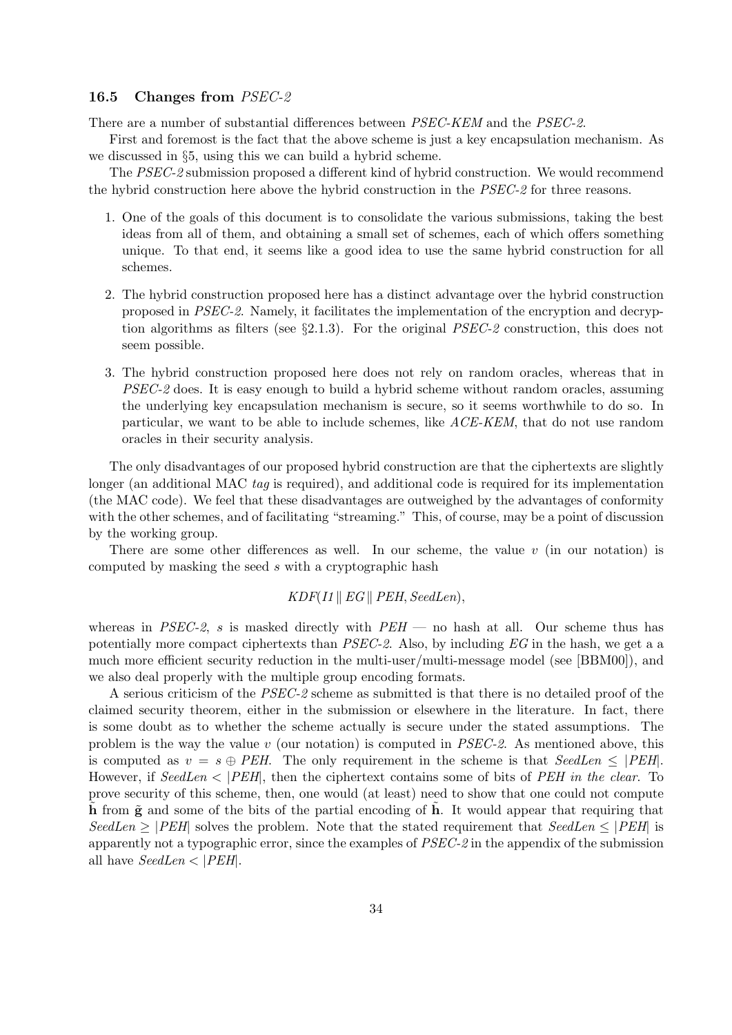### 16.5 Changes from *PSEC-2*

There are a number of substantial differences between *PSEC-KEM* and the *PSEC-2*.

First and foremost is the fact that the above scheme is just a key encapsulation mechanism. As we discussed in §5, using this we can build a hybrid scheme.

The *PSEC-2* submission proposed a different kind of hybrid construction. We would recommend the hybrid construction here above the hybrid construction in the *PSEC-2* for three reasons.

1. One of the goals of this document is to consolidate the various submissions, taking the best ideas from all of them, and obtaining a small set of schemes, each of which offers something unique. To that end, it seems like a good idea to use the same hybrid construction for all schemes.

2. The hybrid construction proposed here has a distinct advantage over the hybrid construction proposed in *PSEC-2*. Namely, it facilitates the implementation of the encryption and decryption algorithms as filters (see §2.1.3). For the original *PSEC-2* construction, this does not seem possible.

3. The hybrid construction proposed here does not rely on random oracles, whereas that in *PSEC-2* does. It is easy enough to build a hybrid scheme without random oracles, assuming the underlying key encapsulation mechanism is secure, so it seems worthwhile to do so. In particular, we want to be able to include schemes, like *ACE-KEM*, that do not use random oracles in their security analysis.

The only disadvantages of our proposed hybrid construction are that the ciphertexts are slightly longer (an additional MAC *tag* is required), and additional code is required for its implementation (the MAC code). We feel that these disadvantages are outweighed by the advantages of conformity with the other schemes, and of facilitating "streaming." This, of course, may be a point of discussion by the working group.

There are some other differences as well. In our scheme, the value $v$ (in our notation) is computed by masking the seed $s$ with a cryptographic hash

$$KDF(I1 \,\|\, EG \,\|\, PEH, SeedLen),$$

whereas in *PSEC-2*, $s$ is masked directly with $PEH$ — no hash at all. Our scheme thus has potentially more compact ciphertexts than *PSEC-2*. Also, by including $EG$ in the hash, we get a a much more efficient security reduction in the multi-user/multi-message model (see [BBM00]), and we also deal properly with the multiple group encoding formats.

A serious criticism of the *PSEC-2* scheme as submitted is that there is no detailed proof of the claimed security theorem, either in the submission or elsewhere in the literature. In fact, there is some doubt as to whether the scheme actually is secure under the stated assumptions. The problem is the way the value $v$ (our notation) is computed in *PSEC-2*. As mentioned above, this is computed as $v = s \oplus PEH$. The only requirement in the scheme is that $SeedLen \leq |PEH|$. However, if $SeedLen < |PEH|$, then the ciphertext contains some of bits of $PEH$ *in the clear*. To prove security of this scheme, then, one would (at least) need to show that one could not compute $\tilde{\mathbf{h}}$ from $\tilde{\mathbf{g}}$ and some of the bits of the partial encoding of $\tilde{\mathbf{h}}$. It would appear that requiring that $SeedLen \geq |PEH|$ solves the problem. Note that the stated requirement that $SeedLen \leq |PEH|$ is apparently not a typographic error, since the examples of *PSEC-2* in the appendix of the submission all have $SeedLen < |PEH|$.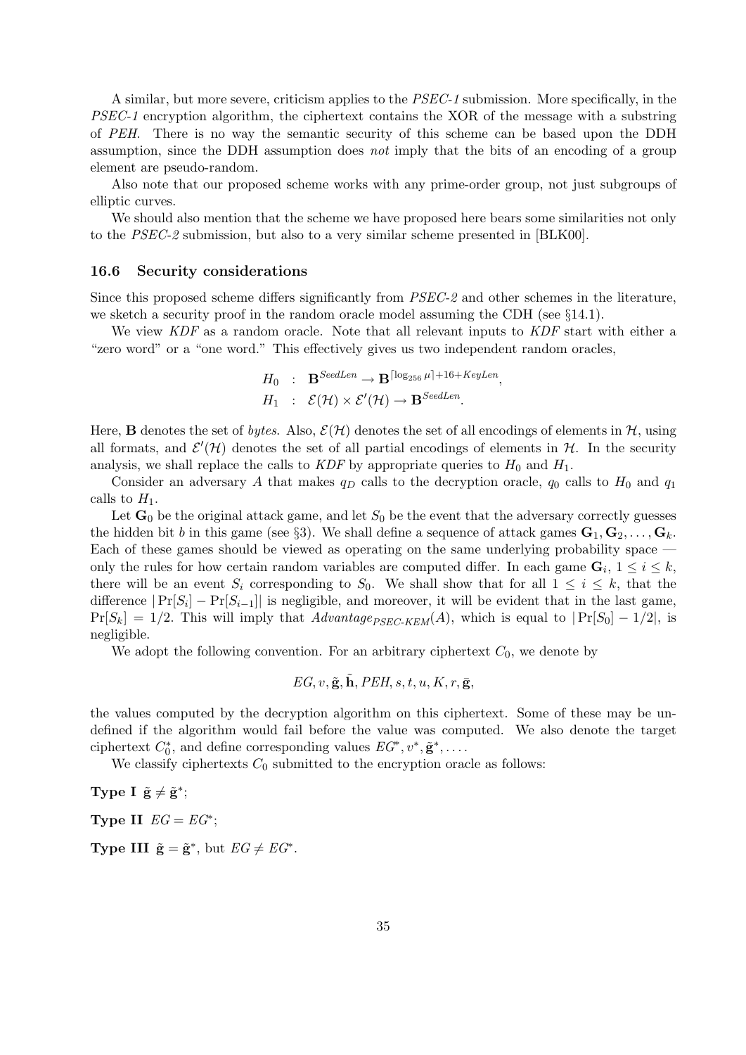A similar, but more severe, criticism applies to the *PSEC-1* submission. More specifically, in the *PSEC-1* encryption algorithm, the ciphertext contains the XOR of the message with a substring of *PEH*. There is no way the semantic security of this scheme can be based upon the DDH assumption, since the DDH assumption does *not* imply that the bits of an encoding of a group element are pseudo-random.

Also note that our proposed scheme works with any prime-order group, not just subgroups of elliptic curves.

We should also mention that the scheme we have proposed here bears some similarities not only to the *PSEC-2* submission, but also to a very similar scheme presented in [BLK00].

### 16.6 Security considerations

Since this proposed scheme differs significantly from *PSEC-2* and other schemes in the literature, we sketch a security proof in the random oracle model assuming the CDH (see §14.1).

We view *KDF* as a random oracle. Note that all relevant inputs to *KDF* start with either a "zero word" or a "one word." This effectively gives us two independent random oracles,

$$
\begin{aligned}
H_0 &: \mathbf{B}^{SeedLen} \rightarrow \mathbf{B}^{\lceil \log_{256} \mu \rceil + 16 + KeyLen}, \\
H_1 &: \mathcal{E}(\mathcal{H}) \times \mathcal{E}'(\mathcal{H}) \rightarrow \mathbf{B}^{SeedLen}.
\end{aligned}
$$

Here, $\mathbf{B}$ denotes the set of *bytes*. Also, $\mathcal{E}(\mathcal{H})$ denotes the set of all encodings of elements in $\mathcal{H}$, using all formats, and $\mathcal{E}'(\mathcal{H})$ denotes the set of all partial encodings of elements in $\mathcal{H}$. In the security analysis, we shall replace the calls to *KDF* by appropriate queries to $H_0$ and $H_1$.

Consider an adversary $A$ that makes $q_D$ calls to the decryption oracle, $q_0$ calls to $H_0$ and $q_1$ calls to $H_1$.

Let $\mathbf{G}_0$ be the original attack game, and let $S_0$ be the event that the adversary correctly guesses the hidden bit $b$ in this game (see §3). We shall define a sequence of attack games $\mathbf{G}_1, \mathbf{G}_2, \ldots, \mathbf{G}_k$. Each of these games should be viewed as operating on the same underlying probability space — only the rules for how certain random variables are computed differ. In each game $\mathbf{G}_i$, $1 \leq i \leq k$, there will be an event $S_i$ corresponding to $S_0$. We shall show that for all $1 \leq i \leq k$, that the difference $|\Pr[S_i] - \Pr[S_{i-1}]|$ is negligible, and moreover, it will be evident that in the last game, $\Pr[S_k] = 1/2$. This will imply that $Advantage_{PSEC\text{-}KEM}(A)$, which is equal to $|\Pr[S_0] - 1/2|$, is negligible.

We adopt the following convention. For an arbitrary ciphertext $C_0$, we denote by

$$
EG, v, \tilde{\mathbf{g}}, \tilde{\mathbf{h}}, PEH, s, t, u, K, r, \bar{\mathbf{g}},
$$

the values computed by the decryption algorithm on this ciphertext. Some of these may be undefined if the algorithm would fail before the value was computed. We also denote the target ciphertext $C_0^*$, and define corresponding values $EG^*, v^*, \tilde{\mathbf{g}}^*, \ldots$.

We classify ciphertexts $C_0$ submitted to the encryption oracle as follows:

**Type I** $\tilde{\mathbf{g}} \neq \tilde{\mathbf{g}}^*$;

**Type II** $EG = EG^*$;

**Type III** $\tilde{\mathbf{g}} = \tilde{\mathbf{g}}^*$, but $EG \neq EG^*$.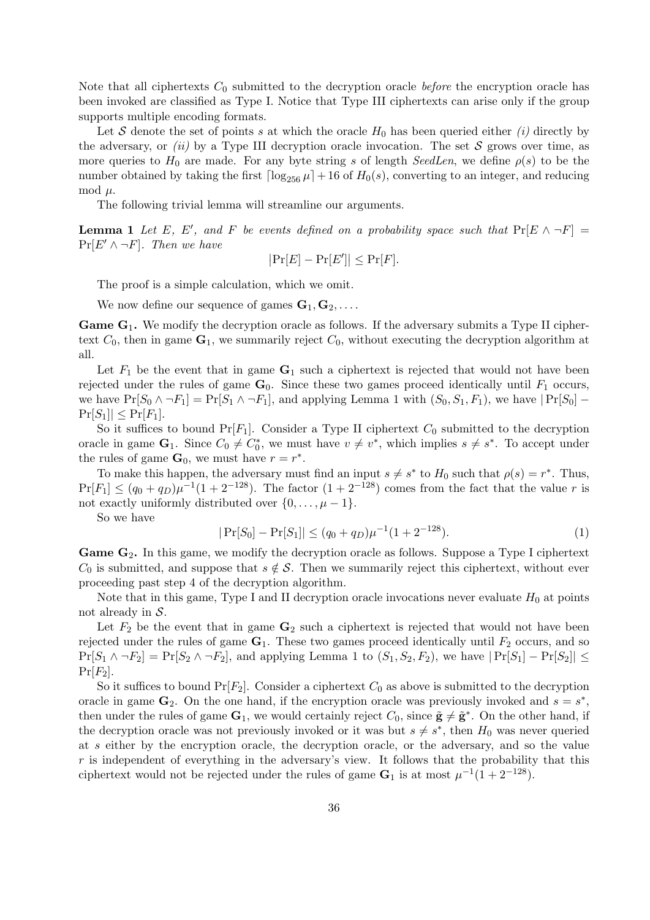Note that all ciphertexts $C_0$ submitted to the decryption oracle *before* the encryption oracle has been invoked are classified as Type I. Notice that Type III ciphertexts can arise only if the group supports multiple encoding formats.

Let $\mathcal{S}$ denote the set of points $s$ at which the oracle $H_0$ has been queried either *(i)* directly by the adversary, or *(ii)* by a Type III decryption oracle invocation. The set $\mathcal{S}$ grows over time, as more queries to $H_0$ are made. For any byte string $s$ of length *SeedLen*, we define $\rho(s)$ to be the number obtained by taking the first $\lceil \log_{256} \mu \rceil + 16$ of $H_0(s)$, converting to an integer, and reducing mod $\mu$.

The following trivial lemma will streamline our arguments.

**Lemma 1** *Let $E$, $E'$, and $F$ be events defined on a probability space such that* $\Pr[E \wedge \neg F] = \Pr[E' \wedge \neg F]$. *Then we have*

$$|\Pr[E] - \Pr[E']| \leq \Pr[F].$$

The proof is a simple calculation, which we omit.

We now define our sequence of games $\mathbf{G}_1, \mathbf{G}_2, \ldots$.

**Game $\mathbf{G}_1$.** We modify the decryption oracle as follows. If the adversary submits a Type II ciphertext $C_0$, then in game $\mathbf{G}_1$, we summarily reject $C_0$, without executing the decryption algorithm at all.

Let $F_1$ be the event that in game $\mathbf{G}_1$ such a ciphertext is rejected that would not have been rejected under the rules of game $\mathbf{G}_0$. Since these two games proceed identically until $F_1$ occurs, we have $\Pr[S_0 \wedge \neg F_1] = \Pr[S_1 \wedge \neg F_1]$, and applying Lemma 1 with $(S_0, S_1, F_1)$, we have $|\Pr[S_0] - \Pr[S_1]| \leq \Pr[F_1]$.

So it suffices to bound $\Pr[F_1]$. Consider a Type II ciphertext $C_0$ submitted to the decryption oracle in game $\mathbf{G}_1$. Since $C_0 \neq C_0^*$, we must have $v \neq v^*$, which implies $s \neq s^*$. To accept under the rules of game $\mathbf{G}_0$, we must have $r = r^*$.

To make this happen, the adversary must find an input $s \neq s^*$ to $H_0$ such that $\rho(s) = r^*$. Thus, $\Pr[F_1] \leq (q_0 + q_D)\mu^{-1}(1 + 2^{-128})$. The factor $(1 + 2^{-128})$ comes from the fact that the value $r$ is not exactly uniformly distributed over $\{0, \ldots, \mu - 1\}$.

So we have

$$|\Pr[S_0] - \Pr[S_1]| \leq (q_0 + q_D)\mu^{-1}(1 + 2^{-128}). \tag{1}$$

**Game $\mathbf{G}_2$.** In this game, we modify the decryption oracle as follows. Suppose a Type I ciphertext $C_0$ is submitted, and suppose that $s \notin \mathcal{S}$. Then we summarily reject this ciphertext, without ever proceeding past step 4 of the decryption algorithm.

Note that in this game, Type I and II decryption oracle invocations never evaluate $H_0$ at points not already in $\mathcal{S}$.

Let $F_2$ be the event that in game $\mathbf{G}_2$ such a ciphertext is rejected that would not have been rejected under the rules of game $\mathbf{G}_1$. These two games proceed identically until $F_2$ occurs, and so $\Pr[S_1 \wedge \neg F_2] = \Pr[S_2 \wedge \neg F_2]$, and applying Lemma 1 to $(S_1, S_2, F_2)$, we have $|\Pr[S_1] - \Pr[S_2]| \leq \Pr[F_2]$.

So it suffices to bound $\Pr[F_2]$. Consider a ciphertext $C_0$ as above is submitted to the decryption oracle in game $\mathbf{G}_2$. On the one hand, if the encryption oracle was previously invoked and $s = s^*$, then under the rules of game $\mathbf{G}_1$, we would certainly reject $C_0$, since $\tilde{\mathbf{g}} \neq \tilde{\mathbf{g}}^*$. On the other hand, if the decryption oracle was not previously invoked or it was but $s \neq s^*$, then $H_0$ was never queried at $s$ either by the encryption oracle, the decryption oracle, or the adversary, and so the value $r$ is independent of everything in the adversary's view. It follows that the probability that this ciphertext would not be rejected under the rules of game $\mathbf{G}_1$ is at most $\mu^{-1}(1 + 2^{-128})$.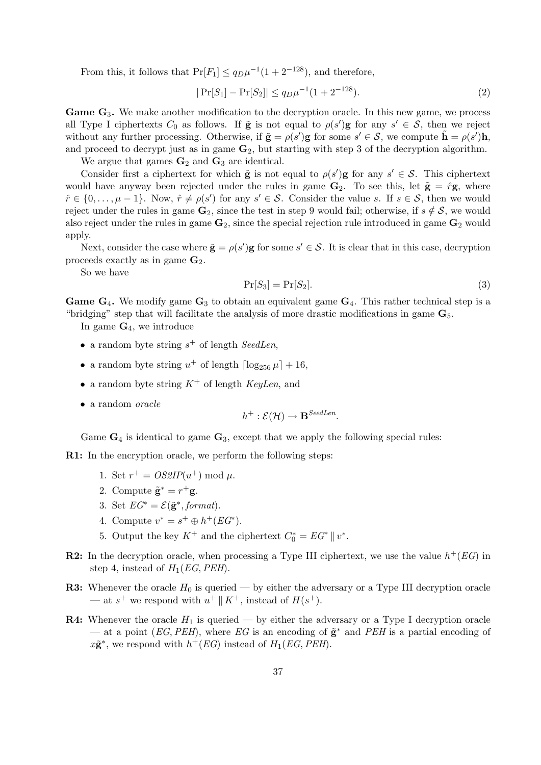From this, it follows that $\Pr[F_1] \leq q_D \mu^{-1}(1 + 2^{-128})$, and therefore,

$$|\Pr[S_1] - \Pr[S_2]| \leq q_D \mu^{-1}(1 + 2^{-128}). \tag{2}$$

**Game $\mathbf{G}_3$.** We make another modification to the decryption oracle. In this new game, we process all Type I ciphertexts $C_0$ as follows. If $\tilde{\mathbf{g}}$ is not equal to $\rho(s')\mathbf{g}$ for any $s' \in \mathcal{S}$, then we reject without any further processing. Otherwise, if $\tilde{\mathbf{g}} = \rho(s')\mathbf{g}$ for some $s' \in \mathcal{S}$, we compute $\tilde{\mathbf{h}} = \rho(s')\mathbf{h}$, and proceed to decrypt just as in game $\mathbf{G}_2$, but starting with step 3 of the decryption algorithm.

We argue that games $\mathbf{G}_2$ and $\mathbf{G}_3$ are identical.

Consider first a ciphertext for which $\tilde{\mathbf{g}}$ is not equal to $\rho(s')\mathbf{g}$ for any $s' \in \mathcal{S}$. This ciphertext would have anyway been rejected under the rules in game $\mathbf{G}_2$. To see this, let $\tilde{\mathbf{g}} = \hat{r}\mathbf{g}$, where $\hat{r} \in \{0, \ldots, \mu - 1\}$. Now, $\hat{r} \neq \rho(s')$ for any $s' \in \mathcal{S}$. Consider the value $s$. If $s \in \mathcal{S}$, then we would reject under the rules in game $\mathbf{G}_2$, since the test in step 9 would fail; otherwise, if $s \notin \mathcal{S}$, we would also reject under the rules in game $\mathbf{G}_2$, since the special rejection rule introduced in game $\mathbf{G}_2$ would apply.

Next, consider the case where $\tilde{\mathbf{g}} = \rho(s')\mathbf{g}$ for some $s' \in \mathcal{S}$. It is clear that in this case, decryption proceeds exactly as in game $\mathbf{G}_2$.

So we have

$$\Pr[S_3] = \Pr[S_2]. \tag{3}$$

**Game $\mathbf{G}_4$.** We modify game $\mathbf{G}_3$ to obtain an equivalent game $\mathbf{G}_4$. This rather technical step is a "bridging" step that will facilitate the analysis of more drastic modifications in game $\mathbf{G}_5$.

In game $\mathbf{G}_4$, we introduce

- a random byte string $s^+$ of length *SeedLen*,
- a random byte string $u^+$ of length $\lceil \log_{256} \mu \rceil + 16$,
- a random byte string $K^+$ of length *KeyLen*, and
- a random *oracle*

$$h^+ : \mathcal{E}(\mathcal{H}) \rightarrow \mathbf{B}^{SeedLen}.$$

Game $\mathbf{G}_4$ is identical to game $\mathbf{G}_3$, except that we apply the following special rules:

**R1:** In the encryption oracle, we perform the following steps:

1. Set $r^+ = OS2IP(u^+) \bmod \mu$.
2. Compute $\tilde{\mathbf{g}}^* = r^+\mathbf{g}$.
3. Set $EG^* = \mathcal{E}(\tilde{\mathbf{g}}^*, format)$.
4. Compute $v^* = s^+ \oplus h^+(EG^*)$.
5. Output the key $K^+$ and the ciphertext $C_0^* = EG^* \,\|\, v^*$.

**R2:** In the decryption oracle, when processing a Type III ciphertext, we use the value $h^+(EG)$ in step 4, instead of $H_1(EG, PEH)$.

**R3:** Whenever the oracle $H_0$ is queried — by either the adversary or a Type III decryption oracle — at $s^+$ we respond with $u^+ \,\|\, K^+$, instead of $H(s^+)$.

**R4:** Whenever the oracle $H_1$ is queried — by either the adversary or a Type I decryption oracle — at a point $(EG, PEH)$, where $EG$ is an encoding of $\tilde{\mathbf{g}}^*$ and $PEH$ is a partial encoding of $x\tilde{\mathbf{g}}^*$, we respond with $h^+(EG)$ instead of $H_1(EG, PEH)$.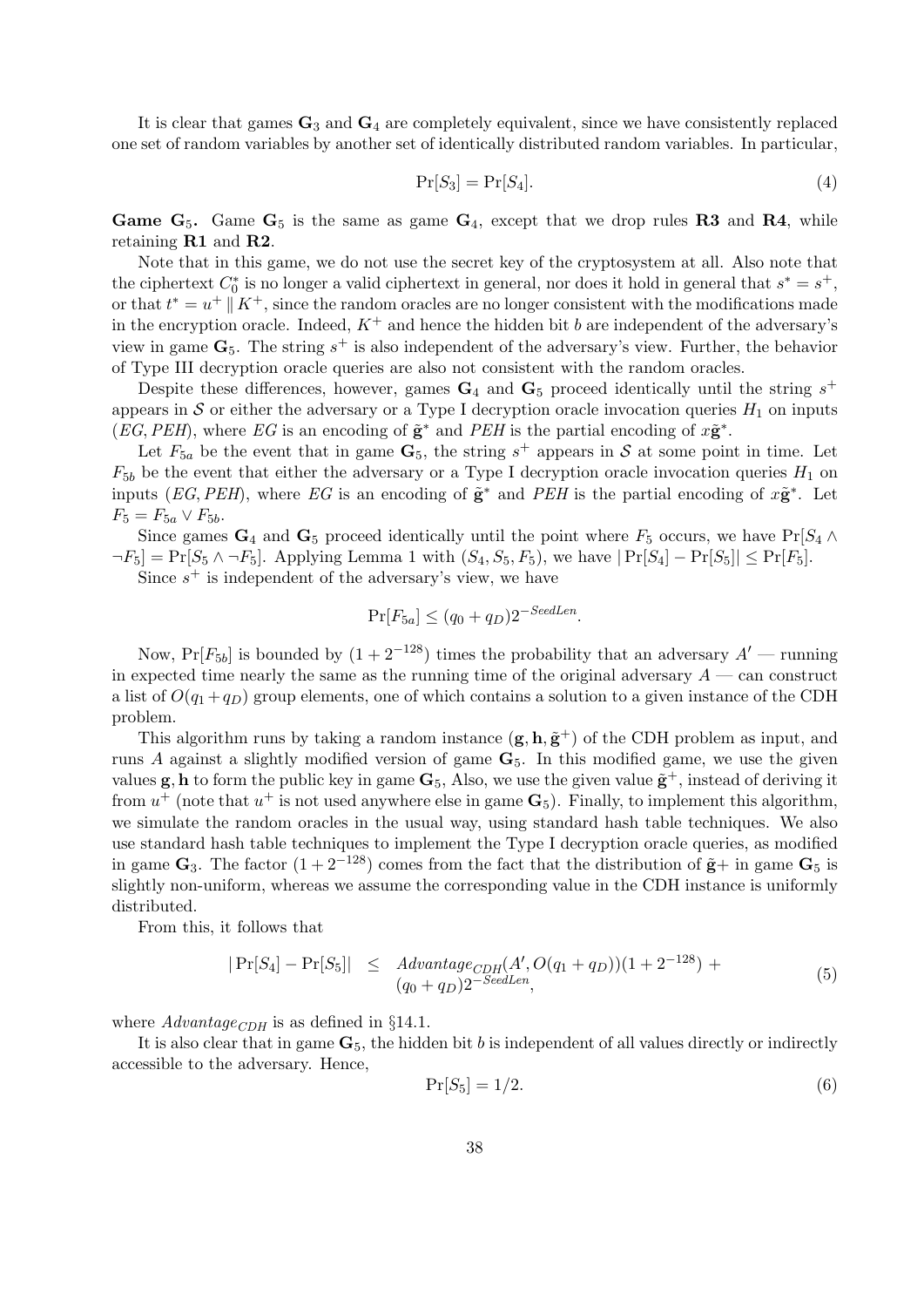It is clear that games $\mathbf{G}_3$ and $\mathbf{G}_4$ are completely equivalent, since we have consistently replaced one set of random variables by another set of identically distributed random variables. In particular,

$$\Pr[S_3] = \Pr[S_4]. \tag{4}$$

**Game $\mathbf{G}_5$.** Game $\mathbf{G}_5$ is the same as game $\mathbf{G}_4$, except that we drop rules **R3** and **R4**, while retaining **R1** and **R2**.

Note that in this game, we do not use the secret key of the cryptosystem at all. Also note that the ciphertext $C_0^*$ is no longer a valid ciphertext in general, nor does it hold in general that $s^* = s^+$, or that $t^* = u^+ \parallel K^+$, since the random oracles are no longer consistent with the modifications made in the encryption oracle. Indeed, $K^+$ and hence the hidden bit $b$ are independent of the adversary's view in game $\mathbf{G}_5$. The string $s^+$ is also independent of the adversary's view. Further, the behavior of Type III decryption oracle queries are also not consistent with the random oracles.

Despite these differences, however, games $\mathbf{G}_4$ and $\mathbf{G}_5$ proceed identically until the string $s^+$ appears in $\mathcal{S}$ or either the adversary or a Type I decryption oracle invocation queries $H_1$ on inputs $(EG, PEH)$, where $EG$ is an encoding of $\tilde{\mathbf{g}}^*$ and $PEH$ is the partial encoding of $x\tilde{\mathbf{g}}^*$.

Let $F_{5a}$ be the event that in game $\mathbf{G}_5$, the string $s^+$ appears in $\mathcal{S}$ at some point in time. Let $F_{5b}$ be the event that either the adversary or a Type I decryption oracle invocation queries $H_1$ on inputs $(EG, PEH)$, where $EG$ is an encoding of $\tilde{\mathbf{g}}^*$ and $PEH$ is the partial encoding of $x\tilde{\mathbf{g}}^*$. Let $F_5 = F_{5a} \vee F_{5b}$.

Since games $\mathbf{G}_4$ and $\mathbf{G}_5$ proceed identically until the point where $F_5$ occurs, we have $\Pr[S_4 \wedge \neg F_5] = \Pr[S_5 \wedge \neg F_5]$. Applying Lemma 1 with $(S_4, S_5, F_5)$, we have $|\Pr[S_4] - \Pr[S_5]| \leq \Pr[F_5]$.

Since $s^+$ is independent of the adversary's view, we have

$$\Pr[F_{5a}] \leq (q_0 + q_D)2^{-\mathit{SeedLen}}.$$

Now, $\Pr[F_{5b}]$ is bounded by $(1 + 2^{-128})$ times the probability that an adversary $A'$ — running in expected time nearly the same as the running time of the original adversary $A$ — can construct a list of $O(q_1 + q_D)$ group elements, one of which contains a solution to a given instance of the CDH problem.

This algorithm runs by taking a random instance $(\mathbf{g}, \mathbf{h}, \tilde{\mathbf{g}}^+)$ of the CDH problem as input, and runs $A$ against a slightly modified version of game $\mathbf{G}_5$. In this modified game, we use the given values $\mathbf{g}, \mathbf{h}$ to form the public key in game $\mathbf{G}_5$, Also, we use the given value $\tilde{\mathbf{g}}^+$, instead of deriving it from $u^+$ (note that $u^+$ is not used anywhere else in game $\mathbf{G}_5$). Finally, to implement this algorithm, we simulate the random oracles in the usual way, using standard hash table techniques. We also use standard hash table techniques to implement the Type I decryption oracle queries, as modified in game $\mathbf{G}_3$. The factor $(1 + 2^{-128})$ comes from the fact that the distribution of $\tilde{\mathbf{g}}+$ in game $\mathbf{G}_5$ is slightly non-uniform, whereas we assume the corresponding value in the CDH instance is uniformly distributed.

From this, it follows that

$$|\Pr[S_4] - \Pr[S_5]| \leq \mathit{Advantage}_{CDH}(A', O(q_1 + q_D))(1 + 2^{-128}) + (q_0 + q_D)2^{-\mathit{SeedLen}}, \tag{5}$$

where $\mathit{Advantage}_{CDH}$ is as defined in §14.1.

It is also clear that in game $\mathbf{G}_5$, the hidden bit $b$ is independent of all values directly or indirectly accessible to the adversary. Hence,

$$\Pr[S_5] = 1/2. \tag{6}$$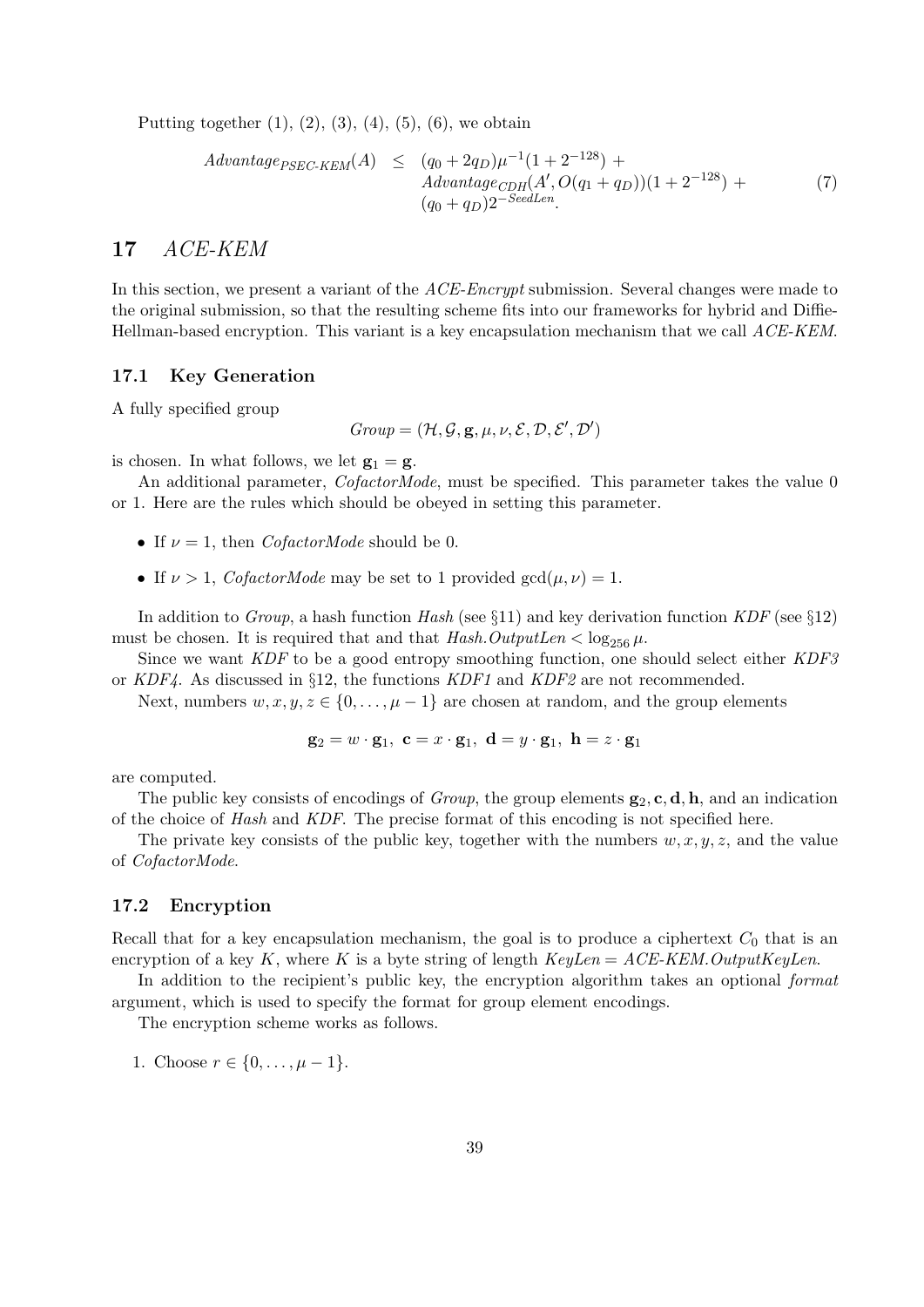Putting together (1), (2), (3), (4), (5), (6), we obtain

$$
\begin{aligned}
Advantage_{PSEC\text{-}KEM}(A) \;\leq\; & (q_0 + 2q_D)\mu^{-1}(1 + 2^{-128}) + \\
& Advantage_{CDH}(A', O(q_1 + q_D))(1 + 2^{-128}) + \\
& (q_0 + q_D)2^{-SeedLen}.
\end{aligned}
\tag{7}
$$

## 17 *ACE-KEM*

In this section, we present a variant of the *ACE-Encrypt* submission. Several changes were made to the original submission, so that the resulting scheme fits into our frameworks for hybrid and Diffie-Hellman-based encryption. This variant is a key encapsulation mechanism that we call *ACE-KEM*.

### 17.1 Key Generation

A fully specified group

$$Group = (\mathcal{H}, \mathcal{G}, \mathbf{g}, \mu, \nu, \mathcal{E}, \mathcal{D}, \mathcal{E}', \mathcal{D}')$$

is chosen. In what follows, we let $\mathbf{g}_1 = \mathbf{g}$.

An additional parameter, *CofactorMode*, must be specified. This parameter takes the value 0 or 1. Here are the rules which should be obeyed in setting this parameter.

- If $\nu = 1$, then *CofactorMode* should be 0.
- If $\nu > 1$, *CofactorMode* may be set to 1 provided $\gcd(\mu, \nu) = 1$.

In addition to *Group*, a hash function *Hash* (see §11) and key derivation function *KDF* (see §12) must be chosen. It is required that and that $Hash.OutputLen < \log_{256} \mu$.

Since we want *KDF* to be a good entropy smoothing function, one should select either *KDF3* or *KDF4*. As discussed in §12, the functions *KDF1* and *KDF2* are not recommended.

Next, numbers $w, x, y, z \in \{0, \ldots, \mu - 1\}$ are chosen at random, and the group elements

$$\mathbf{g}_2 = w \cdot \mathbf{g}_1,\ \mathbf{c} = x \cdot \mathbf{g}_1,\ \mathbf{d} = y \cdot \mathbf{g}_1,\ \mathbf{h} = z \cdot \mathbf{g}_1$$

are computed.

The public key consists of encodings of *Group*, the group elements $\mathbf{g}_2, \mathbf{c}, \mathbf{d}, \mathbf{h}$, and an indication of the choice of *Hash* and *KDF*. The precise format of this encoding is not specified here.

The private key consists of the public key, together with the numbers $w, x, y, z$, and the value of *CofactorMode*.

### 17.2 Encryption

Recall that for a key encapsulation mechanism, the goal is to produce a ciphertext $C_0$ that is an encryption of a key $K$, where $K$ is a byte string of length $KeyLen = ACE\text{-}KEM.OutputKeyLen$.

In addition to the recipient's public key, the encryption algorithm takes an optional *format* argument, which is used to specify the format for group element encodings.

The encryption scheme works as follows.

1. Choose $r \in \{0, \ldots, \mu - 1\}$.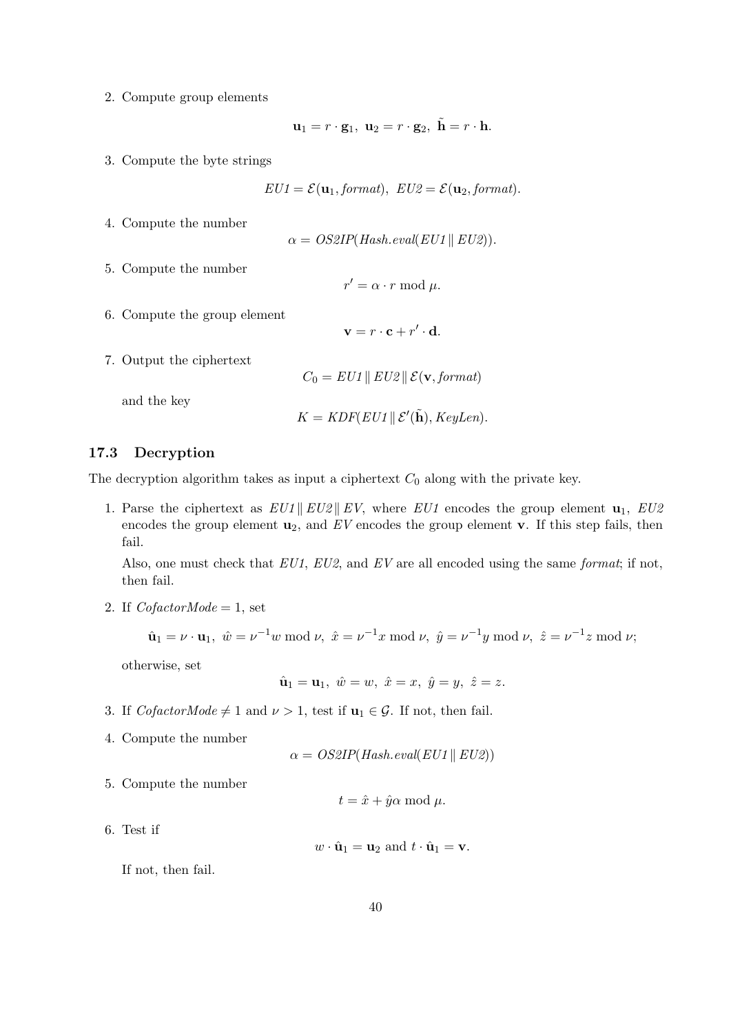2. Compute group elements

$$\mathbf{u}_1 = r \cdot \mathbf{g}_1,\ \mathbf{u}_2 = r \cdot \mathbf{g}_2,\ \tilde{\mathbf{h}} = r \cdot \mathbf{h}.$$

3. Compute the byte strings

$$EU1 = \mathcal{E}(\mathbf{u}_1, format),\ EU2 = \mathcal{E}(\mathbf{u}_2, format).$$

4. Compute the number

$$\alpha = OS2IP(Hash.eval(EU1 \,\|\, EU2)).$$

5. Compute the number

$$r' = \alpha \cdot r \bmod \mu.$$

6. Compute the group element

$$\mathbf{v} = r \cdot \mathbf{c} + r' \cdot \mathbf{d}.$$

7. Output the ciphertext

$$C_0 = EU1 \,\|\, EU2 \,\|\, \mathcal{E}(\mathbf{v}, format)$$

and the key

$$K = KDF(EU1 \,\|\, \mathcal{E}'(\tilde{\mathbf{h}}), KeyLen).$$

## 17.3 Decryption

The decryption algorithm takes as input a ciphertext $C_0$ along with the private key.

1. Parse the ciphertext as $EU1 \,\|\, EU2 \,\|\, EV$, where $EU1$ encodes the group element $\mathbf{u}_1$, $EU2$ encodes the group element $\mathbf{u}_2$, and $EV$ encodes the group element $\mathbf{v}$. If this step fails, then fail.

   Also, one must check that $EU1$, $EU2$, and $EV$ are all encoded using the same *format*; if not, then fail.

2. If $CofactorMode = 1$, set

$$\hat{\mathbf{u}}_1 = \nu \cdot \mathbf{u}_1,\ \hat{w} = \nu^{-1} w \bmod \nu,\ \hat{x} = \nu^{-1} x \bmod \nu,\ \hat{y} = \nu^{-1} y \bmod \nu,\ \hat{z} = \nu^{-1} z \bmod \nu;$$

   otherwise, set

$$\hat{\mathbf{u}}_1 = \mathbf{u}_1,\ \hat{w} = w,\ \hat{x} = x,\ \hat{y} = y,\ \hat{z} = z.$$

3. If $CofactorMode \neq 1$ and $\nu > 1$, test if $\mathbf{u}_1 \in \mathcal{G}$. If not, then fail.

4. Compute the number

$$\alpha = OS2IP(Hash.eval(EU1 \,\|\, EU2))$$

5. Compute the number

$$t = \hat{x} + \hat{y}\alpha \bmod \mu.$$

6. Test if

$$w \cdot \hat{\mathbf{u}}_1 = \mathbf{u}_2 \text{ and } t \cdot \hat{\mathbf{u}}_1 = \mathbf{v}.$$

   If not, then fail.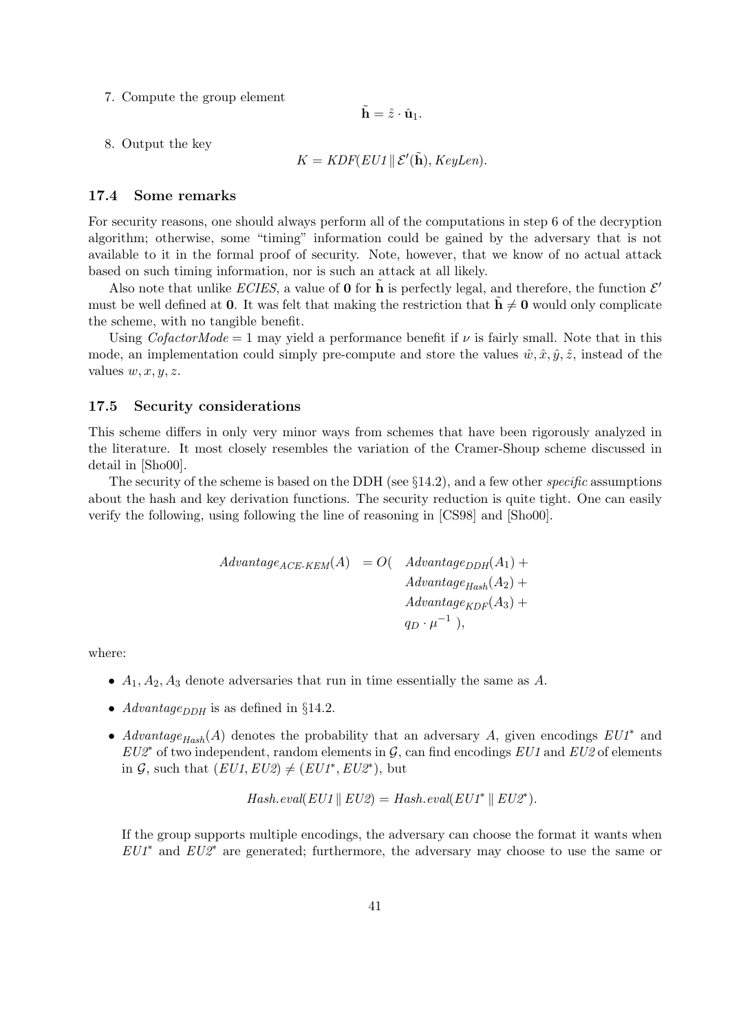7. Compute the group element

$$\tilde{\mathbf{h}} = \hat{z} \cdot \hat{\mathbf{u}}_1.$$

8. Output the key

$$K = KDF(EU1 \,\|\, \mathcal{E}'(\tilde{\mathbf{h}}), KeyLen).$$

### 17.4 Some remarks

For security reasons, one should always perform all of the computations in step 6 of the decryption algorithm; otherwise, some "timing" information could be gained by the adversary that is not available to it in the formal proof of security. Note, however, that we know of no actual attack based on such timing information, nor is such an attack at all likely.

Also note that unlike *ECIES*, a value of $\mathbf{0}$ for $\tilde{\mathbf{h}}$ is perfectly legal, and therefore, the function $\mathcal{E}'$ must be well defined at $\mathbf{0}$. It was felt that making the restriction that $\tilde{\mathbf{h}} \neq \mathbf{0}$ would only complicate the scheme, with no tangible benefit.

Using $CofactorMode = 1$ may yield a performance benefit if $\nu$ is fairly small. Note that in this mode, an implementation could simply pre-compute and store the values $\hat{w}, \hat{x}, \hat{y}, \hat{z}$, instead of the values $w, x, y, z$.

### 17.5 Security considerations

This scheme differs in only very minor ways from schemes that have been rigorously analyzed in the literature. It most closely resembles the variation of the Cramer-Shoup scheme discussed in detail in [Sho00].

The security of the scheme is based on the DDH (see §14.2), and a few other *specific* assumptions about the hash and key derivation functions. The security reduction is quite tight. One can easily verify the following, using following the line of reasoning in [CS98] and [Sho00].

$$\begin{aligned} Advantage_{ACE\text{-}KEM}(A) \; = O( \;& Advantage_{DDH}(A_1) + \\ & Advantage_{Hash}(A_2) + \\ & Advantage_{KDF}(A_3) + \\ & q_D \cdot \mu^{-1} \; ), \end{aligned}$$

where:

- $A_1, A_2, A_3$ denote adversaries that run in time essentially the same as $A$.
- $Advantage_{DDH}$ is as defined in §14.2.
- $Advantage_{Hash}(A)$ denotes the probability that an adversary $A$, given encodings $EU1^*$ and $EU2^*$ of two independent, random elements in $\mathcal{G}$, can find encodings $EU1$ and $EU2$ of elements in $\mathcal{G}$, such that $(EU1, EU2) \neq (EU1^*, EU2^*)$, but

$$Hash.eval(EU1 \,\|\, EU2) = Hash.eval(EU1^* \,\|\, EU2^*).$$

  If the group supports multiple encodings, the adversary can choose the format it wants when $EU1^*$ and $EU2^*$ are generated; furthermore, the adversary may choose to use the same or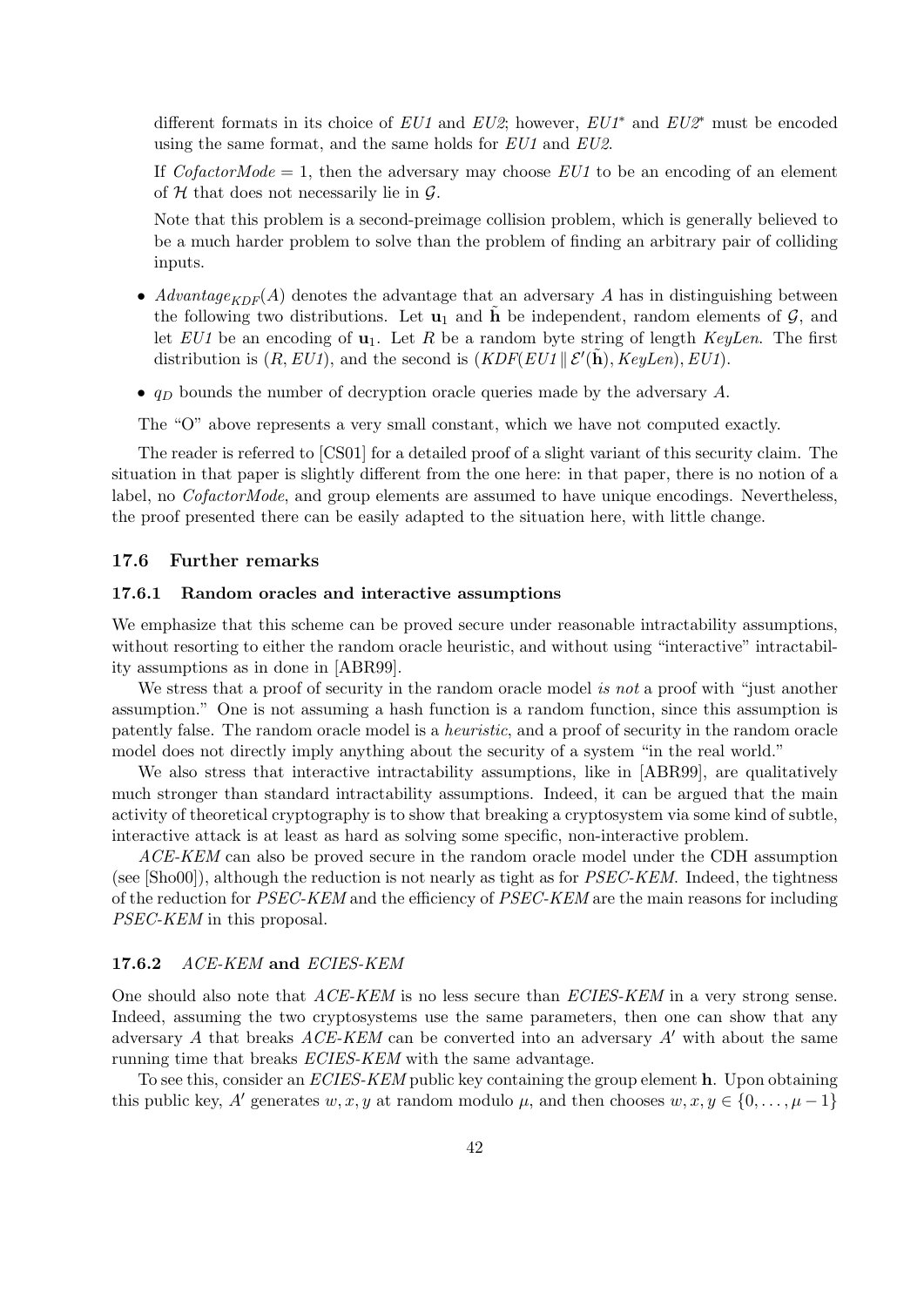different formats in its choice of *EU1* and *EU2*; however, *EU1*$^*$ and *EU2*$^*$ must be encoded using the same format, and the same holds for *EU1* and *EU2*.

If *CofactorMode* = 1, then the adversary may choose *EU1* to be an encoding of an element of $\mathcal{H}$ that does not necessarily lie in $\mathcal{G}$.

Note that this problem is a second-preimage collision problem, which is generally believed to be a much harder problem to solve than the problem of finding an arbitrary pair of colliding inputs.

- $Advantage_{KDF}(A)$ denotes the advantage that an adversary $A$ has in distinguishing between the following two distributions. Let $\mathbf{u}_1$ and $\tilde{\mathbf{h}}$ be independent, random elements of $\mathcal{G}$, and let *EU1* be an encoding of $\mathbf{u}_1$. Let $R$ be a random byte string of length *KeyLen*. The first distribution is $(R, EU1)$, and the second is $(KDF(EU1 \,\|\, \mathcal{E}'(\tilde{\mathbf{h}}), KeyLen), EU1)$.
- $q_D$ bounds the number of decryption oracle queries made by the adversary $A$.

The "O" above represents a very small constant, which we have not computed exactly.

The reader is referred to [CS01] for a detailed proof of a slight variant of this security claim. The situation in that paper is slightly different from the one here: in that paper, there is no notion of a label, no *CofactorMode*, and group elements are assumed to have unique encodings. Nevertheless, the proof presented there can be easily adapted to the situation here, with little change.

## 17.6 Further remarks

### 17.6.1 Random oracles and interactive assumptions

We emphasize that this scheme can be proved secure under reasonable intractability assumptions, without resorting to either the random oracle heuristic, and without using "interactive" intractability assumptions as in done in [ABR99].

We stress that a proof of security in the random oracle model *is not* a proof with "just another assumption." One is not assuming a hash function is a random function, since this assumption is patently false. The random oracle model is a *heuristic*, and a proof of security in the random oracle model does not directly imply anything about the security of a system "in the real world."

We also stress that interactive intractability assumptions, like in [ABR99], are qualitatively much stronger than standard intractability assumptions. Indeed, it can be argued that the main activity of theoretical cryptography is to show that breaking a cryptosystem via some kind of subtle, interactive attack is at least as hard as solving some specific, non-interactive problem.

*ACE-KEM* can also be proved secure in the random oracle model under the CDH assumption (see [Sho00]), although the reduction is not nearly as tight as for *PSEC-KEM*. Indeed, the tightness of the reduction for *PSEC-KEM* and the efficiency of *PSEC-KEM* are the main reasons for including *PSEC-KEM* in this proposal.

### 17.6.2 *ACE-KEM* and *ECIES-KEM*

One should also note that *ACE-KEM* is no less secure than *ECIES-KEM* in a very strong sense. Indeed, assuming the two cryptosystems use the same parameters, then one can show that any adversary $A$ that breaks *ACE-KEM* can be converted into an adversary $A'$ with about the same running time that breaks *ECIES-KEM* with the same advantage.

To see this, consider an *ECIES-KEM* public key containing the group element $\mathbf{h}$. Upon obtaining this public key, $A'$ generates $w, x, y$ at random modulo $\mu$, and then chooses $w, x, y \in \{0, \ldots, \mu - 1\}$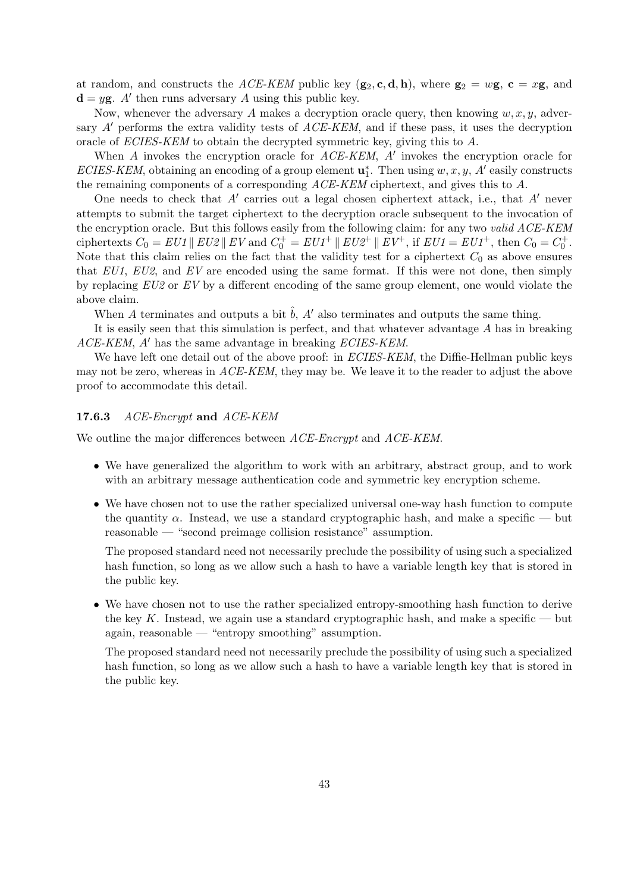at random, and constructs the *ACE-KEM* public key $(\mathbf{g}_2, \mathbf{c}, \mathbf{d}, \mathbf{h})$, where $\mathbf{g}_2 = w\mathbf{g}$, $\mathbf{c} = x\mathbf{g}$, and $\mathbf{d} = y\mathbf{g}$. $A'$ then runs adversary $A$ using this public key.

Now, whenever the adversary $A$ makes a decryption oracle query, then knowing $w, x, y$, adversary $A'$ performs the extra validity tests of *ACE-KEM*, and if these pass, it uses the decryption oracle of *ECIES-KEM* to obtain the decrypted symmetric key, giving this to $A$.

When $A$ invokes the encryption oracle for *ACE-KEM*, $A'$ invokes the encryption oracle for *ECIES-KEM*, obtaining an encoding of a group element $\mathbf{u}_1^*$. Then using $w, x, y$, $A'$ easily constructs the remaining components of a corresponding *ACE-KEM* ciphertext, and gives this to $A$.

One needs to check that $A'$ carries out a legal chosen ciphertext attack, i.e., that $A'$ never attempts to submit the target ciphertext to the decryption oracle subsequent to the invocation of the encryption oracle. But this follows easily from the following claim: for any two *valid ACE-KEM* ciphertexts $C_0 = EU1 \,\|\, EU2 \,\|\, EV$ and $C_0^+ = EU1^+ \,\|\, EU2^+ \,\|\, EV^+$, if $EU1 = EU1^+$, then $C_0 = C_0^+$. Note that this claim relies on the fact that the validity test for a ciphertext $C_0$ as above ensures that *EU1*, *EU2*, and *EV* are encoded using the same format. If this were not done, then simply by replacing *EU2* or *EV* by a different encoding of the same group element, one would violate the above claim.

When $A$ terminates and outputs a bit $\hat{b}$, $A'$ also terminates and outputs the same thing.

It is easily seen that this simulation is perfect, and that whatever advantage $A$ has in breaking *ACE-KEM*, $A'$ has the same advantage in breaking *ECIES-KEM*.

We have left one detail out of the above proof: in *ECIES-KEM*, the Diffie-Hellman public keys may not be zero, whereas in *ACE-KEM*, they may be. We leave it to the reader to adjust the above proof to accommodate this detail.

### 17.6.3 *ACE-Encrypt* and *ACE-KEM*

We outline the major differences between *ACE-Encrypt* and *ACE-KEM*.

- We have generalized the algorithm to work with an arbitrary, abstract group, and to work with an arbitrary message authentication code and symmetric key encryption scheme.
- We have chosen not to use the rather specialized universal one-way hash function to compute the quantity $\alpha$. Instead, we use a standard cryptographic hash, and make a specific — but reasonable — "second preimage collision resistance" assumption.

  The proposed standard need not necessarily preclude the possibility of using such a specialized hash function, so long as we allow such a hash to have a variable length key that is stored in the public key.
- We have chosen not to use the rather specialized entropy-smoothing hash function to derive the key $K$. Instead, we again use a standard cryptographic hash, and make a specific — but again, reasonable — "entropy smoothing" assumption.

  The proposed standard need not necessarily preclude the possibility of using such a specialized hash function, so long as we allow such a hash to have a variable length key that is stored in the public key.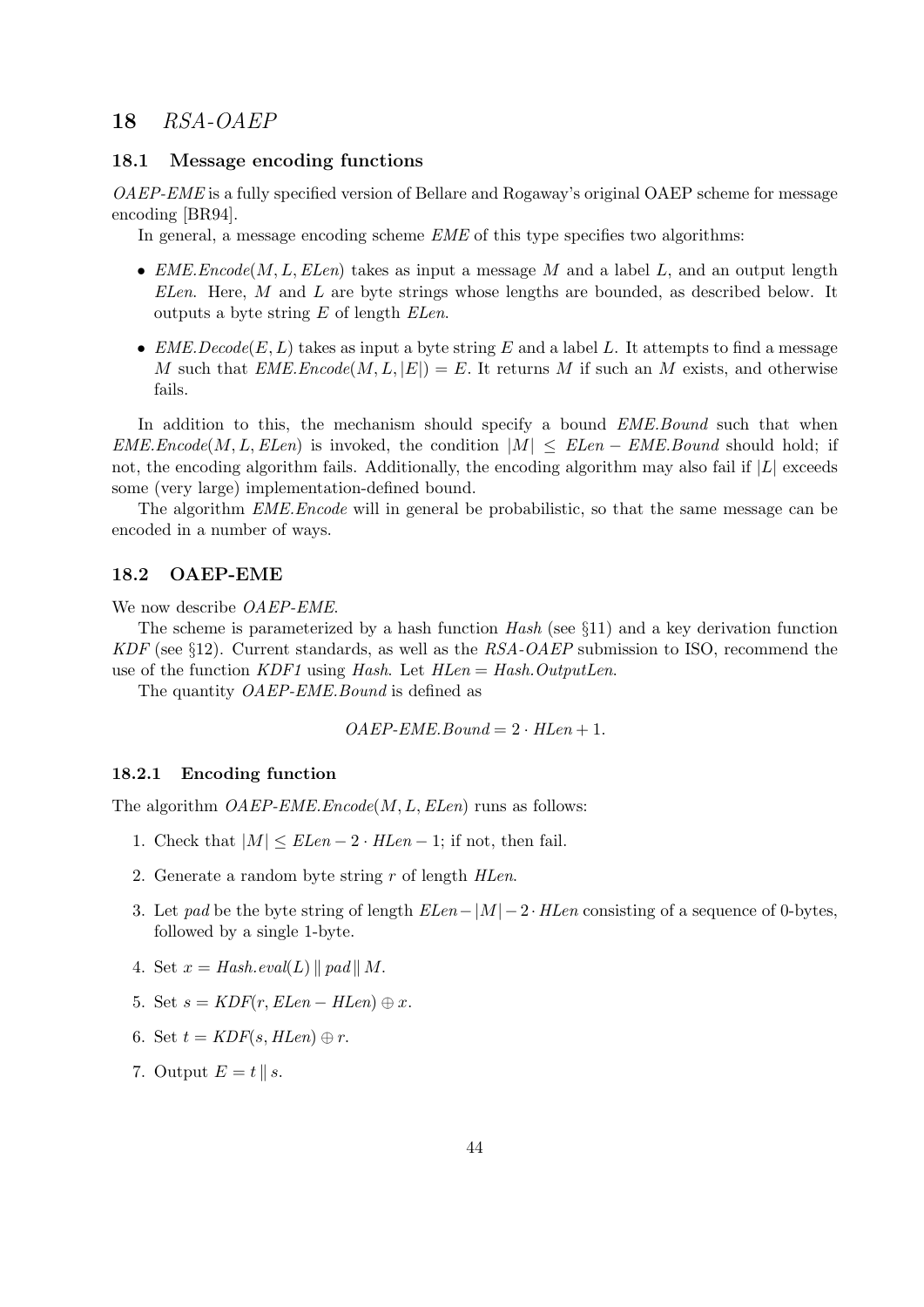## 18 *RSA-OAEP*

### 18.1 Message encoding functions

*OAEP-EME* is a fully specified version of Bellare and Rogaway's original OAEP scheme for message encoding [BR94].

In general, a message encoding scheme *EME* of this type specifies two algorithms:

- $EME.Encode(M, L, ELen)$ takes as input a message $M$ and a label $L$, and an output length $ELen$. Here, $M$ and $L$ are byte strings whose lengths are bounded, as described below. It outputs a byte string $E$ of length $ELen$.
- $EME.Decode(E, L)$ takes as input a byte string $E$ and a label $L$. It attempts to find a message $M$ such that $EME.Encode(M, L, |E|) = E$. It returns $M$ if such an $M$ exists, and otherwise fails.

In addition to this, the mechanism should specify a bound $EME.Bound$ such that when $EME.Encode(M, L, ELen)$ is invoked, the condition $|M| \leq ELen - EME.Bound$ should hold; if not, the encoding algorithm fails. Additionally, the encoding algorithm may also fail if $|L|$ exceeds some (very large) implementation-defined bound.

The algorithm *EME.Encode* will in general be probabilistic, so that the same message can be encoded in a number of ways.

### 18.2 OAEP-EME

We now describe *OAEP-EME*.

The scheme is parameterized by a hash function *Hash* (see §11) and a key derivation function *KDF* (see §12). Current standards, as well as the *RSA-OAEP* submission to ISO, recommend the use of the function *KDF1* using *Hash*. Let $HLen = Hash.OutputLen$.

The quantity *OAEP-EME.Bound* is defined as

$$OAEP\text{-}EME.Bound = 2 \cdot HLen + 1.$$

#### 18.2.1 Encoding function

The algorithm $OAEP\text{-}EME.Encode(M, L, ELen)$ runs as follows:

1. Check that $|M| \leq ELen - 2 \cdot HLen - 1$; if not, then fail.
2. Generate a random byte string $r$ of length $HLen$.
3. Let $pad$ be the byte string of length $ELen - |M| - 2 \cdot HLen$ consisting of a sequence of 0-bytes, followed by a single 1-byte.
4. Set $x = Hash.eval(L) \,\|\, pad \,\|\, M$.
5. Set $s = KDF(r, ELen - HLen) \oplus x$.
6. Set $t = KDF(s, HLen) \oplus r$.
7. Output $E = t \,\|\, s$.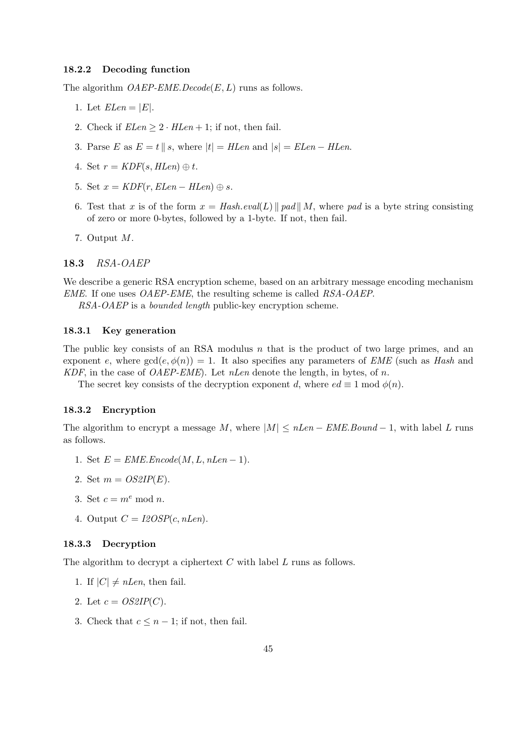#### 18.2.2 Decoding function

The algorithm *OAEP-EME.Decode*$(E, L)$ runs as follows.

1. Let $ELen = |E|$.
2. Check if $ELen \geq 2 \cdot HLen + 1$; if not, then fail.
3. Parse $E$ as $E = t \parallel s$, where $|t| = HLen$ and $|s| = ELen - HLen$.
4. Set $r = KDF(s, HLen) \oplus t$.
5. Set $x = KDF(r, ELen - HLen) \oplus s$.
6. Test that $x$ is of the form $x = Hash.eval(L) \parallel pad \parallel M$, where *pad* is a byte string consisting of zero or more 0-bytes, followed by a 1-byte. If not, then fail.
7. Output $M$.

### 18.3 *RSA-OAEP*

We describe a generic RSA encryption scheme, based on an arbitrary message encoding mechanism *EME*. If one uses *OAEP-EME*, the resulting scheme is called *RSA-OAEP*.

*RSA-OAEP* is a *bounded length* public-key encryption scheme.

#### 18.3.1 Key generation

The public key consists of an RSA modulus $n$ that is the product of two large primes, and an exponent $e$, where $\gcd(e, \phi(n)) = 1$. It also specifies any parameters of *EME* (such as *Hash* and *KDF*, in the case of *OAEP-EME*). Let *nLen* denote the length, in bytes, of $n$.

The secret key consists of the decryption exponent $d$, where $ed \equiv 1 \bmod \phi(n)$.

#### 18.3.2 Encryption

The algorithm to encrypt a message $M$, where $|M| \leq nLen - EME.Bound - 1$, with label $L$ runs as follows.

1. Set $E = EME.Encode(M, L, nLen - 1)$.
2. Set $m = OS2IP(E)$.
3. Set $c = m^e \bmod n$.
4. Output $C = I2OSP(c, nLen)$.

#### 18.3.3 Decryption

The algorithm to decrypt a ciphertext $C$ with label $L$ runs as follows.

1. If $|C| \neq nLen$, then fail.
2. Let $c = OS2IP(C)$.
3. Check that $c \leq n - 1$; if not, then fail.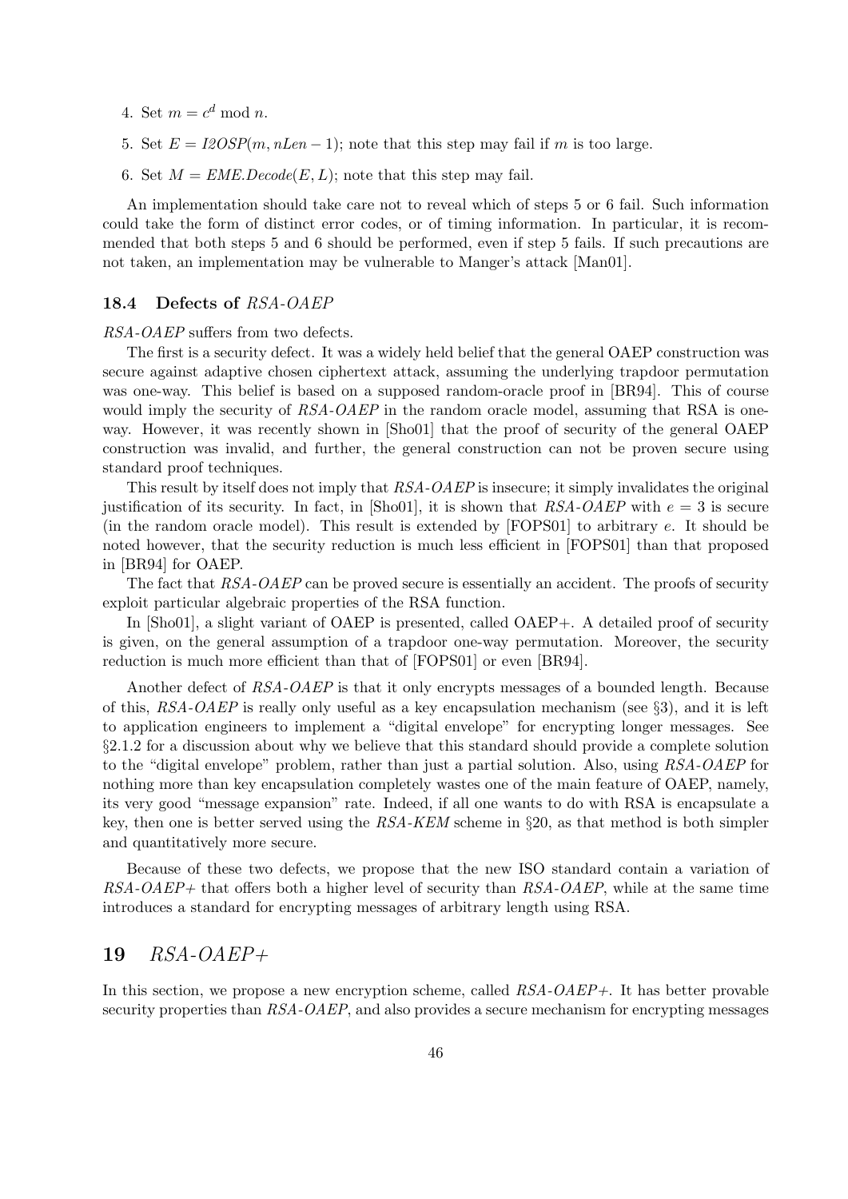4. Set $m = c^d \bmod n$.
5. Set $E = I2OSP(m, nLen - 1)$; note that this step may fail if $m$ is too large.
6. Set $M = EME.Decode(E, L)$; note that this step may fail.

An implementation should take care not to reveal which of steps 5 or 6 fail. Such information could take the form of distinct error codes, or of timing information. In particular, it is recommended that both steps 5 and 6 should be performed, even if step 5 fails. If such precautions are not taken, an implementation may be vulnerable to Manger's attack [Man01].

### 18.4 Defects of *RSA-OAEP*

*RSA-OAEP* suffers from two defects.

The first is a security defect. It was a widely held belief that the general OAEP construction was secure against adaptive chosen ciphertext attack, assuming the underlying trapdoor permutation was one-way. This belief is based on a supposed random-oracle proof in [BR94]. This of course would imply the security of *RSA-OAEP* in the random oracle model, assuming that RSA is one-way. However, it was recently shown in [Sho01] that the proof of security of the general OAEP construction was invalid, and further, the general construction can not be proven secure using standard proof techniques.

This result by itself does not imply that *RSA-OAEP* is insecure; it simply invalidates the original justification of its security. In fact, in [Sho01], it is shown that *RSA-OAEP* with $e = 3$ is secure (in the random oracle model). This result is extended by [FOPS01] to arbitrary $e$. It should be noted however, that the security reduction is much less efficient in [FOPS01] than that proposed in [BR94] for OAEP.

The fact that *RSA-OAEP* can be proved secure is essentially an accident. The proofs of security exploit particular algebraic properties of the RSA function.

In [Sho01], a slight variant of OAEP is presented, called OAEP+. A detailed proof of security is given, on the general assumption of a trapdoor one-way permutation. Moreover, the security reduction is much more efficient than that of [FOPS01] or even [BR94].

Another defect of *RSA-OAEP* is that it only encrypts messages of a bounded length. Because of this, *RSA-OAEP* is really only useful as a key encapsulation mechanism (see §3), and it is left to application engineers to implement a "digital envelope" for encrypting longer messages. See §2.1.2 for a discussion about why we believe that this standard should provide a complete solution to the "digital envelope" problem, rather than just a partial solution. Also, using *RSA-OAEP* for nothing more than key encapsulation completely wastes one of the main feature of OAEP, namely, its very good "message expansion" rate. Indeed, if all one wants to do with RSA is encapsulate a key, then one is better served using the *RSA-KEM* scheme in §20, as that method is both simpler and quantitatively more secure.

Because of these two defects, we propose that the new ISO standard contain a variation of *RSA-OAEP+* that offers both a higher level of security than *RSA-OAEP*, while at the same time introduces a standard for encrypting messages of arbitrary length using RSA.

## 19 *RSA-OAEP+*

In this section, we propose a new encryption scheme, called *RSA-OAEP+*. It has better provable security properties than *RSA-OAEP*, and also provides a secure mechanism for encrypting messages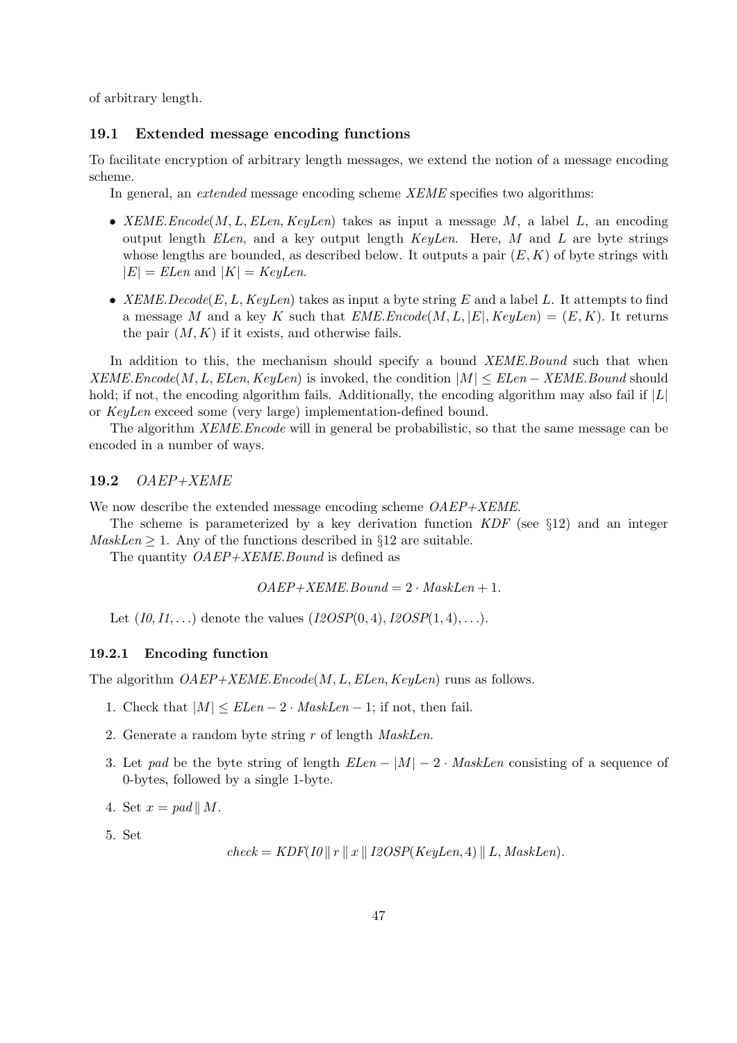of arbitrary length.

### 19.1 Extended message encoding functions

To facilitate encryption of arbitrary length messages, we extend the notion of a message encoding scheme.

In general, an *extended* message encoding scheme *XEME* specifies two algorithms:

- $XEME.Encode(M, L, ELen, KeyLen)$ takes as input a message $M$, a label $L$, an encoding output length $ELen$, and a key output length $KeyLen$. Here, $M$ and $L$ are byte strings whose lengths are bounded, as described below. It outputs a pair $(E, K)$ of byte strings with $|E| = ELen$ and $|K| = KeyLen$.
- $XEME.Decode(E, L, KeyLen)$ takes as input a byte string $E$ and a label $L$. It attempts to find a message $M$ and a key $K$ such that $EME.Encode(M, L, |E|, KeyLen) = (E, K)$. It returns the pair $(M, K)$ if it exists, and otherwise fails.

In addition to this, the mechanism should specify a bound $XEME.Bound$ such that when $XEME.Encode(M, L, ELen, KeyLen)$ is invoked, the condition $|M| \le ELen - XEME.Bound$ should hold; if not, the encoding algorithm fails. Additionally, the encoding algorithm may also fail if $|L|$ or $KeyLen$ exceed some (very large) implementation-defined bound.

The algorithm $XEME.Encode$ will in general be probabilistic, so that the same message can be encoded in a number of ways.

### 19.2 *OAEP+XEME*

We now describe the extended message encoding scheme *OAEP+XEME*.

The scheme is parameterized by a key derivation function *KDF* (see §12) and an integer $MaskLen \ge 1$. Any of the functions described in §12 are suitable.

The quantity $OAEP{+}XEME.Bound$ is defined as

$$OAEP{+}XEME.Bound = 2 \cdot MaskLen + 1.$$

Let $(I0, I1, \ldots)$ denote the values $(I2OSP(0, 4), I2OSP(1, 4), \ldots)$.

#### 19.2.1 Encoding function

The algorithm $OAEP{+}XEME.Encode(M, L, ELen, KeyLen)$ runs as follows.

1. Check that $|M| \le ELen - 2 \cdot MaskLen - 1$; if not, then fail.
2. Generate a random byte string $r$ of length $MaskLen$.
3. Let *pad* be the byte string of length $ELen - |M| - 2 \cdot MaskLen$ consisting of a sequence of 0-bytes, followed by a single 1-byte.
4. Set $x = pad \,\|\, M$.
5. Set

$$check = KDF(I0 \,\|\, r \,\|\, x \,\|\, I2OSP(KeyLen, 4) \,\|\, L, MaskLen).$$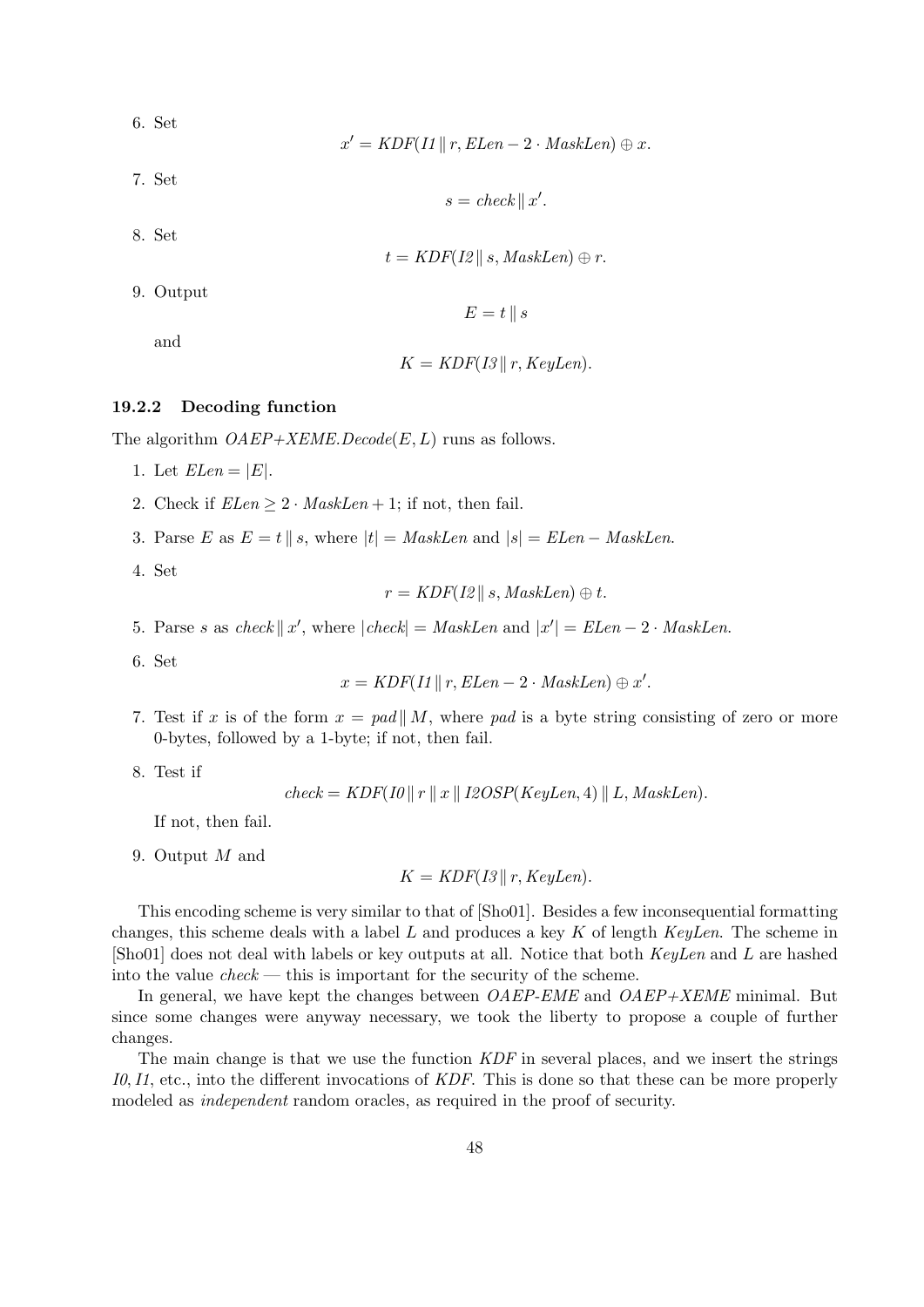6. Set

$$x' = \mathit{KDF}(\mathit{I1} \,\|\, r, \mathit{ELen} - 2 \cdot \mathit{MaskLen}) \oplus x.$$

7. Set

$$s = \mathit{check} \,\|\, x'.$$

8. Set

$$t = \mathit{KDF}(\mathit{I2} \,\|\, s, \mathit{MaskLen}) \oplus r.$$

9. Output

$$E = t \,\|\, s$$

and

$$K = \mathit{KDF}(\mathit{I3} \,\|\, r, \mathit{KeyLen}).$$

### 19.2.2 Decoding function

The algorithm *OAEP+XEME.Decode*$(E, L)$ runs as follows.

1. Let $\mathit{ELen} = |E|$.
2. Check if $\mathit{ELen} \geq 2 \cdot \mathit{MaskLen} + 1$; if not, then fail.
3. Parse $E$ as $E = t \,\|\, s$, where $|t| = \mathit{MaskLen}$ and $|s| = \mathit{ELen} - \mathit{MaskLen}$.
4. Set

$$r = \mathit{KDF}(\mathit{I2} \,\|\, s, \mathit{MaskLen}) \oplus t.$$

5. Parse $s$ as $\mathit{check} \,\|\, x'$, where $|\mathit{check}| = \mathit{MaskLen}$ and $|x'| = \mathit{ELen} - 2 \cdot \mathit{MaskLen}$.
6. Set

$$x = \mathit{KDF}(\mathit{I1} \,\|\, r, \mathit{ELen} - 2 \cdot \mathit{MaskLen}) \oplus x'.$$

7. Test if $x$ is of the form $x = \mathit{pad} \,\|\, M$, where *pad* is a byte string consisting of zero or more 0-bytes, followed by a 1-byte; if not, then fail.
8. Test if

$$\mathit{check} = \mathit{KDF}(\mathit{I0} \,\|\, r \,\|\, x \,\|\, \mathit{I2OSP}(\mathit{KeyLen}, 4) \,\|\, L, \mathit{MaskLen}).$$

If not, then fail.

9. Output $M$ and

$$K = \mathit{KDF}(\mathit{I3} \,\|\, r, \mathit{KeyLen}).$$

This encoding scheme is very similar to that of [Sho01]. Besides a few inconsequential formatting changes, this scheme deals with a label $L$ and produces a key $K$ of length *KeyLen*. The scheme in [Sho01] does not deal with labels or key outputs at all. Notice that both *KeyLen* and $L$ are hashed into the value *check* — this is important for the security of the scheme.

In general, we have kept the changes between *OAEP-EME* and *OAEP+XEME* minimal. But since some changes were anyway necessary, we took the liberty to propose a couple of further changes.

The main change is that we use the function *KDF* in several places, and we insert the strings *I0*, *I1*, etc., into the different invocations of *KDF*. This is done so that these can be more properly modeled as *independent* random oracles, as required in the proof of security.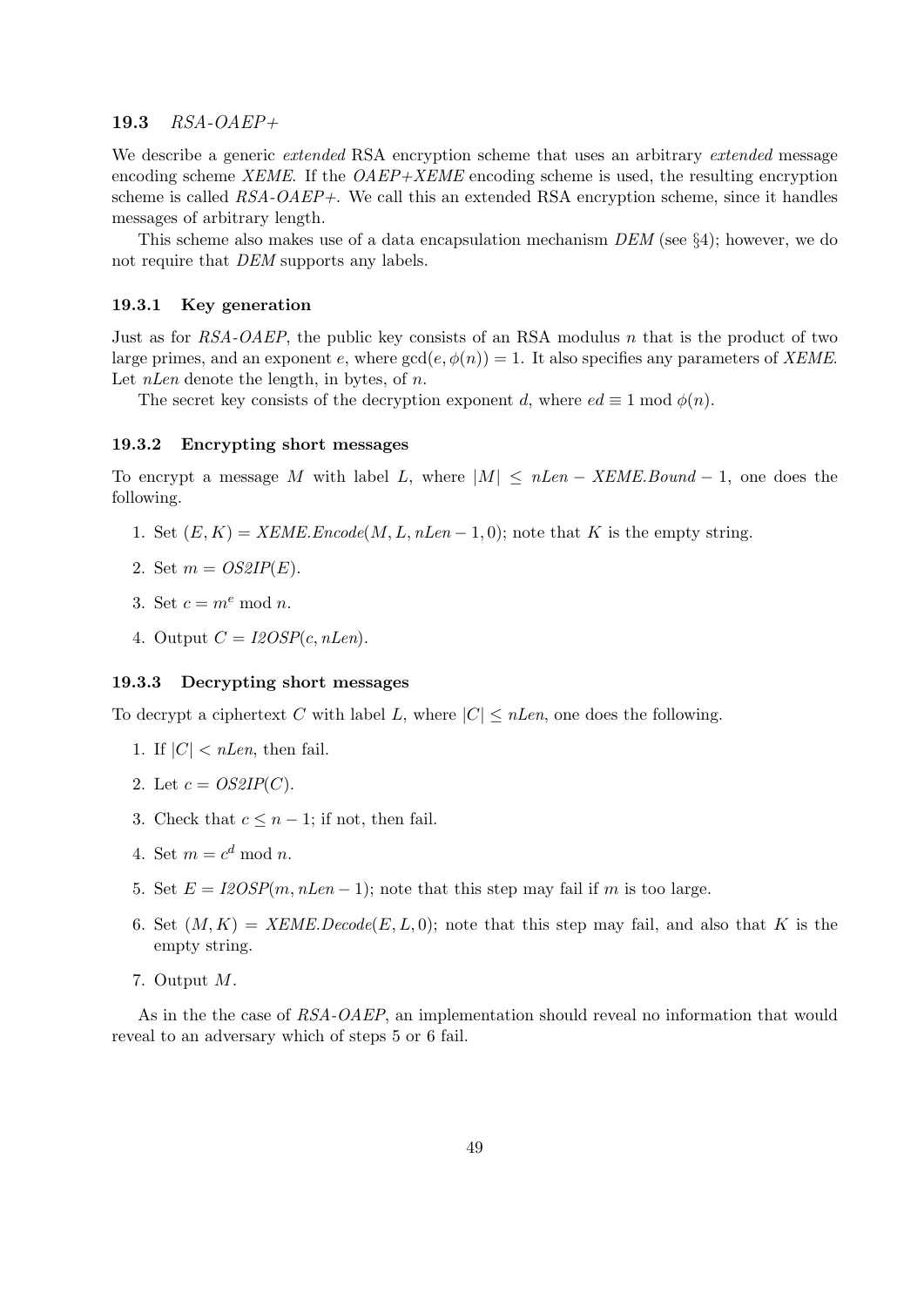### 19.3 *RSA-OAEP+*

We describe a generic *extended* RSA encryption scheme that uses an arbitrary *extended* message encoding scheme *XEME*. If the *OAEP+XEME* encoding scheme is used, the resulting encryption scheme is called *RSA-OAEP+*. We call this an extended RSA encryption scheme, since it handles messages of arbitrary length.

This scheme also makes use of a data encapsulation mechanism *DEM* (see §4); however, we do not require that *DEM* supports any labels.

#### 19.3.1 Key generation

Just as for *RSA-OAEP*, the public key consists of an RSA modulus $n$ that is the product of two large primes, and an exponent $e$, where $\gcd(e, \phi(n)) = 1$. It also specifies any parameters of *XEME*. Let *nLen* denote the length, in bytes, of $n$.

The secret key consists of the decryption exponent $d$, where $ed \equiv 1 \bmod \phi(n)$.

#### 19.3.2 Encrypting short messages

To encrypt a message $M$ with label $L$, where $|M| \leq \mathit{nLen} - \mathit{XEME.Bound} - 1$, one does the following.

1. Set $(E, K) = \mathit{XEME.Encode}(M, L, \mathit{nLen} - 1, 0)$; note that $K$ is the empty string.
2. Set $m = \mathit{OS2IP}(E)$.
3. Set $c = m^e \bmod n$.
4. Output $C = \mathit{I2OSP}(c, \mathit{nLen})$.

#### 19.3.3 Decrypting short messages

To decrypt a ciphertext $C$ with label $L$, where $|C| \leq \mathit{nLen}$, one does the following.

1. If $|C| < \mathit{nLen}$, then fail.
2. Let $c = \mathit{OS2IP}(C)$.
3. Check that $c \leq n - 1$; if not, then fail.
4. Set $m = c^d \bmod n$.
5. Set $E = \mathit{I2OSP}(m, \mathit{nLen} - 1)$; note that this step may fail if $m$ is too large.
6. Set $(M, K) = \mathit{XEME.Decode}(E, L, 0)$; note that this step may fail, and also that $K$ is the empty string.
7. Output $M$.

As in the the case of *RSA-OAEP*, an implementation should reveal no information that would reveal to an adversary which of steps 5 or 6 fail.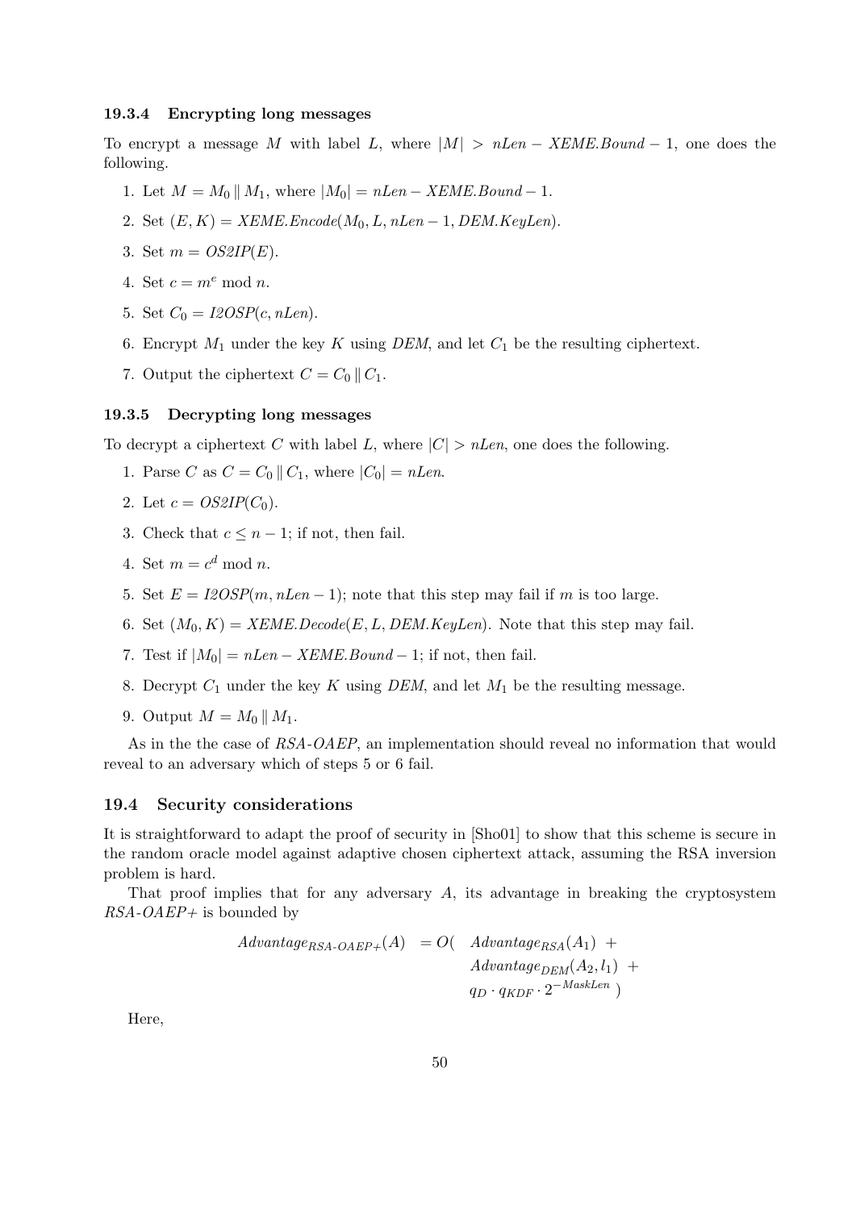### 19.3.4 Encrypting long messages

To encrypt a message $M$ with label $L$, where $|M| > nLen - XEME.Bound - 1$, one does the following.

1. Let $M = M_0 \| M_1$, where $|M_0| = nLen - XEME.Bound - 1$.
2. Set $(E, K) = XEME.Encode(M_0, L, nLen - 1, DEM.KeyLen)$.
3. Set $m = OS2IP(E)$.
4. Set $c = m^e \bmod n$.
5. Set $C_0 = I2OSP(c, nLen)$.
6. Encrypt $M_1$ under the key $K$ using *DEM*, and let $C_1$ be the resulting ciphertext.
7. Output the ciphertext $C = C_0 \| C_1$.

### 19.3.5 Decrypting long messages

To decrypt a ciphertext $C$ with label $L$, where $|C| > nLen$, one does the following.

1. Parse $C$ as $C = C_0 \| C_1$, where $|C_0| = nLen$.
2. Let $c = OS2IP(C_0)$.
3. Check that $c \leq n - 1$; if not, then fail.
4. Set $m = c^d \bmod n$.
5. Set $E = I2OSP(m, nLen - 1)$; note that this step may fail if $m$ is too large.
6. Set $(M_0, K) = XEME.Decode(E, L, DEM.KeyLen)$. Note that this step may fail.
7. Test if $|M_0| = nLen - XEME.Bound - 1$; if not, then fail.
8. Decrypt $C_1$ under the key $K$ using *DEM*, and let $M_1$ be the resulting message.
9. Output $M = M_0 \| M_1$.

As in the the case of *RSA-OAEP*, an implementation should reveal no information that would reveal to an adversary which of steps 5 or 6 fail.

## 19.4 Security considerations

It is straightforward to adapt the proof of security in [Sho01] to show that this scheme is secure in the random oracle model against adaptive chosen ciphertext attack, assuming the RSA inversion problem is hard.

That proof implies that for any adversary $A$, its advantage in breaking the cryptosystem *RSA-OAEP+* is bounded by

$$Advantage_{RSA\text{-}OAEP+}(A) = O( \; Advantage_{RSA}(A_1) + Advantage_{DEM}(A_2, l_1) + q_D \cdot q_{KDF} \cdot 2^{-MaskLen} \; )$$

Here,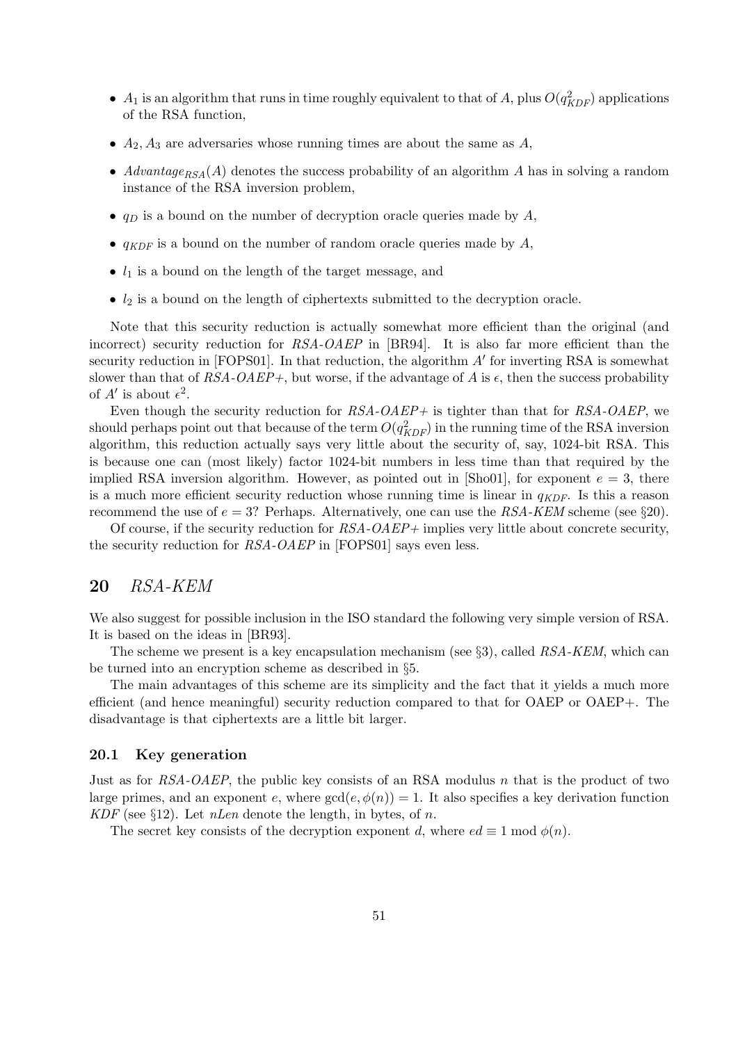- $A_1$ is an algorithm that runs in time roughly equivalent to that of $A$, plus $O(q_{KDF}^2)$ applications of the RSA function,
- $A_2, A_3$ are adversaries whose running times are about the same as $A$,
- $Advantage_{RSA}(A)$ denotes the success probability of an algorithm $A$ has in solving a random instance of the RSA inversion problem,
- $q_D$ is a bound on the number of decryption oracle queries made by $A$,
- $q_{KDF}$ is a bound on the number of random oracle queries made by $A$,
- $l_1$ is a bound on the length of the target message, and
- $l_2$ is a bound on the length of ciphertexts submitted to the decryption oracle.

Note that this security reduction is actually somewhat more efficient than the original (and incorrect) security reduction for *RSA-OAEP* in [BR94]. It is also far more efficient than the security reduction in [FOPS01]. In that reduction, the algorithm $A'$ for inverting RSA is somewhat slower than that of *RSA-OAEP+*, but worse, if the advantage of $A$ is $\epsilon$, then the success probability of $A'$ is about $\epsilon^2$.

Even though the security reduction for *RSA-OAEP+* is tighter than that for *RSA-OAEP*, we should perhaps point out that because of the term $O(q_{KDF}^2)$ in the running time of the RSA inversion algorithm, this reduction actually says very little about the security of, say, 1024-bit RSA. This is because one can (most likely) factor 1024-bit numbers in less time than that required by the implied RSA inversion algorithm. However, as pointed out in [Sho01], for exponent $e = 3$, there is a much more efficient security reduction whose running time is linear in $q_{KDF}$. Is this a reason recommend the use of $e = 3$? Perhaps. Alternatively, one can use the *RSA-KEM* scheme (see §20).

Of course, if the security reduction for *RSA-OAEP+* implies very little about concrete security, the security reduction for *RSA-OAEP* in [FOPS01] says even less.

# 20 *RSA-KEM*

We also suggest for possible inclusion in the ISO standard the following very simple version of RSA. It is based on the ideas in [BR93].

The scheme we present is a key encapsulation mechanism (see §3), called *RSA-KEM*, which can be turned into an encryption scheme as described in §5.

The main advantages of this scheme are its simplicity and the fact that it yields a much more efficient (and hence meaningful) security reduction compared to that for OAEP or OAEP+. The disadvantage is that ciphertexts are a little bit larger.

## 20.1 Key generation

Just as for *RSA-OAEP*, the public key consists of an RSA modulus $n$ that is the product of two large primes, and an exponent $e$, where $\gcd(e, \phi(n)) = 1$. It also specifies a key derivation function *KDF* (see §12). Let *nLen* denote the length, in bytes, of $n$.

The secret key consists of the decryption exponent $d$, where $ed \equiv 1 \bmod \phi(n)$.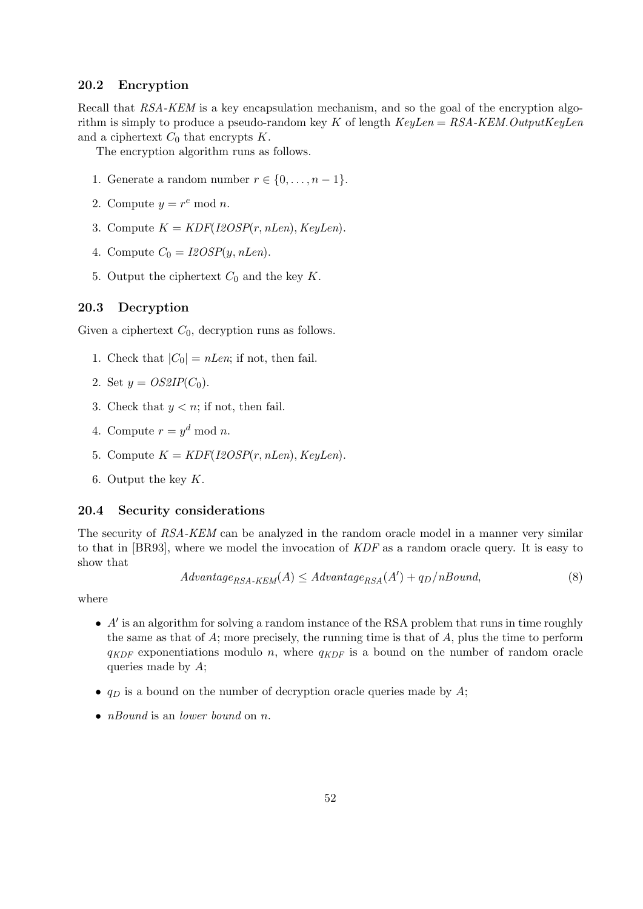### 20.2 Encryption

Recall that *RSA-KEM* is a key encapsulation mechanism, and so the goal of the encryption algorithm is simply to produce a pseudo-random key $K$ of length $KeyLen = RSA\text{-}KEM.OutputKeyLen$ and a ciphertext $C_0$ that encrypts $K$.

The encryption algorithm runs as follows.

1. Generate a random number $r \in \{0, \ldots, n-1\}$.
2. Compute $y = r^e \bmod n$.
3. Compute $K = KDF(I2OSP(r, nLen), KeyLen)$.
4. Compute $C_0 = I2OSP(y, nLen)$.
5. Output the ciphertext $C_0$ and the key $K$.

### 20.3 Decryption

Given a ciphertext $C_0$, decryption runs as follows.

1. Check that $|C_0| = nLen$; if not, then fail.
2. Set $y = OS2IP(C_0)$.
3. Check that $y < n$; if not, then fail.
4. Compute $r = y^d \bmod n$.
5. Compute $K = KDF(I2OSP(r, nLen), KeyLen)$.
6. Output the key $K$.

### 20.4 Security considerations

The security of *RSA-KEM* can be analyzed in the random oracle model in a manner very similar to that in [BR93], where we model the invocation of *KDF* as a random oracle query. It is easy to show that

$$Advantage_{RSA\text{-}KEM}(A) \leq Advantage_{RSA}(A') + q_D/nBound, \tag{8}$$

where

- $A'$ is an algorithm for solving a random instance of the RSA problem that runs in time roughly the same as that of $A$; more precisely, the running time is that of $A$, plus the time to perform $q_{KDF}$ exponentiations modulo $n$, where $q_{KDF}$ is a bound on the number of random oracle queries made by $A$;
- $q_D$ is a bound on the number of decryption oracle queries made by $A$;
- *nBound* is an *lower bound* on $n$.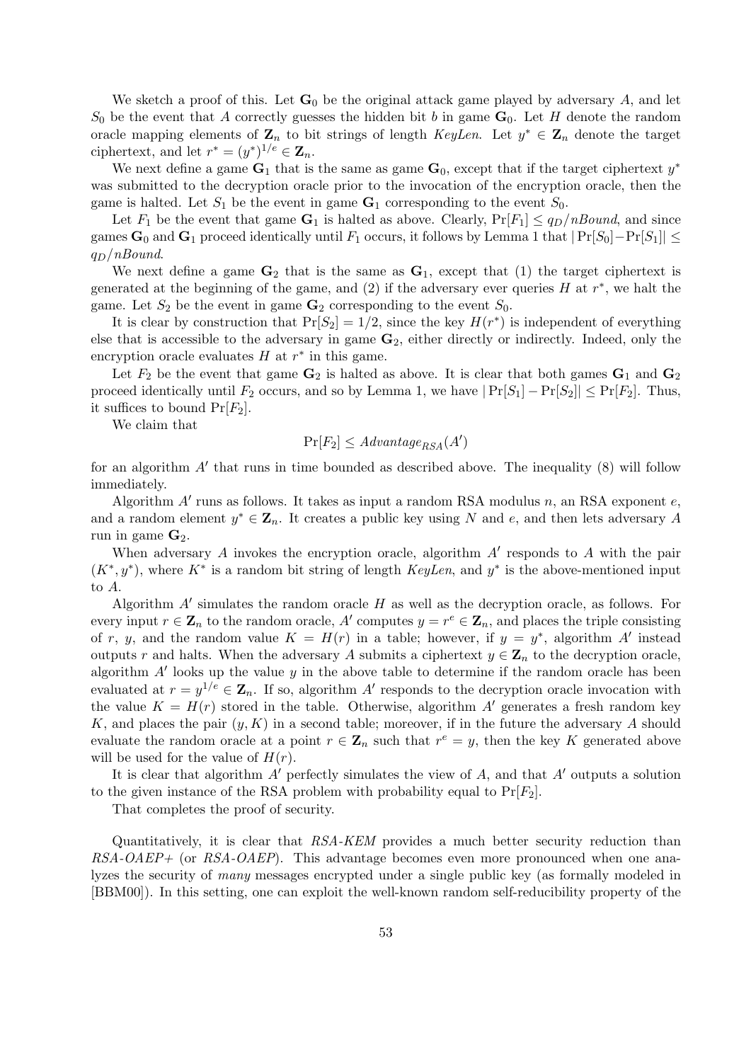We sketch a proof of this. Let $\mathbf{G}_0$ be the original attack game played by adversary $A$, and let $S_0$ be the event that $A$ correctly guesses the hidden bit $b$ in game $\mathbf{G}_0$. Let $H$ denote the random oracle mapping elements of $\mathbf{Z}_n$ to bit strings of length *KeyLen*. Let $y^* \in \mathbf{Z}_n$ denote the target ciphertext, and let $r^* = (y^*)^{1/e} \in \mathbf{Z}_n$.

We next define a game $\mathbf{G}_1$ that is the same as game $\mathbf{G}_0$, except that if the target ciphertext $y^*$ was submitted to the decryption oracle prior to the invocation of the encryption oracle, then the game is halted. Let $S_1$ be the event in game $\mathbf{G}_1$ corresponding to the event $S_0$.

Let $F_1$ be the event that game $\mathbf{G}_1$ is halted as above. Clearly, $\Pr[F_1] \leq q_D/nBound$, and since games $\mathbf{G}_0$ and $\mathbf{G}_1$ proceed identically until $F_1$ occurs, it follows by Lemma 1 that $|\Pr[S_0]-\Pr[S_1]| \leq q_D/nBound$.

We next define a game $\mathbf{G}_2$ that is the same as $\mathbf{G}_1$, except that (1) the target ciphertext is generated at the beginning of the game, and (2) if the adversary ever queries $H$ at $r^*$, we halt the game. Let $S_2$ be the event in game $\mathbf{G}_2$ corresponding to the event $S_0$.

It is clear by construction that $\Pr[S_2] = 1/2$, since the key $H(r^*)$ is independent of everything else that is accessible to the adversary in game $\mathbf{G}_2$, either directly or indirectly. Indeed, only the encryption oracle evaluates $H$ at $r^*$ in this game.

Let $F_2$ be the event that game $\mathbf{G}_2$ is halted as above. It is clear that both games $\mathbf{G}_1$ and $\mathbf{G}_2$ proceed identically until $F_2$ occurs, and so by Lemma 1, we have $|\Pr[S_1] - \Pr[S_2]| \leq \Pr[F_2]$. Thus, it suffices to bound $\Pr[F_2]$.

We claim that

$$\Pr[F_2] \leq Advantage_{RSA}(A')$$

for an algorithm $A'$ that runs in time bounded as described above. The inequality (8) will follow immediately.

Algorithm $A'$ runs as follows. It takes as input a random RSA modulus $n$, an RSA exponent $e$, and a random element $y^* \in \mathbf{Z}_n$. It creates a public key using $N$ and $e$, and then lets adversary $A$ run in game $\mathbf{G}_2$.

When adversary $A$ invokes the encryption oracle, algorithm $A'$ responds to $A$ with the pair $(K^*, y^*)$, where $K^*$ is a random bit string of length *KeyLen*, and $y^*$ is the above-mentioned input to $A$.

Algorithm $A'$ simulates the random oracle $H$ as well as the decryption oracle, as follows. For every input $r \in \mathbf{Z}_n$ to the random oracle, $A'$ computes $y = r^e \in \mathbf{Z}_n$, and places the triple consisting of $r$, $y$, and the random value $K = H(r)$ in a table; however, if $y = y^*$, algorithm $A'$ instead outputs $r$ and halts. When the adversary $A$ submits a ciphertext $y \in \mathbf{Z}_n$ to the decryption oracle, algorithm $A'$ looks up the value $y$ in the above table to determine if the random oracle has been evaluated at $r = y^{1/e} \in \mathbf{Z}_n$. If so, algorithm $A'$ responds to the decryption oracle invocation with the value $K = H(r)$ stored in the table. Otherwise, algorithm $A'$ generates a fresh random key $K$, and places the pair $(y, K)$ in a second table; moreover, if in the future the adversary $A$ should evaluate the random oracle at a point $r \in \mathbf{Z}_n$ such that $r^e = y$, then the key $K$ generated above will be used for the value of $H(r)$.

It is clear that algorithm $A'$ perfectly simulates the view of $A$, and that $A'$ outputs a solution to the given instance of the RSA problem with probability equal to $\Pr[F_2]$.

That completes the proof of security.

Quantitatively, it is clear that *RSA-KEM* provides a much better security reduction than *RSA-OAEP+* (or *RSA-OAEP*). This advantage becomes even more pronounced when one analyzes the security of *many* messages encrypted under a single public key (as formally modeled in [BBM00]). In this setting, one can exploit the well-known random self-reducibility property of the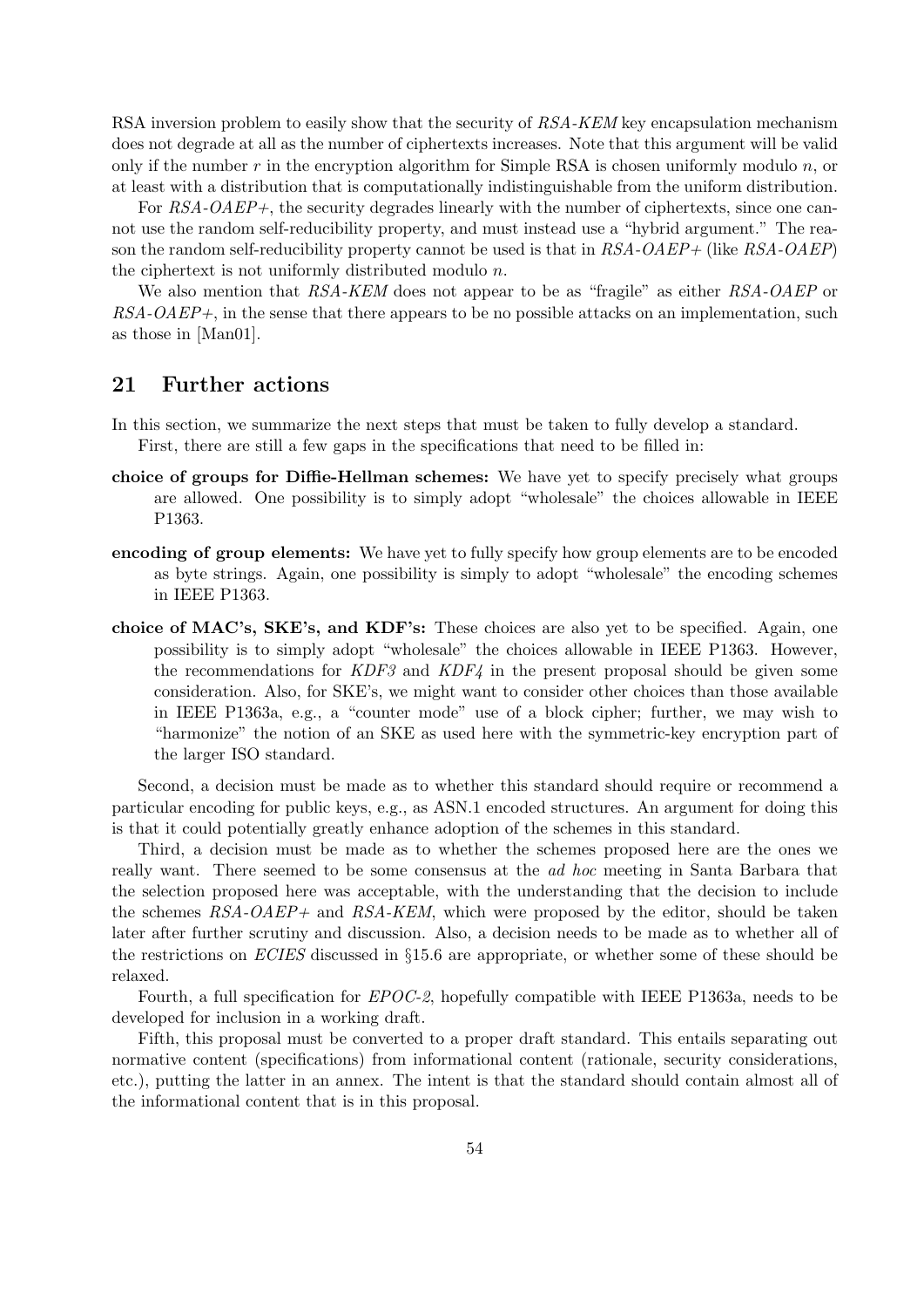RSA inversion problem to easily show that the security of *RSA-KEM* key encapsulation mechanism does not degrade at all as the number of ciphertexts increases. Note that this argument will be valid only if the number $r$ in the encryption algorithm for Simple RSA is chosen uniformly modulo $n$, or at least with a distribution that is computationally indistinguishable from the uniform distribution.

For *RSA-OAEP+*, the security degrades linearly with the number of ciphertexts, since one cannot use the random self-reducibility property, and must instead use a "hybrid argument." The reason the random self-reducibility property cannot be used is that in *RSA-OAEP+* (like *RSA-OAEP*) the ciphertext is not uniformly distributed modulo $n$.

We also mention that *RSA-KEM* does not appear to be as "fragile" as either *RSA-OAEP* or *RSA-OAEP+*, in the sense that there appears to be no possible attacks on an implementation, such as those in [Man01].

## 21 Further actions

In this section, we summarize the next steps that must be taken to fully develop a standard.

First, there are still a few gaps in the specifications that need to be filled in:

**choice of groups for Diffie-Hellman schemes:** We have yet to specify precisely what groups are allowed. One possibility is to simply adopt "wholesale" the choices allowable in IEEE P1363.

**encoding of group elements:** We have yet to fully specify how group elements are to be encoded as byte strings. Again, one possibility is simply to adopt "wholesale" the encoding schemes in IEEE P1363.

**choice of MAC's, SKE's, and KDF's:** These choices are also yet to be specified. Again, one possibility is to simply adopt "wholesale" the choices allowable in IEEE P1363. However, the recommendations for *KDF3* and *KDF4* in the present proposal should be given some consideration. Also, for SKE's, we might want to consider other choices than those available in IEEE P1363a, e.g., a "counter mode" use of a block cipher; further, we may wish to "harmonize" the notion of an SKE as used here with the symmetric-key encryption part of the larger ISO standard.

Second, a decision must be made as to whether this standard should require or recommend a particular encoding for public keys, e.g., as ASN.1 encoded structures. An argument for doing this is that it could potentially greatly enhance adoption of the schemes in this standard.

Third, a decision must be made as to whether the schemes proposed here are the ones we really want. There seemed to be some consensus at the *ad hoc* meeting in Santa Barbara that the selection proposed here was acceptable, with the understanding that the decision to include the schemes *RSA-OAEP+* and *RSA-KEM*, which were proposed by the editor, should be taken later after further scrutiny and discussion. Also, a decision needs to be made as to whether all of the restrictions on *ECIES* discussed in §15.6 are appropriate, or whether some of these should be relaxed.

Fourth, a full specification for *EPOC-2*, hopefully compatible with IEEE P1363a, needs to be developed for inclusion in a working draft.

Fifth, this proposal must be converted to a proper draft standard. This entails separating out normative content (specifications) from informational content (rationale, security considerations, etc.), putting the latter in an annex. The intent is that the standard should contain almost all of the informational content that is in this proposal.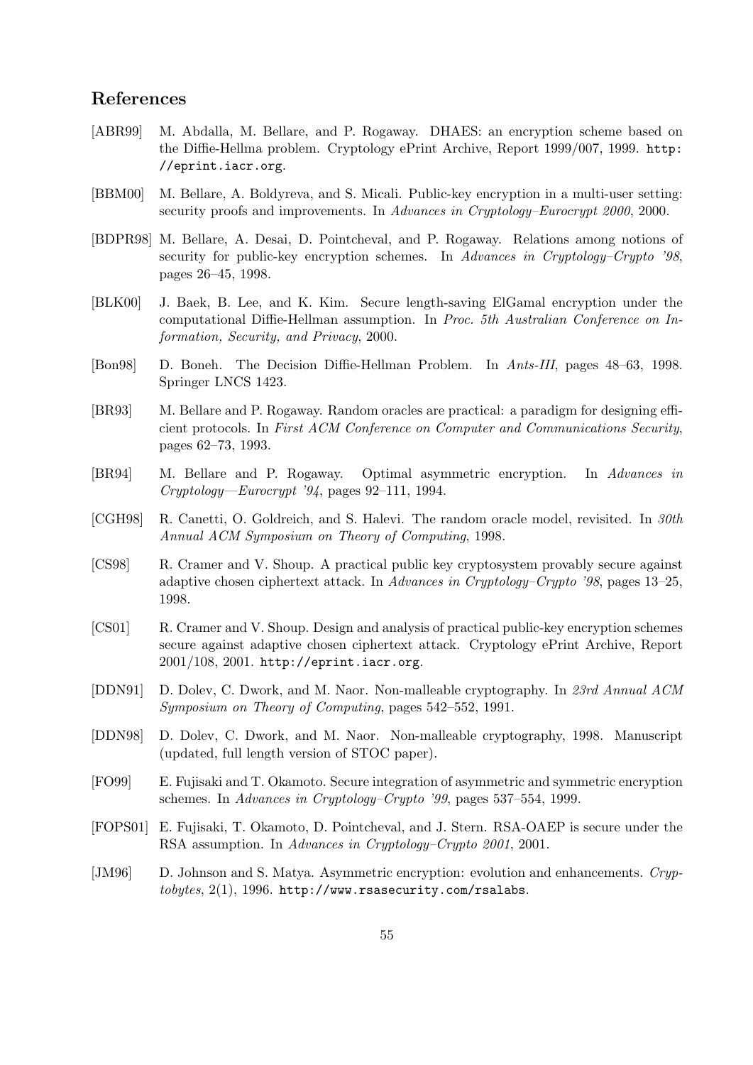## References

[ABR99] M. Abdalla, M. Bellare, and P. Rogaway. DHAES: an encryption scheme based on the Diffie-Hellma problem. Cryptology ePrint Archive, Report 1999/007, 1999. `http://eprint.iacr.org`.

[BBM00] M. Bellare, A. Boldyreva, and S. Micali. Public-key encryption in a multi-user setting: security proofs and improvements. In *Advances in Cryptology–Eurocrypt 2000*, 2000.

[BDPR98] M. Bellare, A. Desai, D. Pointcheval, and P. Rogaway. Relations among notions of security for public-key encryption schemes. In *Advances in Cryptology–Crypto '98*, pages 26–45, 1998.

[BLK00] J. Baek, B. Lee, and K. Kim. Secure length-saving ElGamal encryption under the computational Diffie-Hellman assumption. In *Proc. 5th Australian Conference on Information, Security, and Privacy*, 2000.

[Bon98] D. Boneh. The Decision Diffie-Hellman Problem. In *Ants-III*, pages 48–63, 1998. Springer LNCS 1423.

[BR93] M. Bellare and P. Rogaway. Random oracles are practical: a paradigm for designing efficient protocols. In *First ACM Conference on Computer and Communications Security*, pages 62–73, 1993.

[BR94] M. Bellare and P. Rogaway. Optimal asymmetric encryption. In *Advances in Cryptology—Eurocrypt '94*, pages 92–111, 1994.

[CGH98] R. Canetti, O. Goldreich, and S. Halevi. The random oracle model, revisited. In *30th Annual ACM Symposium on Theory of Computing*, 1998.

[CS98] R. Cramer and V. Shoup. A practical public key cryptosystem provably secure against adaptive chosen ciphertext attack. In *Advances in Cryptology–Crypto '98*, pages 13–25, 1998.

[CS01] R. Cramer and V. Shoup. Design and analysis of practical public-key encryption schemes secure against adaptive chosen ciphertext attack. Cryptology ePrint Archive, Report 2001/108, 2001. `http://eprint.iacr.org`.

[DDN91] D. Dolev, C. Dwork, and M. Naor. Non-malleable cryptography. In *23rd Annual ACM Symposium on Theory of Computing*, pages 542–552, 1991.

[DDN98] D. Dolev, C. Dwork, and M. Naor. Non-malleable cryptography, 1998. Manuscript (updated, full length version of STOC paper).

[FO99] E. Fujisaki and T. Okamoto. Secure integration of asymmetric and symmetric encryption schemes. In *Advances in Cryptology–Crypto '99*, pages 537–554, 1999.

[FOPS01] E. Fujisaki, T. Okamoto, D. Pointcheval, and J. Stern. RSA-OAEP is secure under the RSA assumption. In *Advances in Cryptology–Crypto 2001*, 2001.

[JM96] D. Johnson and S. Matya. Asymmetric encryption: evolution and enhancements. *Cryptobytes*, 2(1), 1996. `http://www.rsasecurity.com/rsalabs`.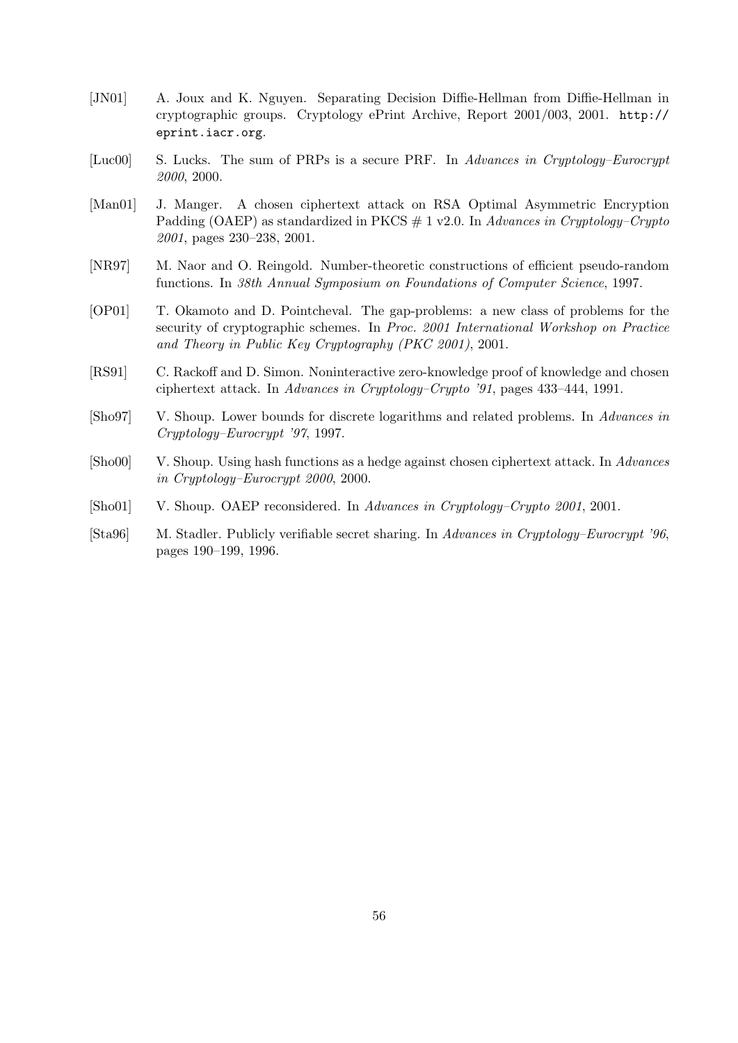[JN01] A. Joux and K. Nguyen. Separating Decision Diffie-Hellman from Diffie-Hellman in cryptographic groups. Cryptology ePrint Archive, Report 2001/003, 2001. `http://eprint.iacr.org`.

[Luc00] S. Lucks. The sum of PRPs is a secure PRF. In *Advances in Cryptology–Eurocrypt 2000*, 2000.

[Man01] J. Manger. A chosen ciphertext attack on RSA Optimal Asymmetric Encryption Padding (OAEP) as standardized in PKCS # 1 v2.0. In *Advances in Cryptology–Crypto 2001*, pages 230–238, 2001.

[NR97] M. Naor and O. Reingold. Number-theoretic constructions of efficient pseudo-random functions. In *38th Annual Symposium on Foundations of Computer Science*, 1997.

[OP01] T. Okamoto and D. Pointcheval. The gap-problems: a new class of problems for the security of cryptographic schemes. In *Proc. 2001 International Workshop on Practice and Theory in Public Key Cryptography (PKC 2001)*, 2001.

[RS91] C. Rackoff and D. Simon. Noninteractive zero-knowledge proof of knowledge and chosen ciphertext attack. In *Advances in Cryptology–Crypto '91*, pages 433–444, 1991.

[Sho97] V. Shoup. Lower bounds for discrete logarithms and related problems. In *Advances in Cryptology–Eurocrypt '97*, 1997.

[Sho00] V. Shoup. Using hash functions as a hedge against chosen ciphertext attack. In *Advances in Cryptology–Eurocrypt 2000*, 2000.

[Sho01] V. Shoup. OAEP reconsidered. In *Advances in Cryptology–Crypto 2001*, 2001.

[Sta96] M. Stadler. Publicly verifiable secret sharing. In *Advances in Cryptology–Eurocrypt '96*, pages 190–199, 1996.